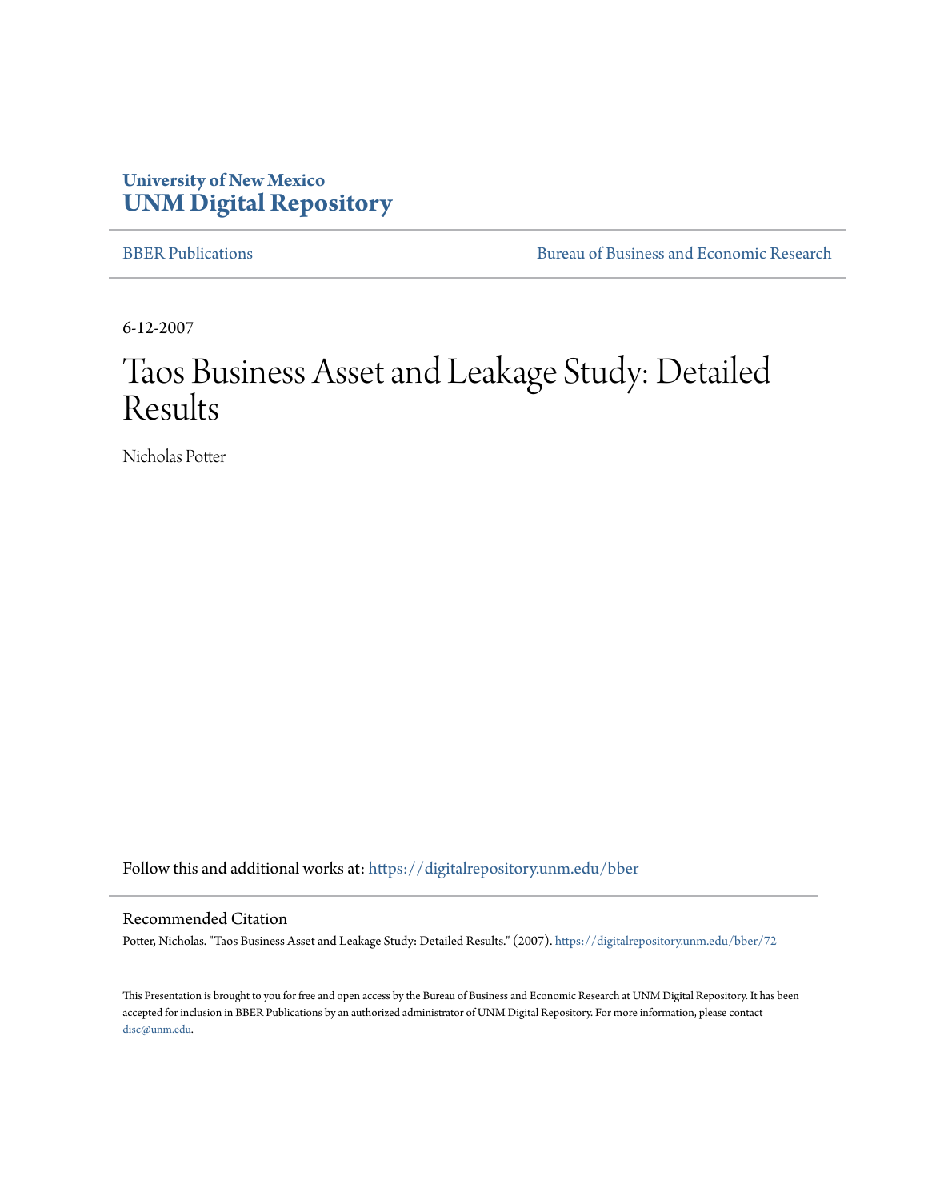University of New Mexico
**UNM Digital Repository**

BBER Publications

Bureau of Business and Economic Research

6-12-2007

# Taos Business Asset and Leakage Study: Detailed Results

Nicholas Potter

Follow this and additional works at: https://digitalrepository.unm.edu/bber

## Recommended Citation

Potter, Nicholas. "Taos Business Asset and Leakage Study: Detailed Results." (2007). https://digitalrepository.unm.edu/bber/72

This Presentation is brought to you for free and open access by the Bureau of Business and Economic Research at UNM Digital Repository. It has been accepted for inclusion in BBER Publications by an authorized administrator of UNM Digital Repository. For more information, please contact disc@unm.edu.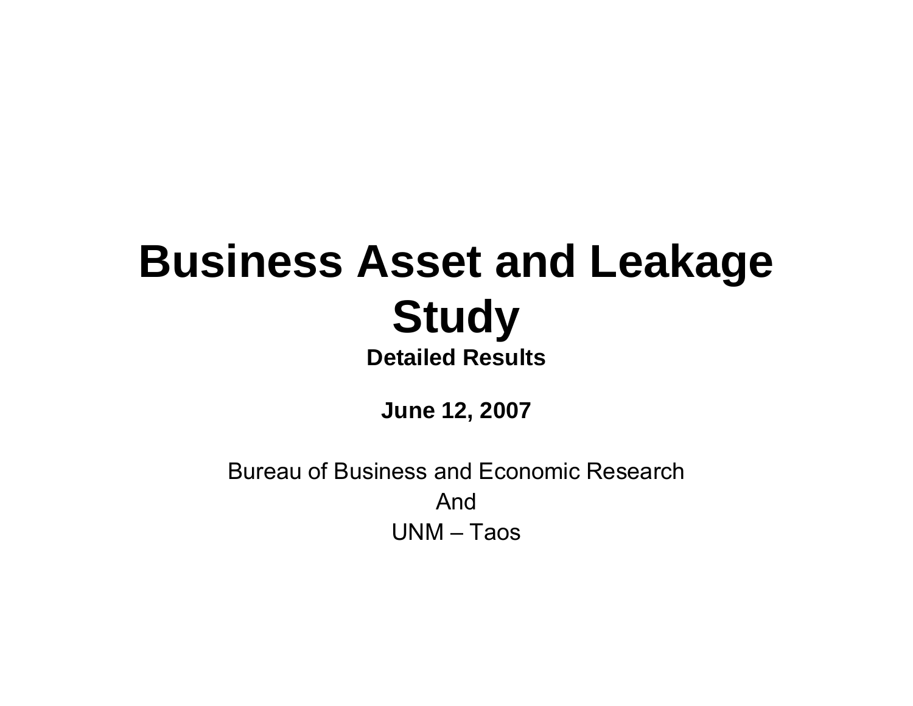# Business Asset and Leakage Study

**Detailed Results**

**June 12, 2007**

Bureau of Business and Economic Research

And

UNM – Taos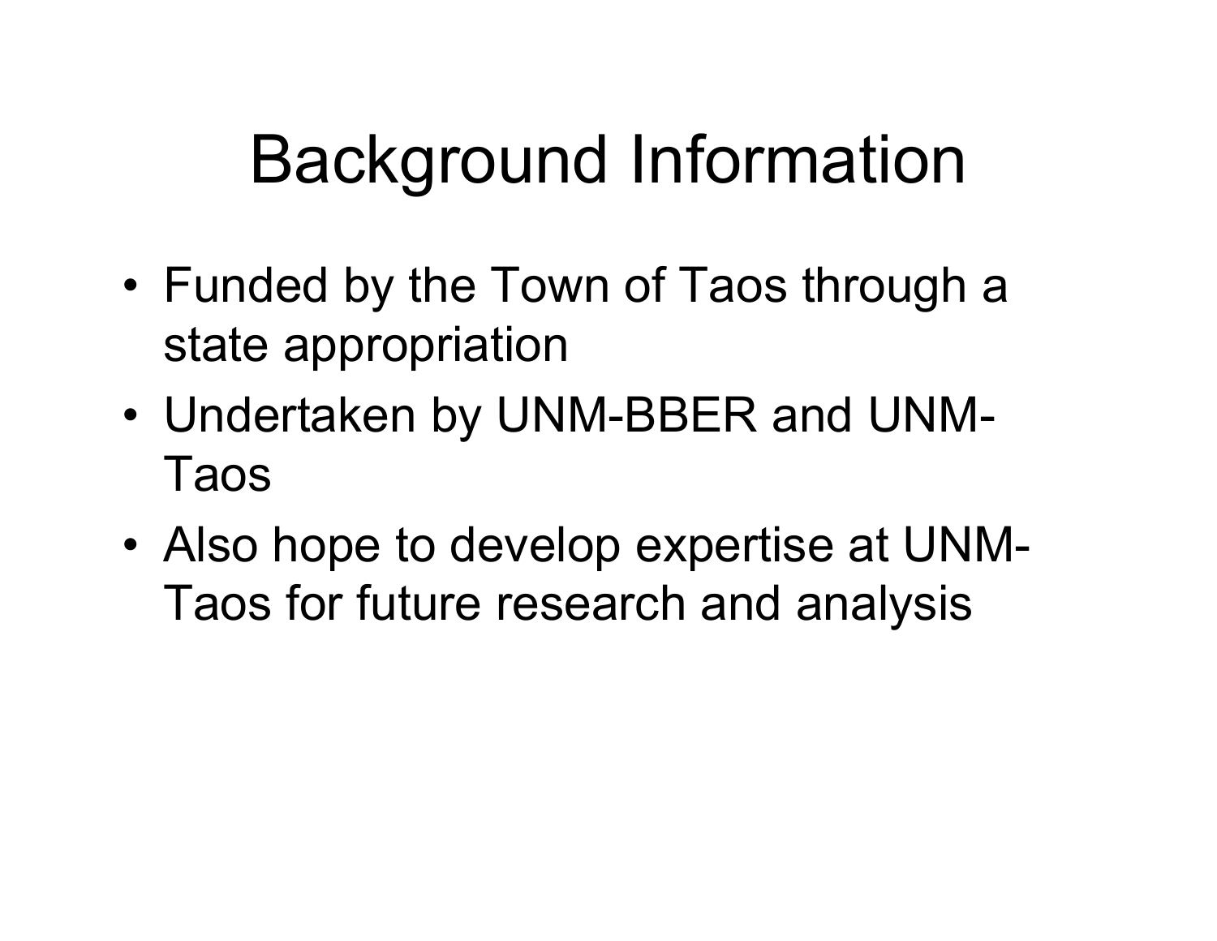# Background Information

- Funded by the Town of Taos through a state appropriation
- Undertaken by UNM-BBER and UNM-Taos
- Also hope to develop expertise at UNM-Taos for future research and analysis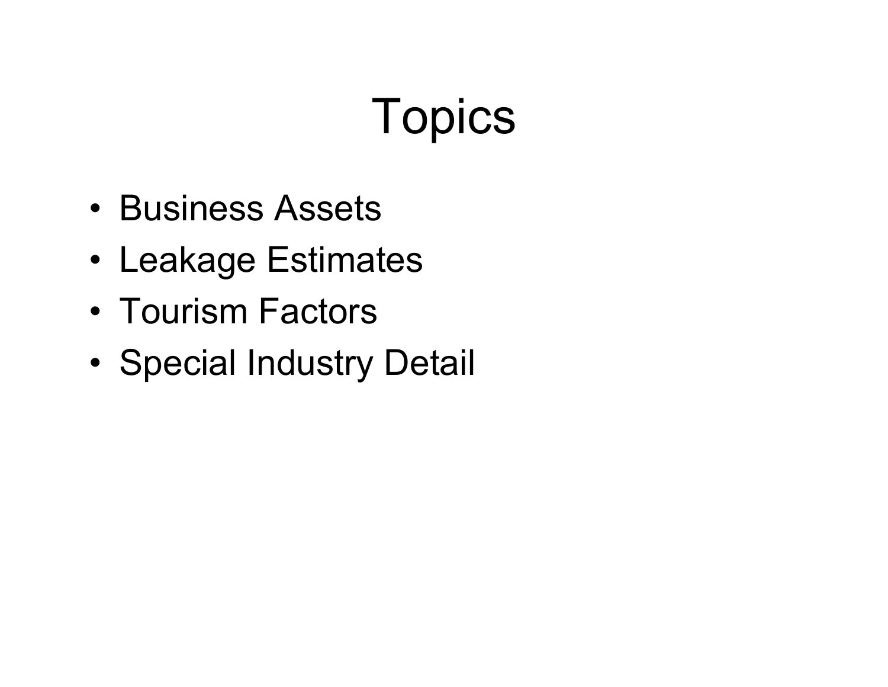# Topics

- Business Assets
- Leakage Estimates
- Tourism Factors
- Special Industry Detail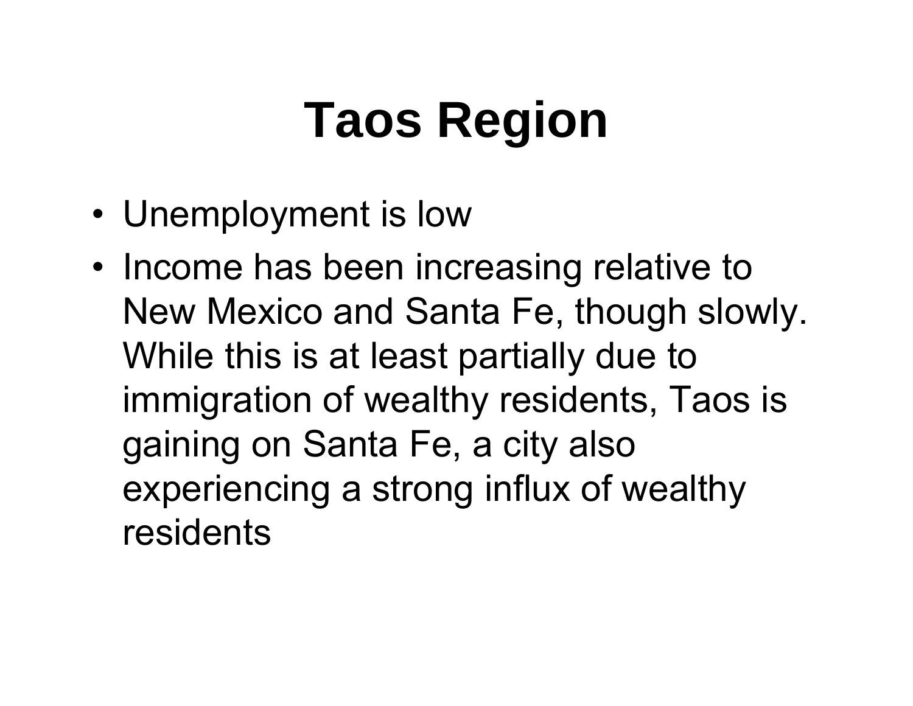# Taos Region

- Unemployment is low
- Income has been increasing relative to New Mexico and Santa Fe, though slowly. While this is at least partially due to immigration of wealthy residents, Taos is gaining on Santa Fe, a city also experiencing a strong influx of wealthy residents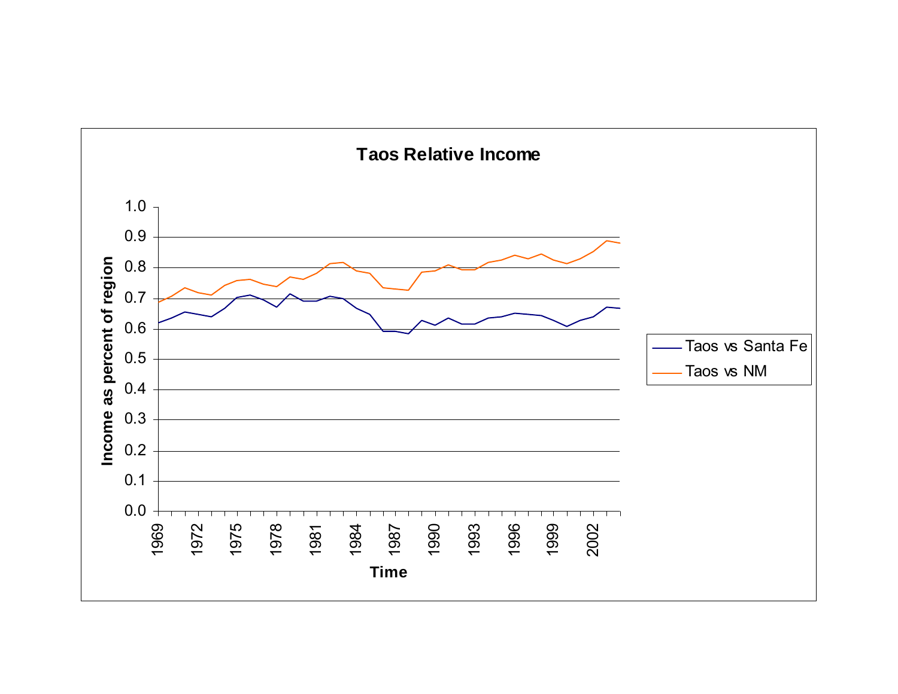**Taos Relative Income**

Income as percent of region

1.0
0.9
0.8
0.7
0.6
0.5
0.4
0.3
0.2
0.1
0.0

1969 1972 1975 1978 1981 1984 1987 1990 1993 1996 1999 2002

Time

Taos vs Santa Fe

Taos vs NM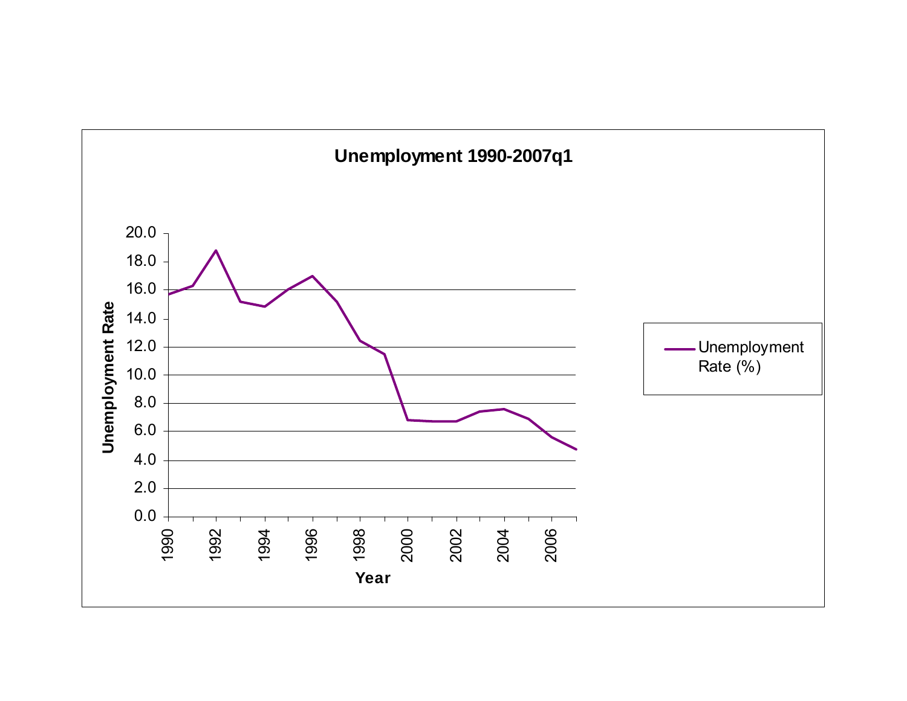**Unemployment 1990-2007q1**

| Year | Unemployment Rate (%) |
|---|---|
| 1990 | 15.7 |
| 1991 | 16.3 |
| 1992 | 18.8 |
| 1993 | 15.2 |
| 1994 | 14.8 |
| 1995 | 16.0 |
| 1996 | 17.0 |
| 1997 | 15.2 |
| 1998 | 12.4 |
| 1999 | 11.5 |
| 2000 | 6.8 |
| 2001 | 6.7 |
| 2002 | 6.7 |
| 2003 | 7.4 |
| 2004 | 7.6 |
| 2005 | 6.9 |
| 2006 | 5.6 |
| 2007q1 | 4.7 |

*Values are approximate readings from the line chart (y-axis: Unemployment Rate, 0.0–20.0; x-axis: Year).*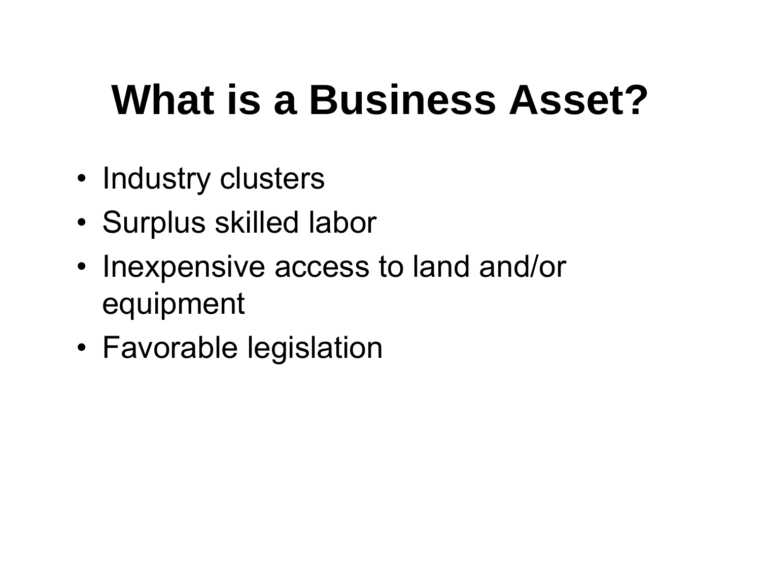# What is a Business Asset?

- Industry clusters
- Surplus skilled labor
- Inexpensive access to land and/or equipment
- Favorable legislation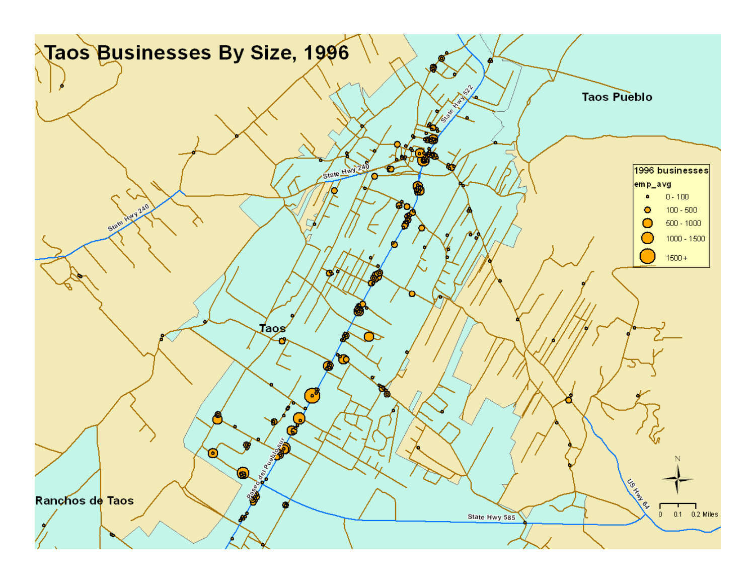# Taos Businesses By Size, 1996

Taos Pueblo

State Hwy 522

State Hwy 240

State Hwy 240

Taos

Ranchos de Taos

Paseo del Pueblo Sur

State Hwy 585

US Hwy 64

**1996 businesses**

**emp_avg**

- 0 - 100
- 100 - 500
- 500 - 1000
- 1000 - 1500
- 1500+

N

0 0.1 0.2 Miles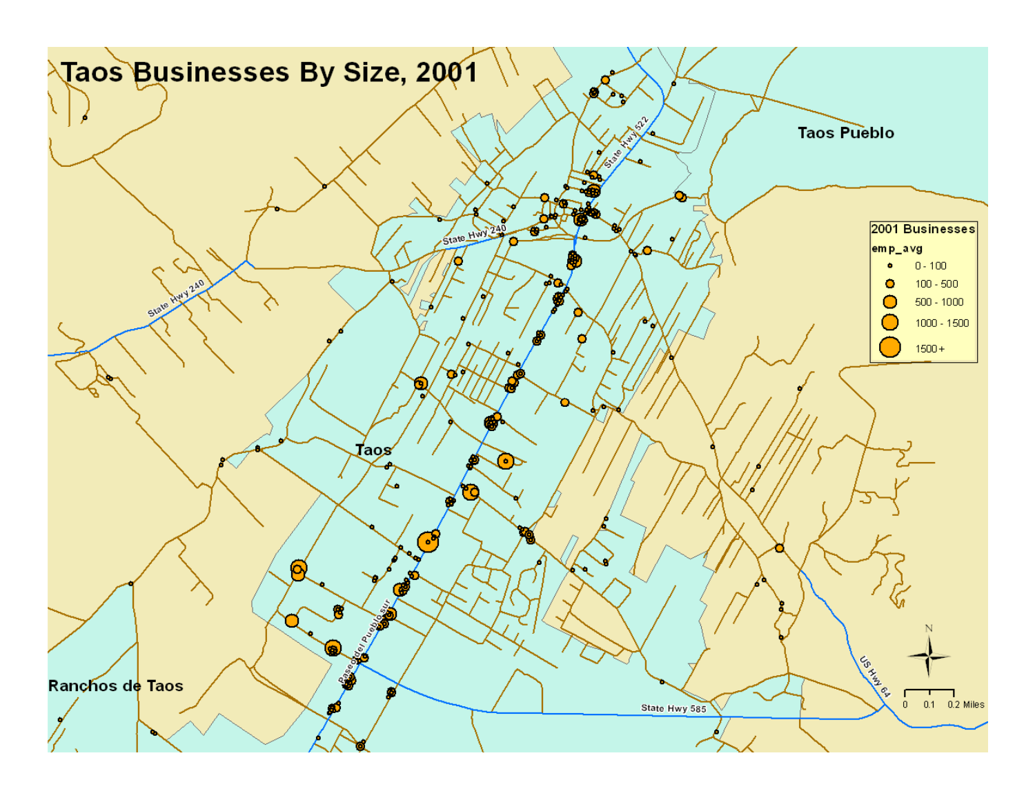# Taos Businesses By Size, 2001

Taos Pueblo

Taos

Ranchos de Taos

State Hwy 522

State Hwy 240

State Hwy 240

Paseo del Pueblo Sur

State Hwy 585

US Hwy 64

**2001 Businesses**

**emp_avg**

- 0 - 100
- 100 - 500
- 500 - 1000
- 1000 - 1500
- 1500 +

N

0 0.1 0.2 Miles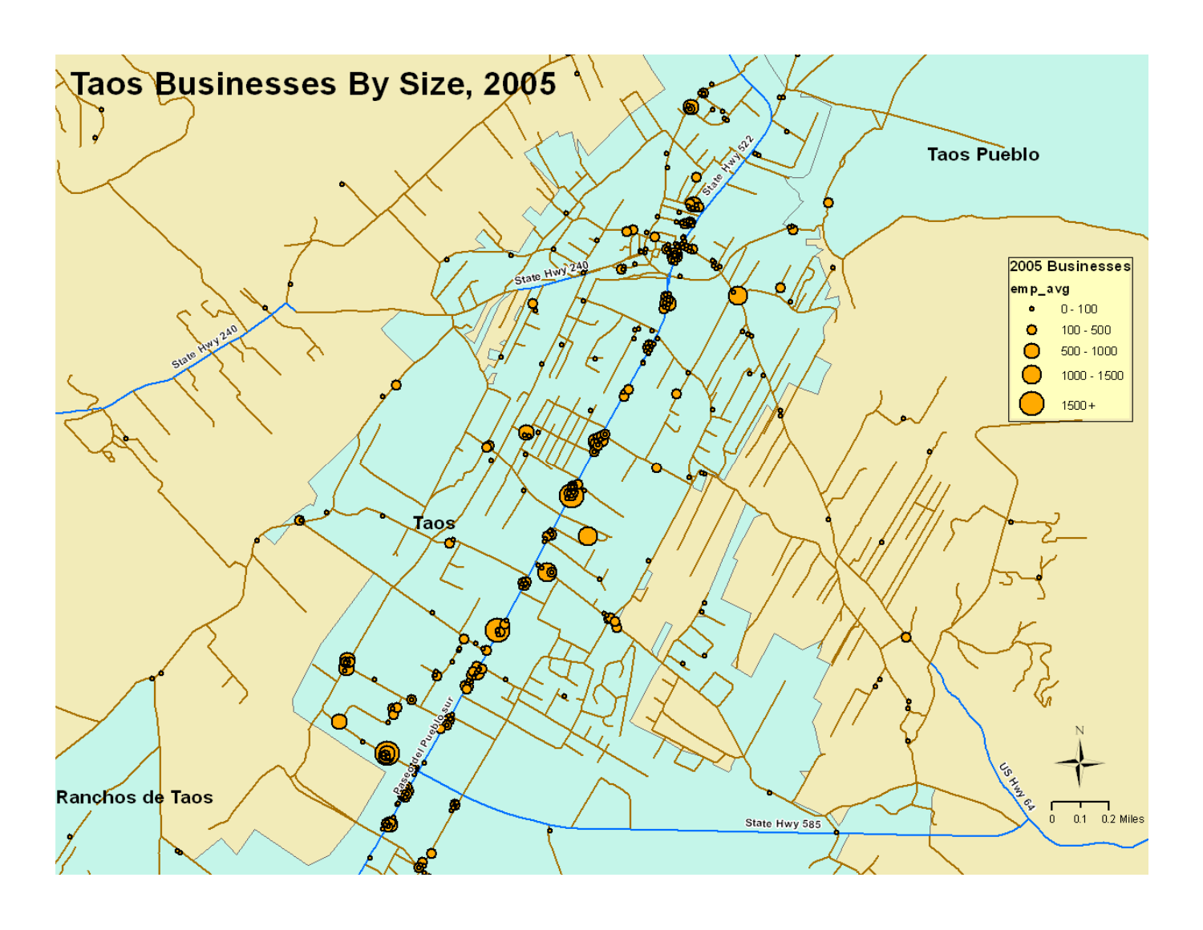# Taos Businesses By Size, 2005

Taos Pueblo

Taos

Ranchos de Taos

State Hwy 522

State Hwy 240

State Hwy 240

Paseo del Pueblo sur

State Hwy 585

US Hwy 64

| 2005 Businesses |
| --- |
| emp_avg |
| 0 - 100 |
| 100 - 500 |
| 500 - 1000 |
| 1000 - 1500 |
| 1500+ |

N

0 0.1 0.2 Miles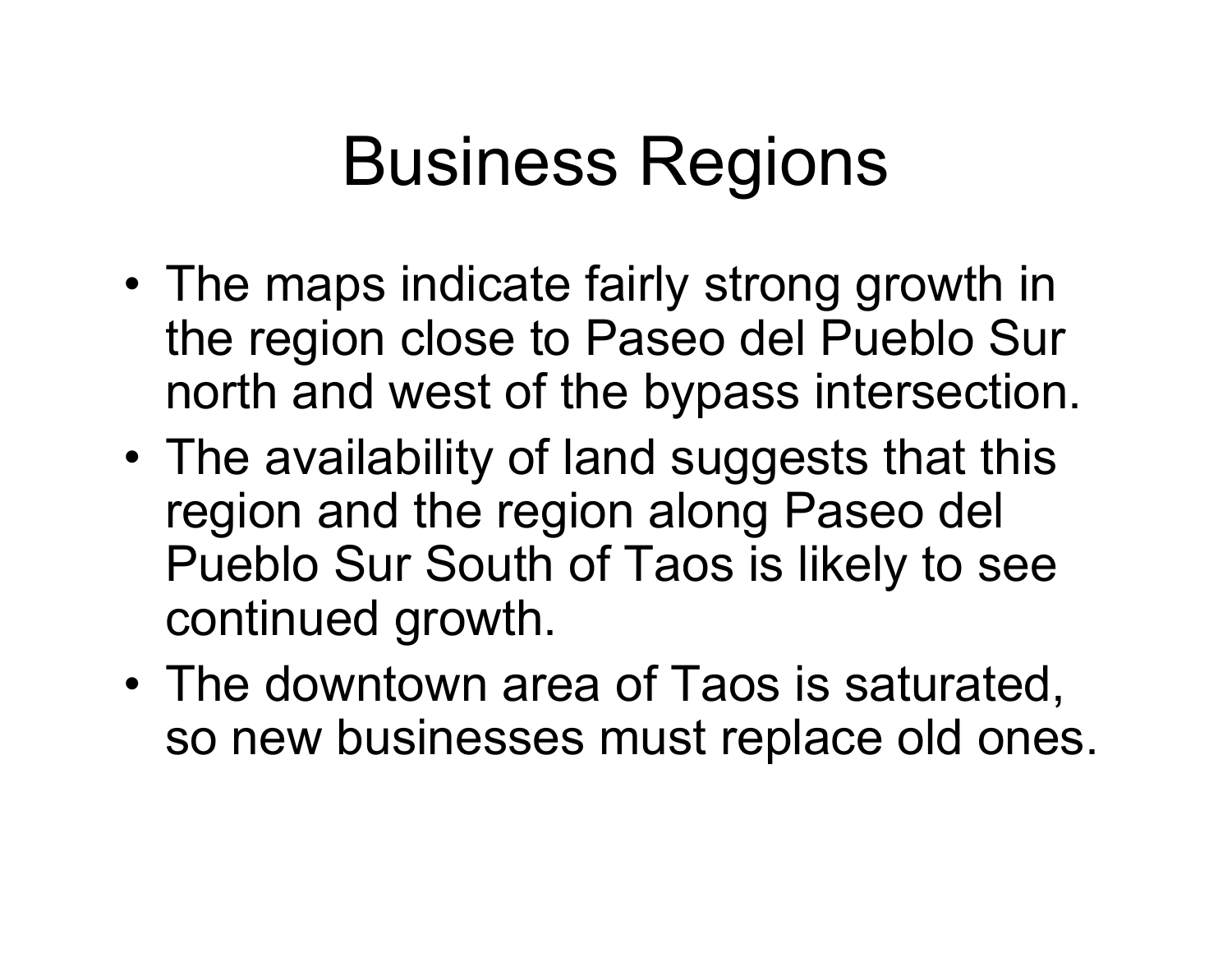# Business Regions

- The maps indicate fairly strong growth in the region close to Paseo del Pueblo Sur north and west of the bypass intersection.
- The availability of land suggests that this region and the region along Paseo del Pueblo Sur South of Taos is likely to see continued growth.
- The downtown area of Taos is saturated, so new businesses must replace old ones.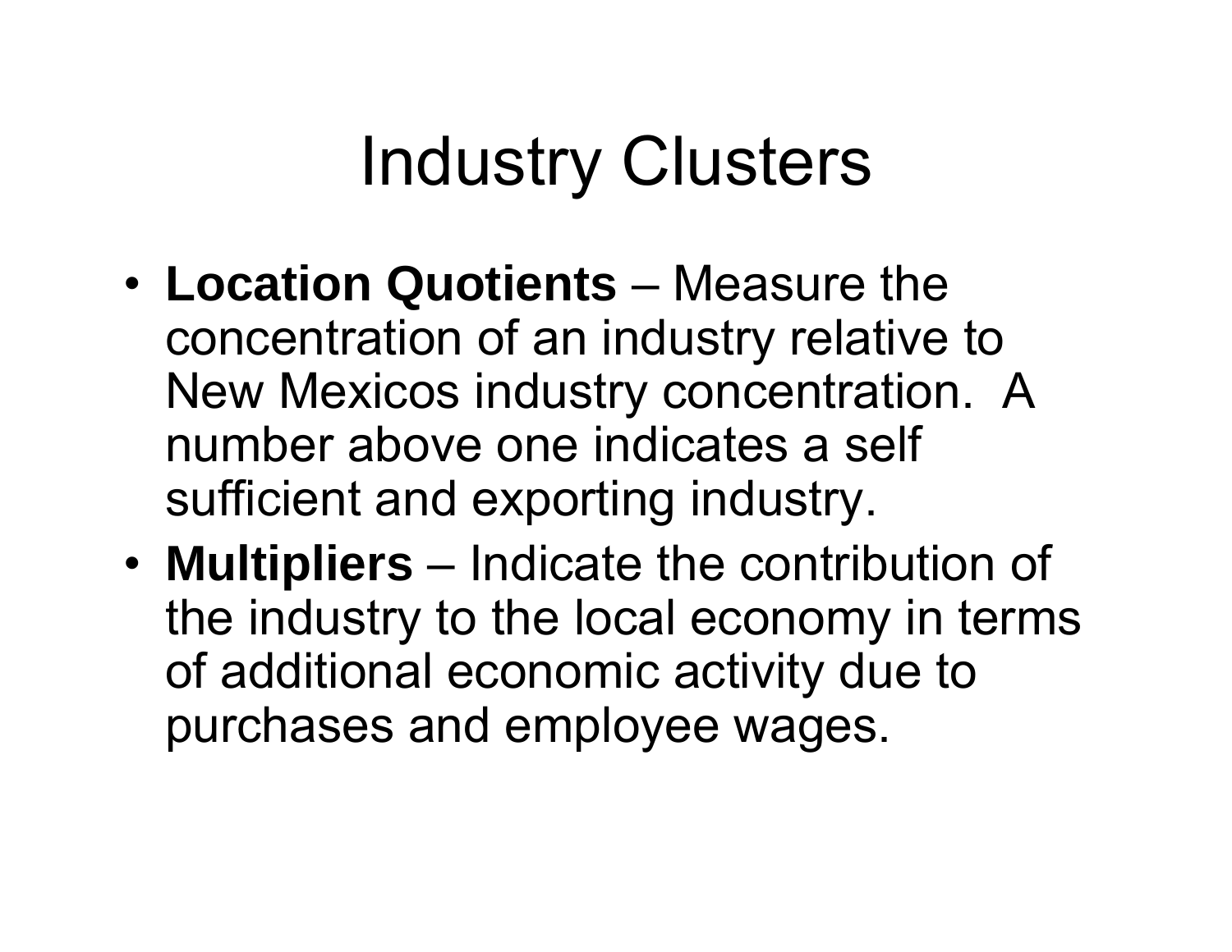# Industry Clusters

- **Location Quotients** – Measure the concentration of an industry relative to New Mexicos industry concentration. A number above one indicates a self sufficient and exporting industry.
- **Multipliers** – Indicate the contribution of the industry to the local economy in terms of additional economic activity due to purchases and employee wages.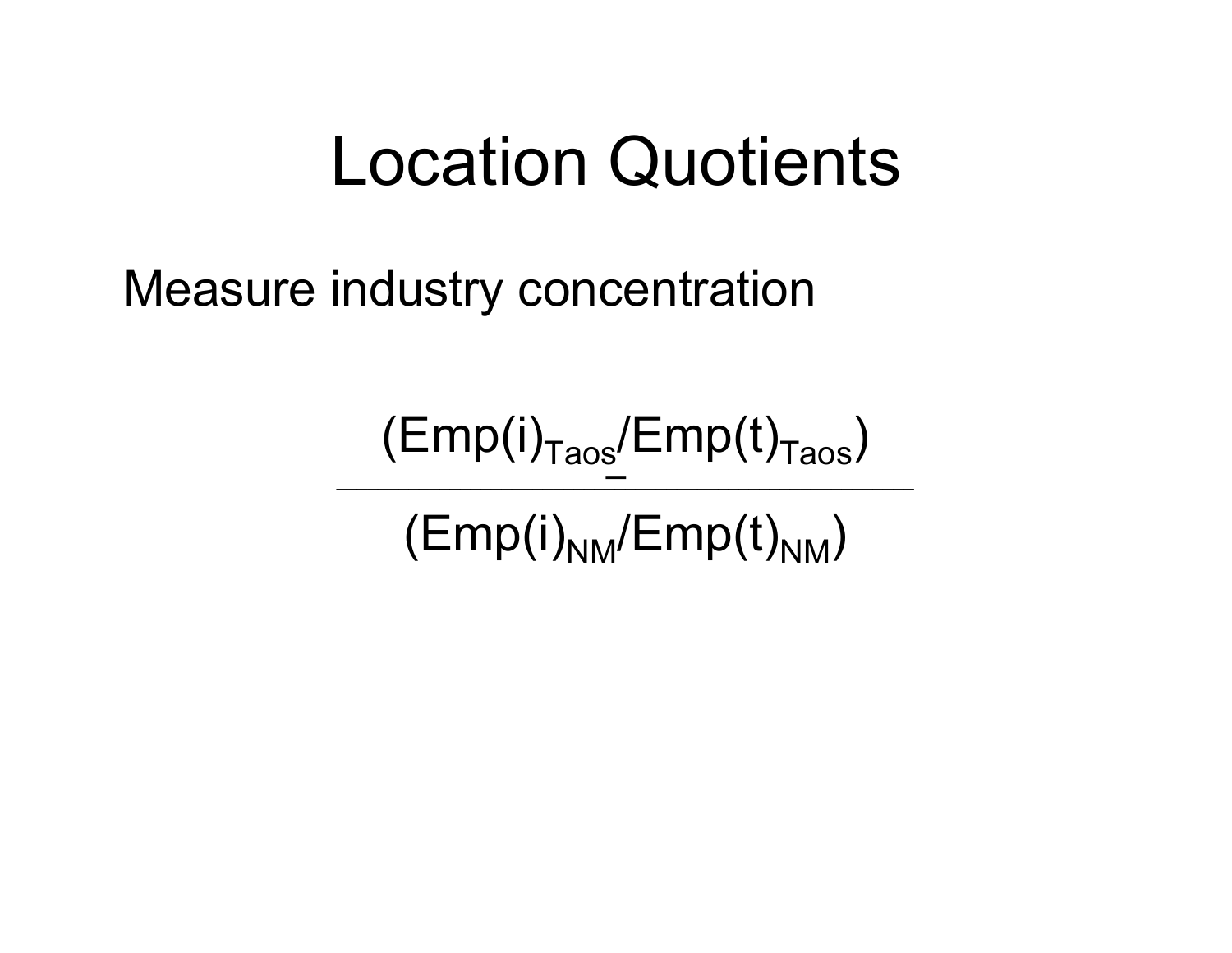# Location Quotients

Measure industry concentration

$$\frac{(Emp(i)_{Taos}/Emp(t)_{Taos})}{(Emp(i)_{NM}/Emp(t)_{NM})}$$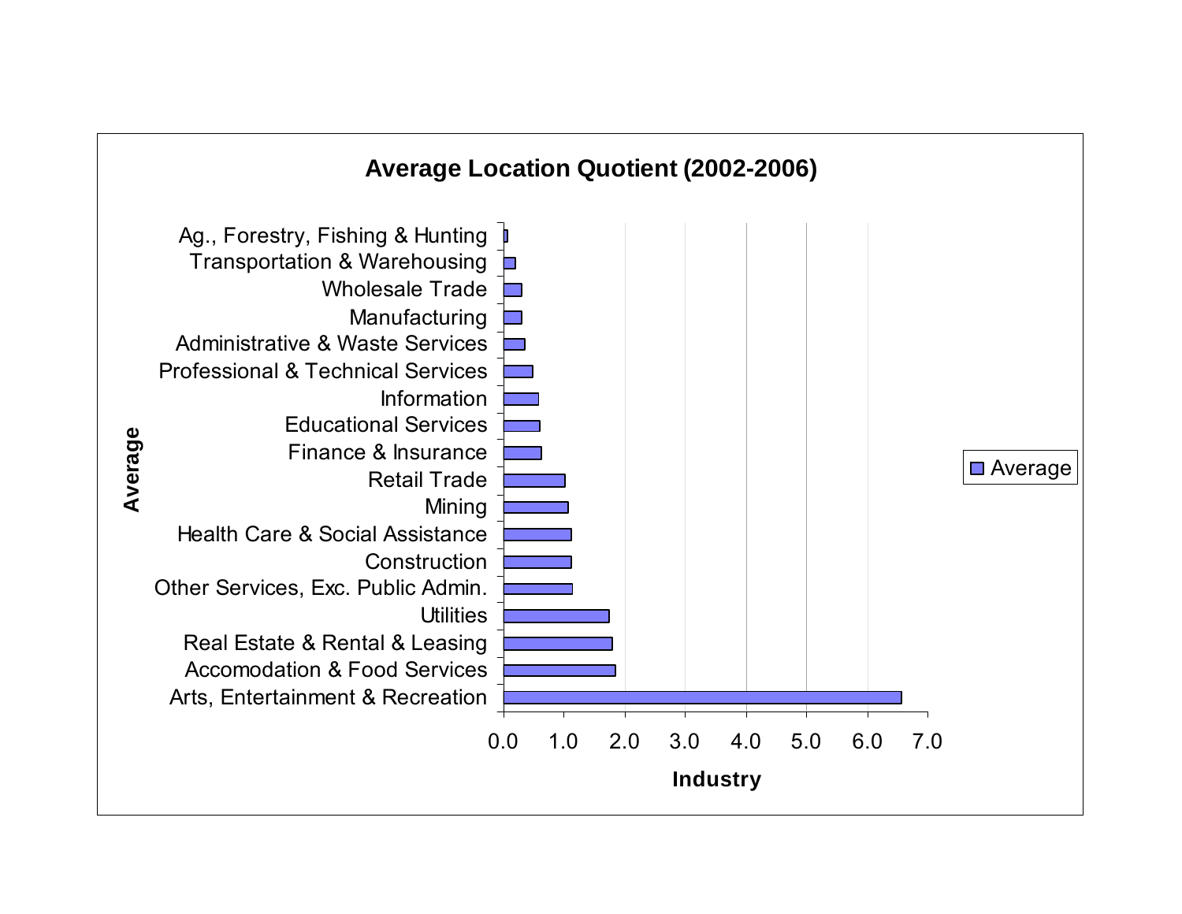**Average Location Quotient (2002-2006)**

| Industry | Average |
|---|---|
| Ag., Forestry, Fishing & Hunting | |
| Transportation & Warehousing | |
| Wholesale Trade | |
| Manufacturing | |
| Administrative & Waste Services | |
| Professional & Technical Services | |
| Information | |
| Educational Services | |
| Finance & Insurance | |
| Retail Trade | |
| Mining | |
| Health Care & Social Assistance | |
| Construction | |
| Other Services, Exc. Public Admin. | |
| Utilities | |
| Real Estate & Rental & Leasing | |
| Accomodation & Food Services | |
| Arts, Entertainment & Recreation | |

Axis: Industry (0.0 – 7.0); Average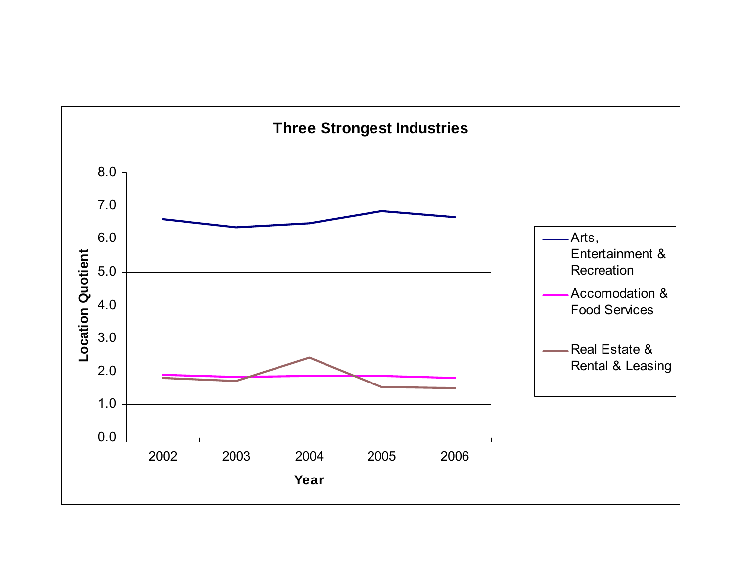**Three Strongest Industries**

Location Quotient

8.0
7.0
6.0
5.0
4.0
3.0
2.0
1.0
0.0

2002 2003 2004 2005 2006

**Year**

- Arts, Entertainment & Recreation
- Accomodation & Food Services
- Real Estate & Rental & Leasing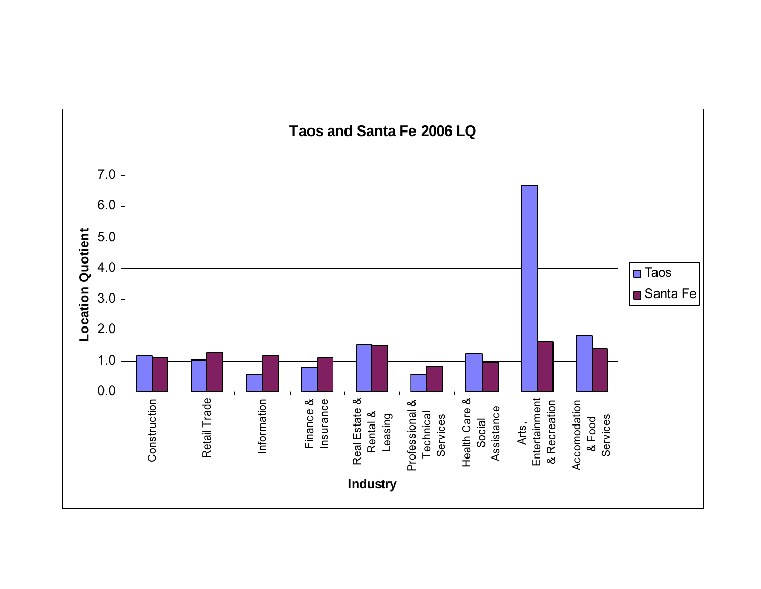**Taos and Santa Fe 2006 LQ**

Location Quotient

7.0
6.0
5.0
4.0
3.0
2.0
1.0
0.0

Construction
Retail Trade
Information
Finance & Insurance
Real Estate & Rental & Leasing
Professional & Technical Services
Health Care & Social Assistance
Arts, Entertainment & Recreation
Accomodation & Food Services

Industry

Taos
Santa Fe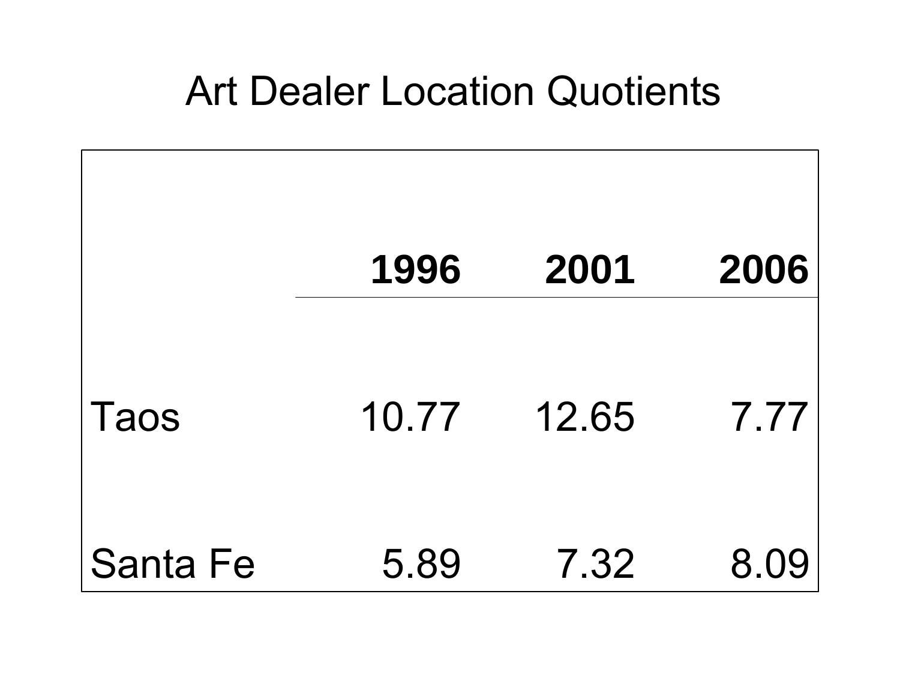# Art Dealer Location Quotients

| | 1996 | 2001 | 2006 |
|---|---|---|---|
| Taos | 10.77 | 12.65 | 7.77 |
| Santa Fe | 5.89 | 7.32 | 8.09 |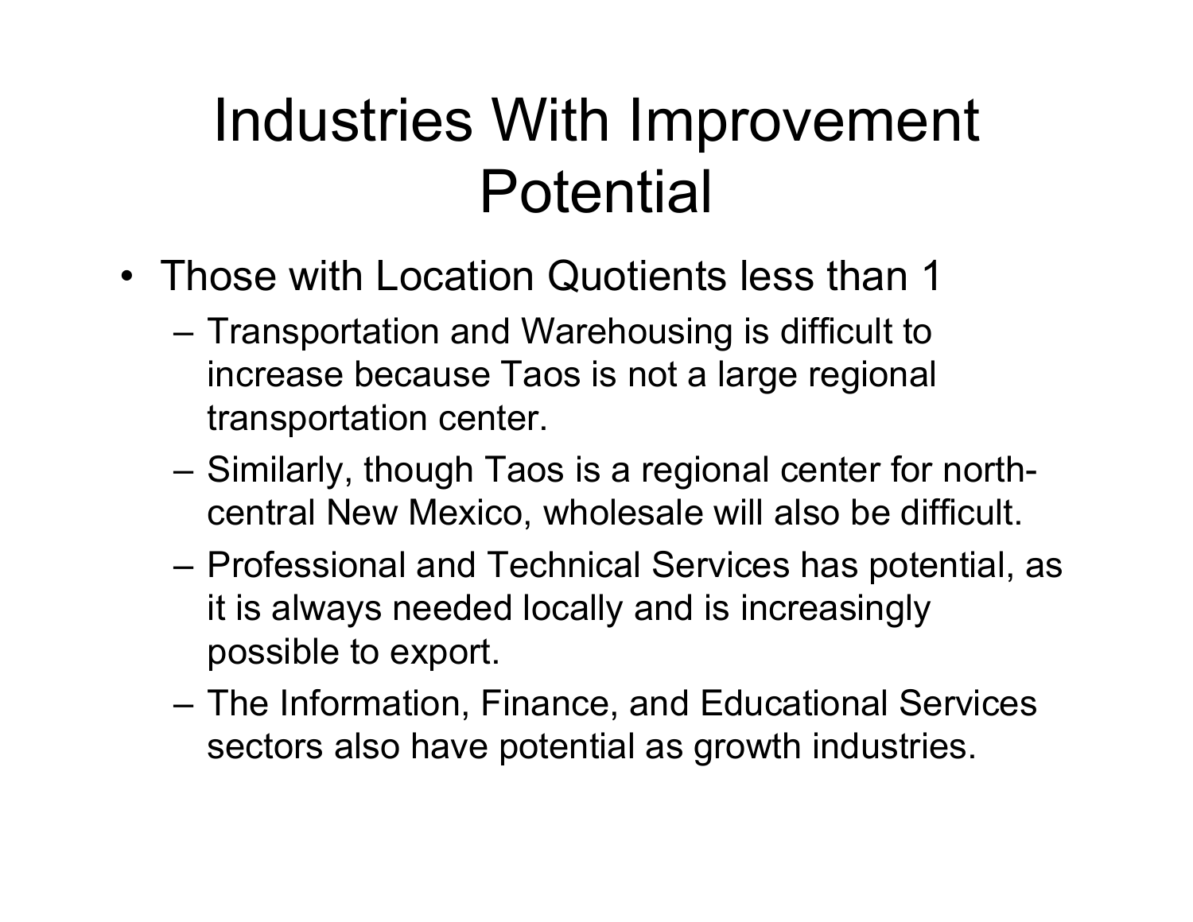# Industries With Improvement Potential

- Those with Location Quotients less than 1
  - Transportation and Warehousing is difficult to increase because Taos is not a large regional transportation center.
  - Similarly, though Taos is a regional center for north-central New Mexico, wholesale will also be difficult.
  - Professional and Technical Services has potential, as it is always needed locally and is increasingly possible to export.
  - The Information, Finance, and Educational Services sectors also have potential as growth industries.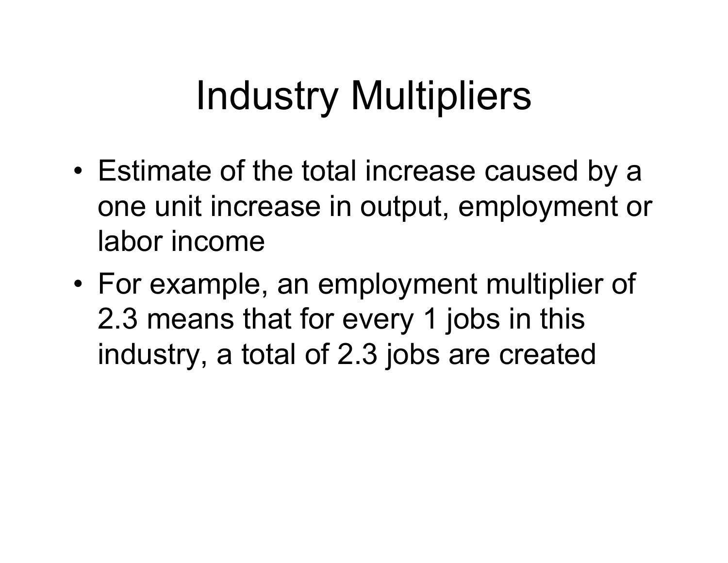# Industry Multipliers

- Estimate of the total increase caused by a one unit increase in output, employment or labor income
- For example, an employment multiplier of 2.3 means that for every 1 jobs in this industry, a total of 2.3 jobs are created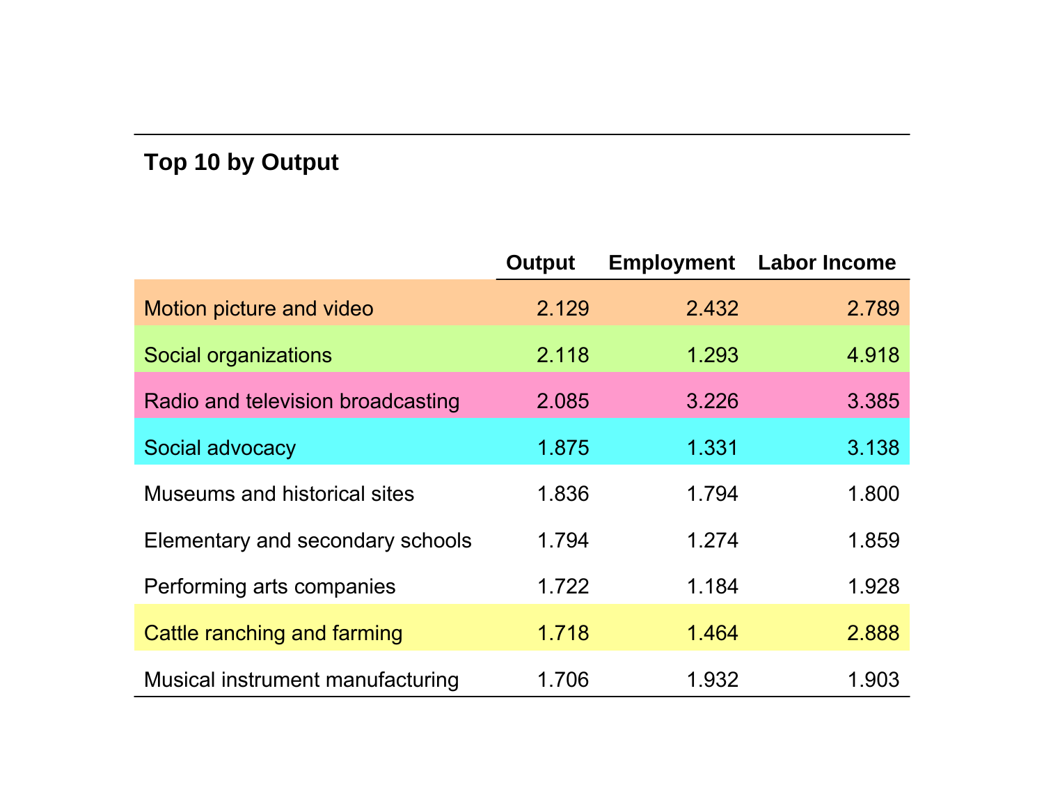## Top 10 by Output

| | Output | Employment | Labor Income |
|---|---|---|---|
| Motion picture and video | 2.129 | 2.432 | 2.789 |
| Social organizations | 2.118 | 1.293 | 4.918 |
| Radio and television broadcasting | 2.085 | 3.226 | 3.385 |
| Social advocacy | 1.875 | 1.331 | 3.138 |
| Museums and historical sites | 1.836 | 1.794 | 1.800 |
| Elementary and secondary schools | 1.794 | 1.274 | 1.859 |
| Performing arts companies | 1.722 | 1.184 | 1.928 |
| Cattle ranching and farming | 1.718 | 1.464 | 2.888 |
| Musical instrument manufacturing | 1.706 | 1.932 | 1.903 |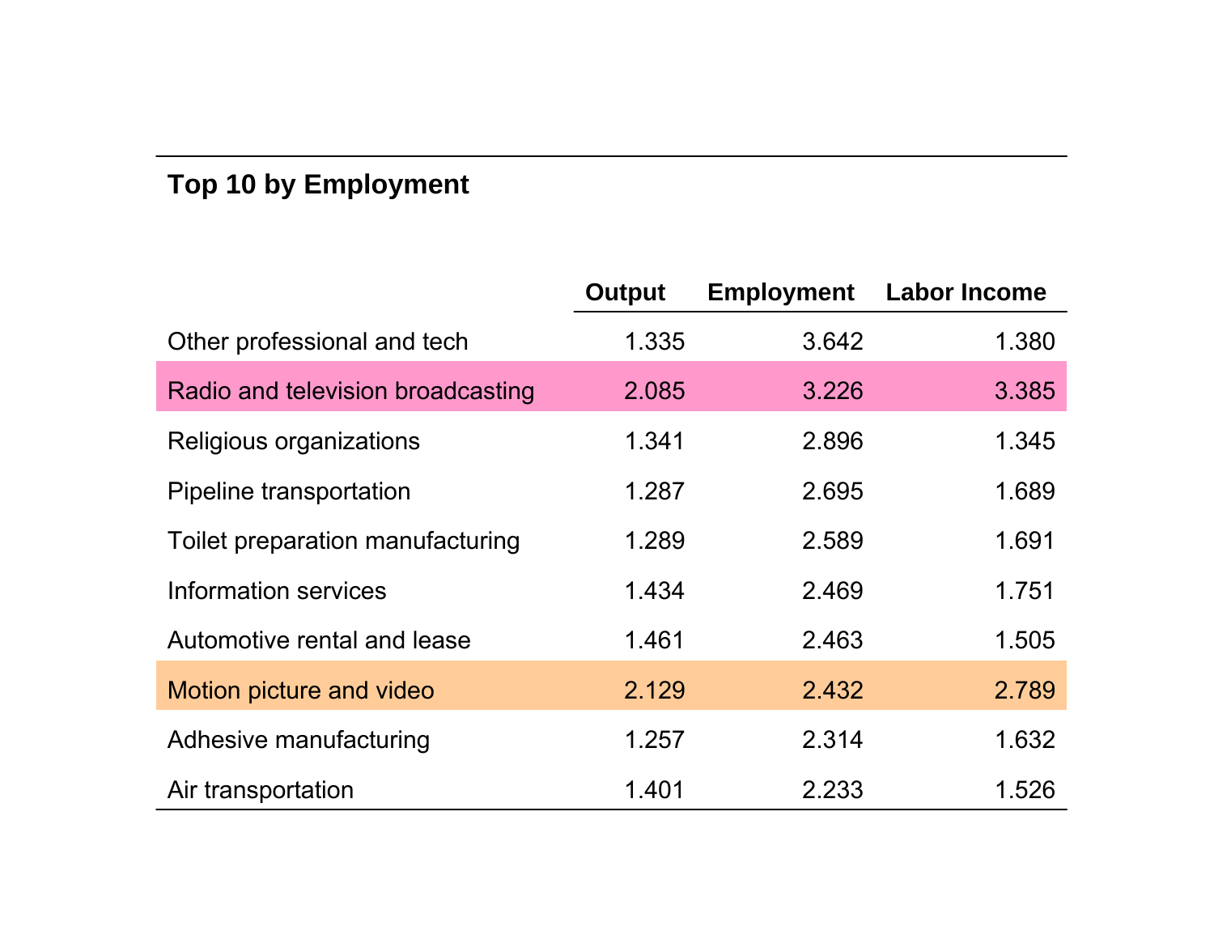## Top 10 by Employment

| | Output | Employment | Labor Income |
|---|---|---|---|
| Other professional and tech | 1.335 | 3.642 | 1.380 |
| Radio and television broadcasting | 2.085 | 3.226 | 3.385 |
| Religious organizations | 1.341 | 2.896 | 1.345 |
| Pipeline transportation | 1.287 | 2.695 | 1.689 |
| Toilet preparation manufacturing | 1.289 | 2.589 | 1.691 |
| Information services | 1.434 | 2.469 | 1.751 |
| Automotive rental and lease | 1.461 | 2.463 | 1.505 |
| Motion picture and video | 2.129 | 2.432 | 2.789 |
| Adhesive manufacturing | 1.257 | 2.314 | 1.632 |
| Air transportation | 1.401 | 2.233 | 1.526 |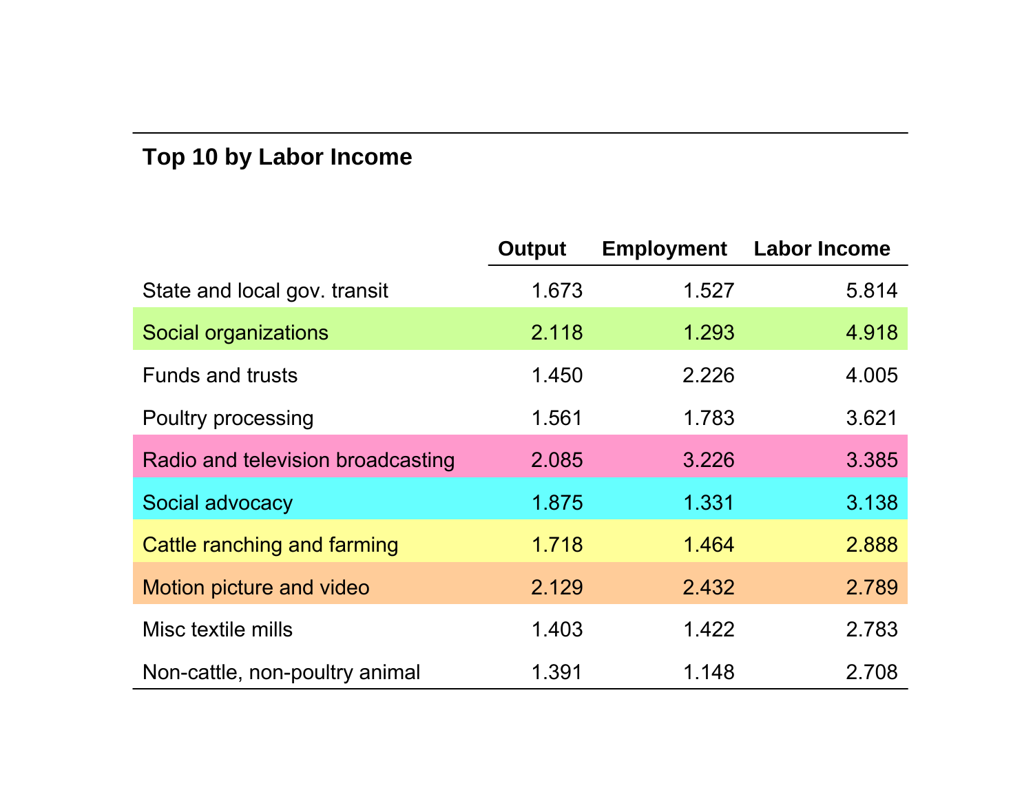## Top 10 by Labor Income

| | Output | Employment | Labor Income |
|---|---|---|---|
| State and local gov. transit | 1.673 | 1.527 | 5.814 |
| Social organizations | 2.118 | 1.293 | 4.918 |
| Funds and trusts | 1.450 | 2.226 | 4.005 |
| Poultry processing | 1.561 | 1.783 | 3.621 |
| Radio and television broadcasting | 2.085 | 3.226 | 3.385 |
| Social advocacy | 1.875 | 1.331 | 3.138 |
| Cattle ranching and farming | 1.718 | 1.464 | 2.888 |
| Motion picture and video | 2.129 | 2.432 | 2.789 |
| Misc textile mills | 1.403 | 1.422 | 2.783 |
| Non-cattle, non-poultry animal | 1.391 | 1.148 | 2.708 |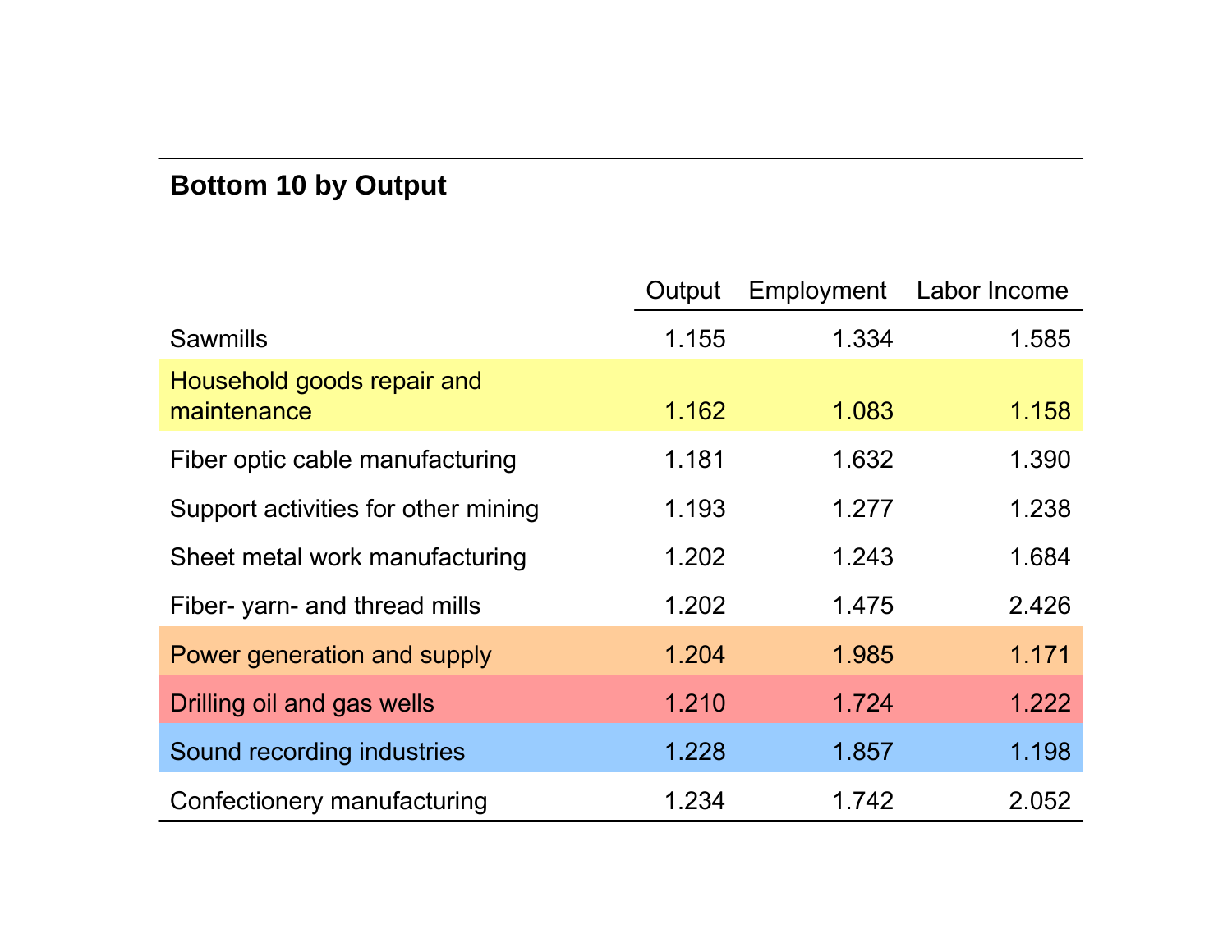## Bottom 10 by Output

| | Output | Employment | Labor Income |
|---|---|---|---|
| Sawmills | 1.155 | 1.334 | 1.585 |
| Household goods repair and maintenance | 1.162 | 1.083 | 1.158 |
| Fiber optic cable manufacturing | 1.181 | 1.632 | 1.390 |
| Support activities for other mining | 1.193 | 1.277 | 1.238 |
| Sheet metal work manufacturing | 1.202 | 1.243 | 1.684 |
| Fiber- yarn- and thread mills | 1.202 | 1.475 | 2.426 |
| Power generation and supply | 1.204 | 1.985 | 1.171 |
| Drilling oil and gas wells | 1.210 | 1.724 | 1.222 |
| Sound recording industries | 1.228 | 1.857 | 1.198 |
| Confectionery manufacturing | 1.234 | 1.742 | 2.052 |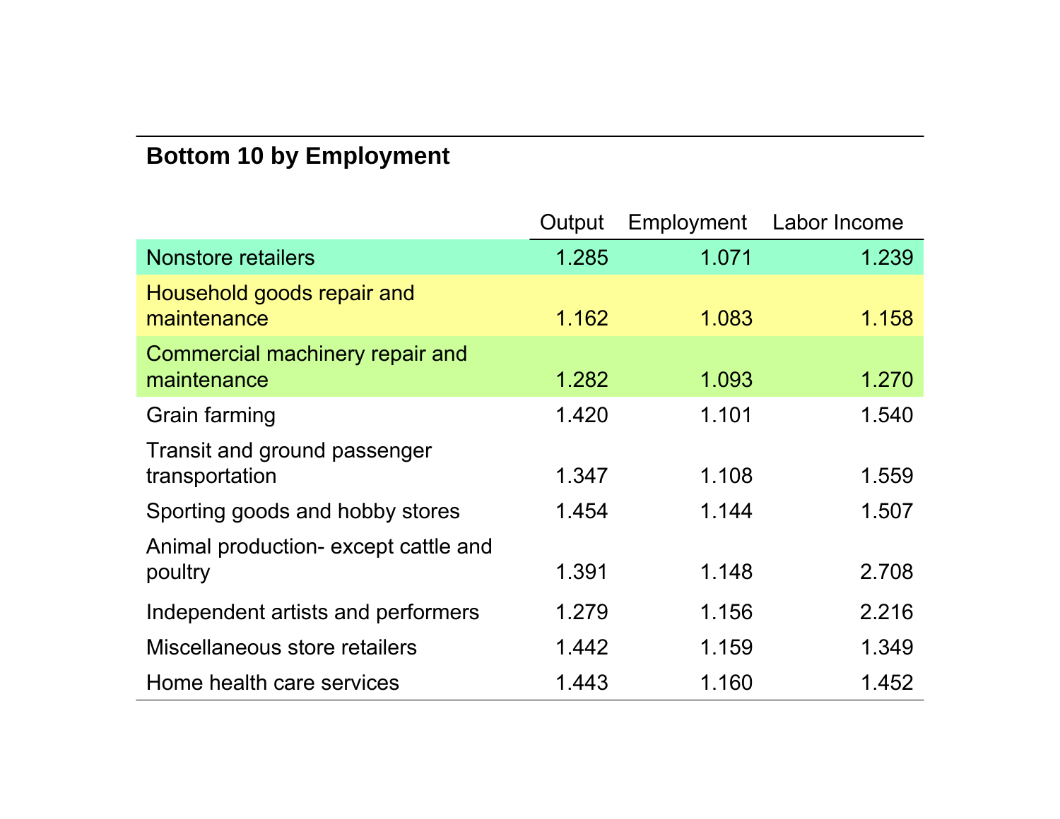## Bottom 10 by Employment

| | Output | Employment | Labor Income |
|---|---|---|---|
| Nonstore retailers | 1.285 | 1.071 | 1.239 |
| Household goods repair and maintenance | 1.162 | 1.083 | 1.158 |
| Commercial machinery repair and maintenance | 1.282 | 1.093 | 1.270 |
| Grain farming | 1.420 | 1.101 | 1.540 |
| Transit and ground passenger transportation | 1.347 | 1.108 | 1.559 |
| Sporting goods and hobby stores | 1.454 | 1.144 | 1.507 |
| Animal production- except cattle and poultry | 1.391 | 1.148 | 2.708 |
| Independent artists and performers | 1.279 | 1.156 | 2.216 |
| Miscellaneous store retailers | 1.442 | 1.159 | 1.349 |
| Home health care services | 1.443 | 1.160 | 1.452 |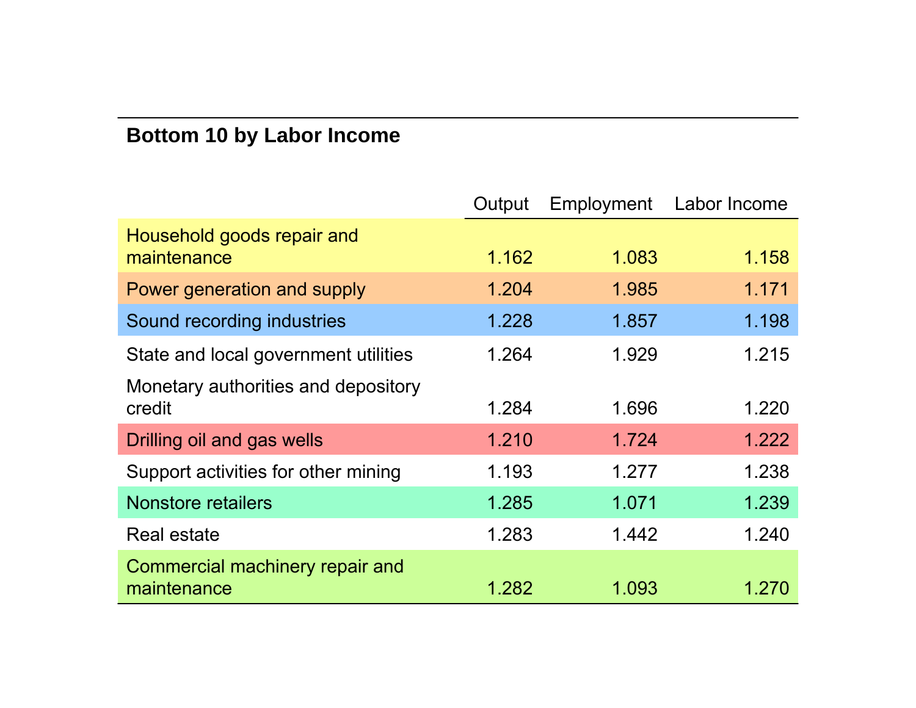## Bottom 10 by Labor Income

| | Output | Employment | Labor Income |
|---|---|---|---|
| Household goods repair and maintenance | 1.162 | 1.083 | 1.158 |
| Power generation and supply | 1.204 | 1.985 | 1.171 |
| Sound recording industries | 1.228 | 1.857 | 1.198 |
| State and local government utilities | 1.264 | 1.929 | 1.215 |
| Monetary authorities and depository credit | 1.284 | 1.696 | 1.220 |
| Drilling oil and gas wells | 1.210 | 1.724 | 1.222 |
| Support activities for other mining | 1.193 | 1.277 | 1.238 |
| Nonstore retailers | 1.285 | 1.071 | 1.239 |
| Real estate | 1.283 | 1.442 | 1.240 |
| Commercial machinery repair and maintenance | 1.282 | 1.093 | 1.270 |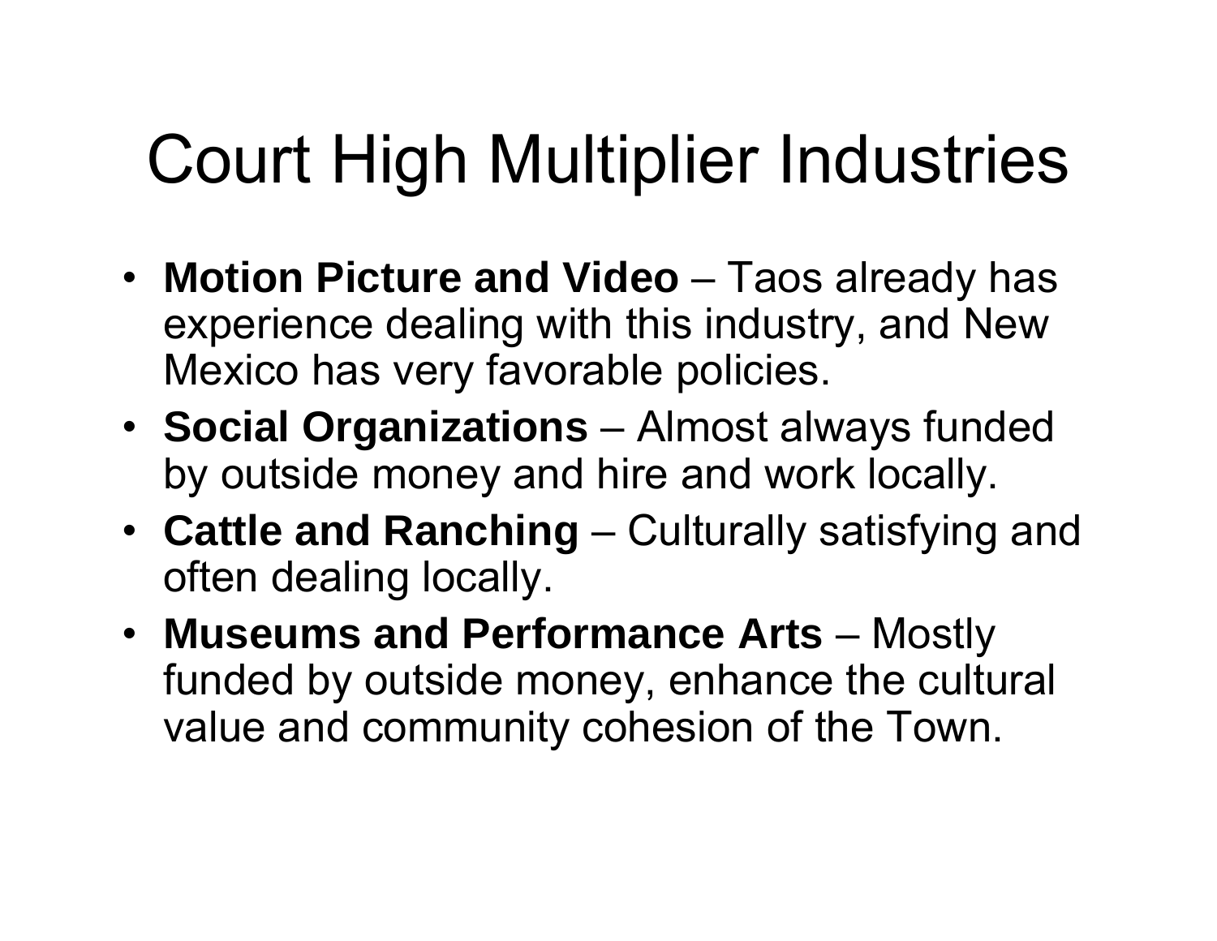# Court High Multiplier Industries

- **Motion Picture and Video** – Taos already has experience dealing with this industry, and New Mexico has very favorable policies.
- **Social Organizations** – Almost always funded by outside money and hire and work locally.
- **Cattle and Ranching** – Culturally satisfying and often dealing locally.
- **Museums and Performance Arts** – Mostly funded by outside money, enhance the cultural value and community cohesion of the Town.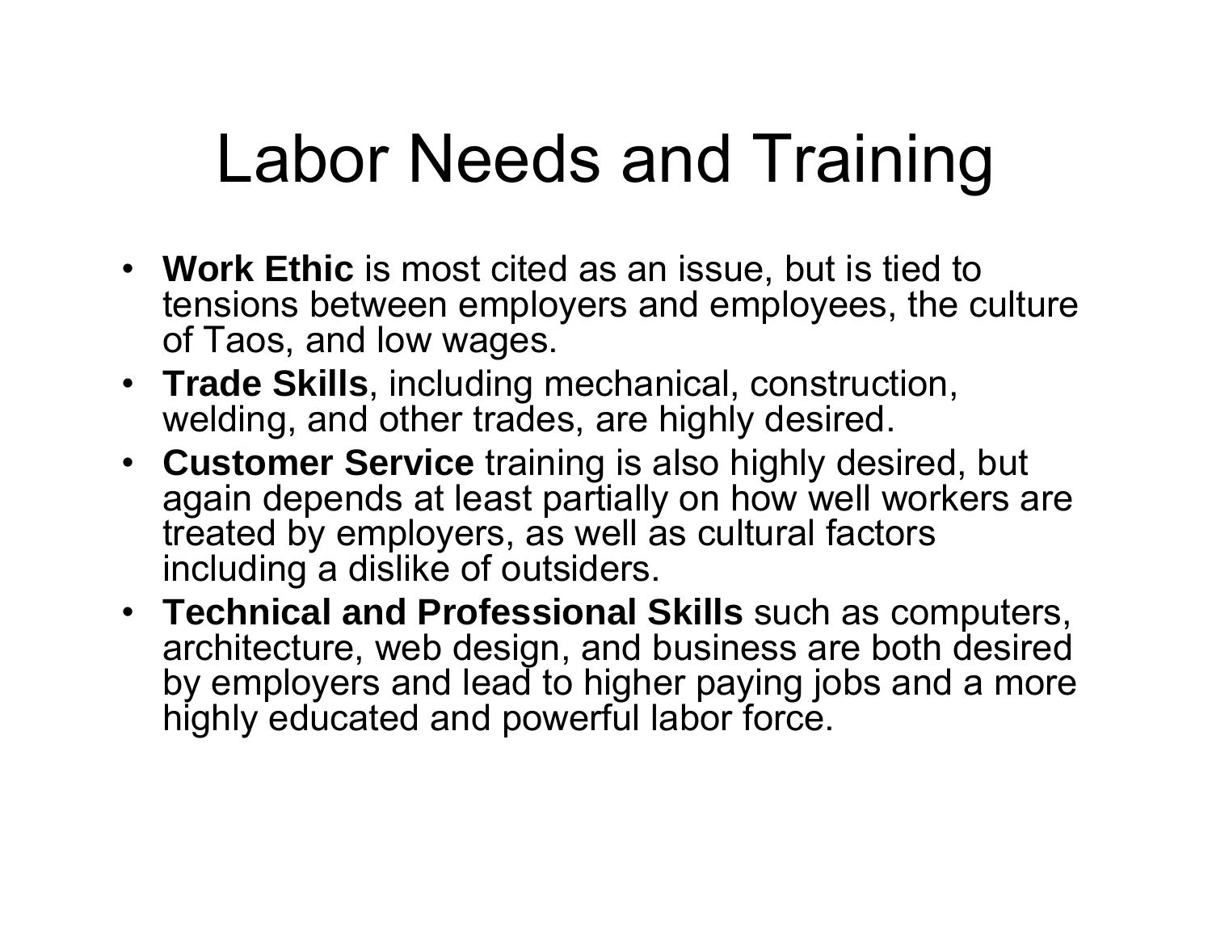# Labor Needs and Training

- **Work Ethic** is most cited as an issue, but is tied to tensions between employers and employees, the culture of Taos, and low wages.
- **Trade Skills**, including mechanical, construction, welding, and other trades, are highly desired.
- **Customer Service** training is also highly desired, but again depends at least partially on how well workers are treated by employers, as well as cultural factors including a dislike of outsiders.
- **Technical and Professional Skills** such as computers, architecture, web design, and business are both desired by employers and lead to higher paying jobs and a more highly educated and powerful labor force.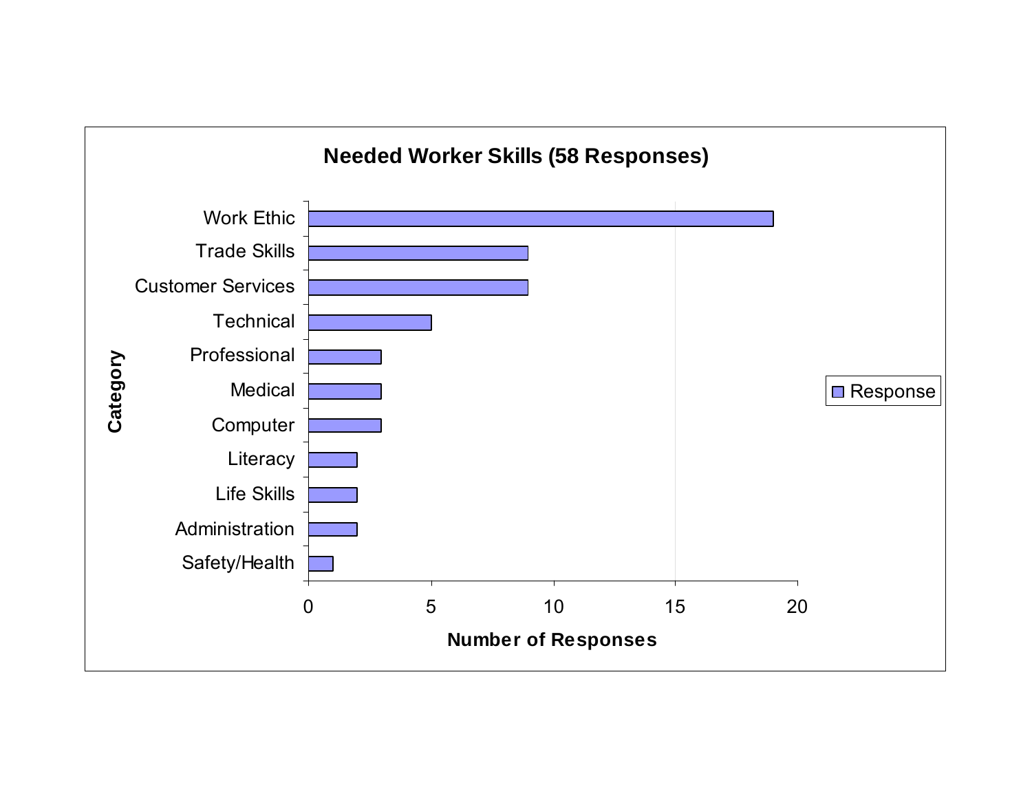**Needed Worker Skills (58 Responses)**

| Category | Number of Responses |
|---|---|
| Work Ethic | 19 |
| Trade Skills | 9 |
| Customer Services | 9 |
| Technical | 5 |
| Professional | 3 |
| Medical | 3 |
| Computer | 3 |
| Literacy | 2 |
| Life Skills | 2 |
| Administration | 2 |
| Safety/Health | 1 |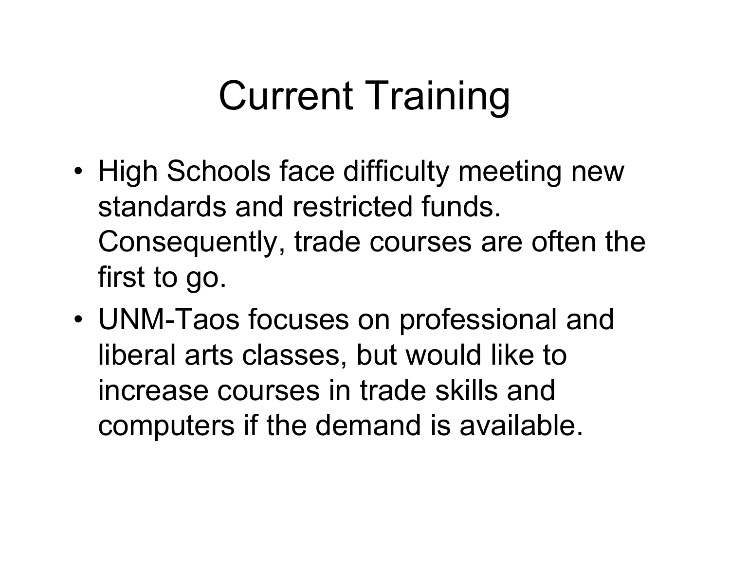# Current Training

- High Schools face difficulty meeting new standards and restricted funds. Consequently, trade courses are often the first to go.
- UNM-Taos focuses on professional and liberal arts classes, but would like to increase courses in trade skills and computers if the demand is available.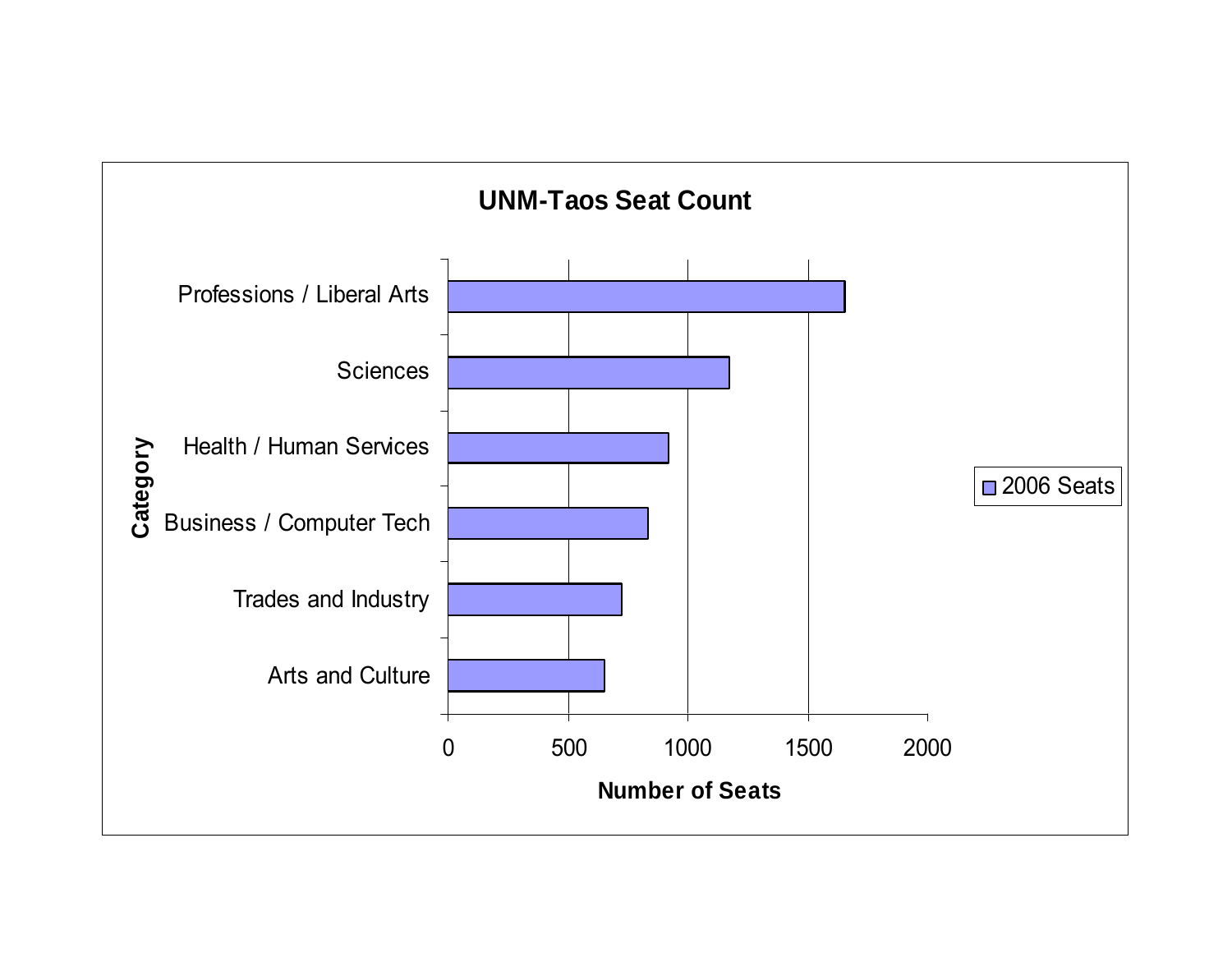## UNM-Taos Seat Count

| Category | 2006 Seats |
|---|---|
| Professions / Liberal Arts | |
| Sciences | |
| Health / Human Services | |
| Business / Computer Tech | |
| Trades and Industry | |
| Arts and Culture | |

Number of Seats: 0, 500, 1000, 1500, 2000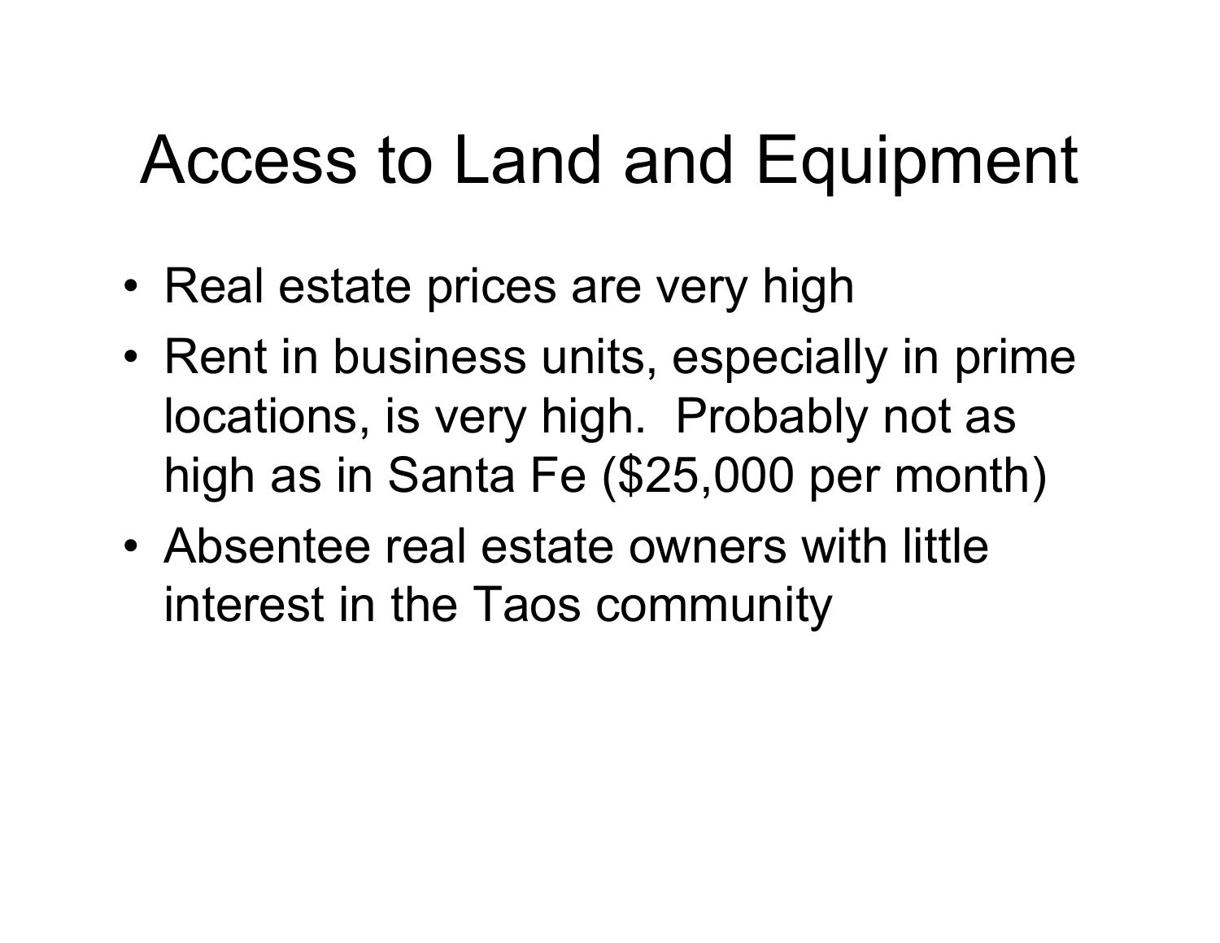# Access to Land and Equipment

- Real estate prices are very high
- Rent in business units, especially in prime locations, is very high. Probably not as high as in Santa Fe ($25,000 per month)
- Absentee real estate owners with little interest in the Taos community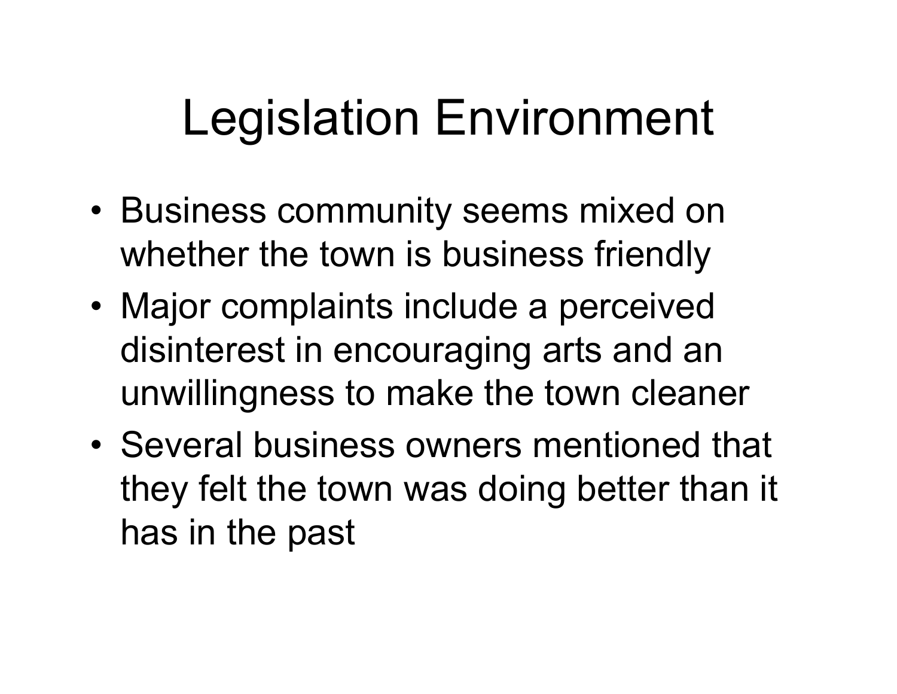# Legislation Environment

- Business community seems mixed on whether the town is business friendly
- Major complaints include a perceived disinterest in encouraging arts and an unwillingness to make the town cleaner
- Several business owners mentioned that they felt the town was doing better than it has in the past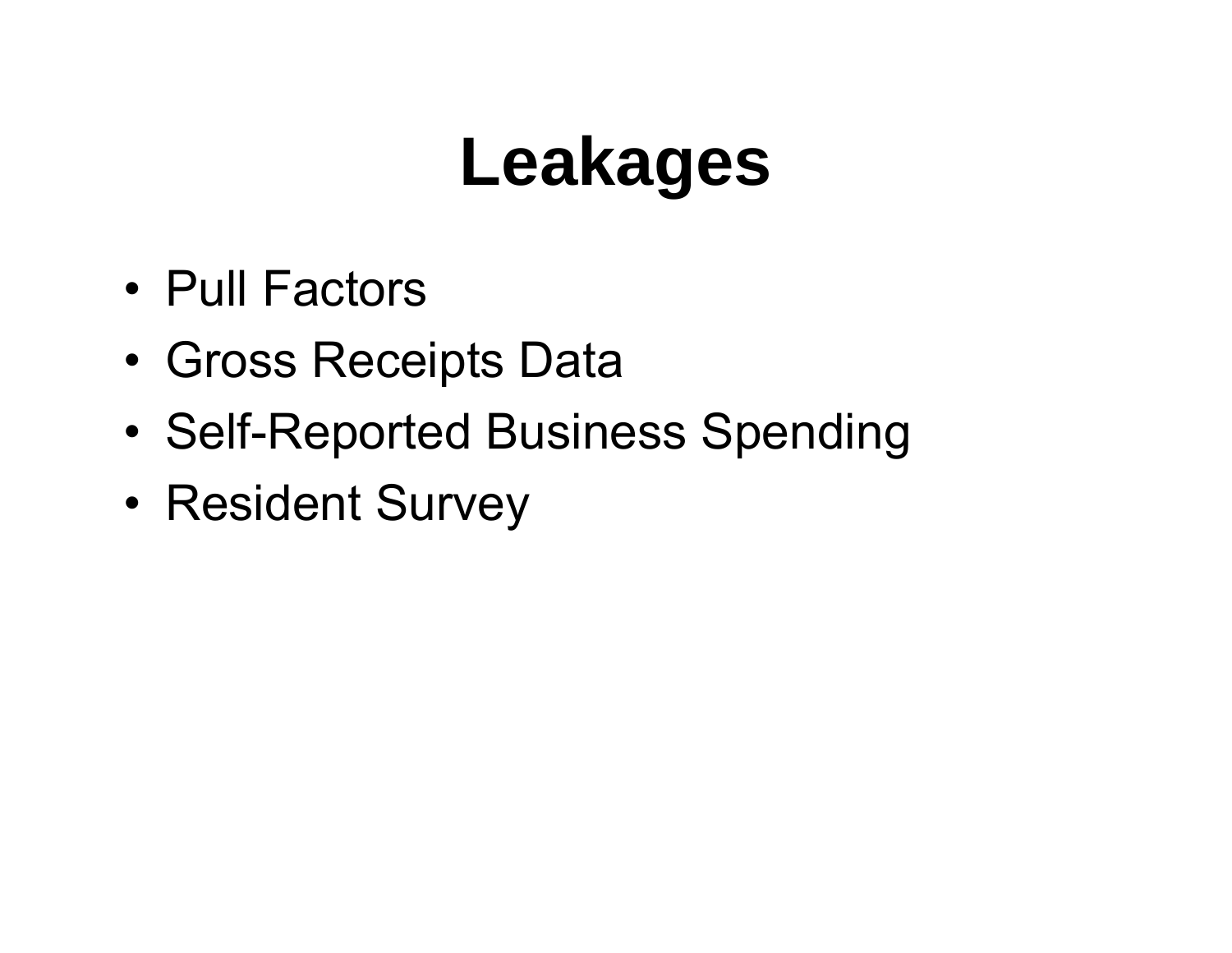# Leakages

- Pull Factors
- Gross Receipts Data
- Self-Reported Business Spending
- Resident Survey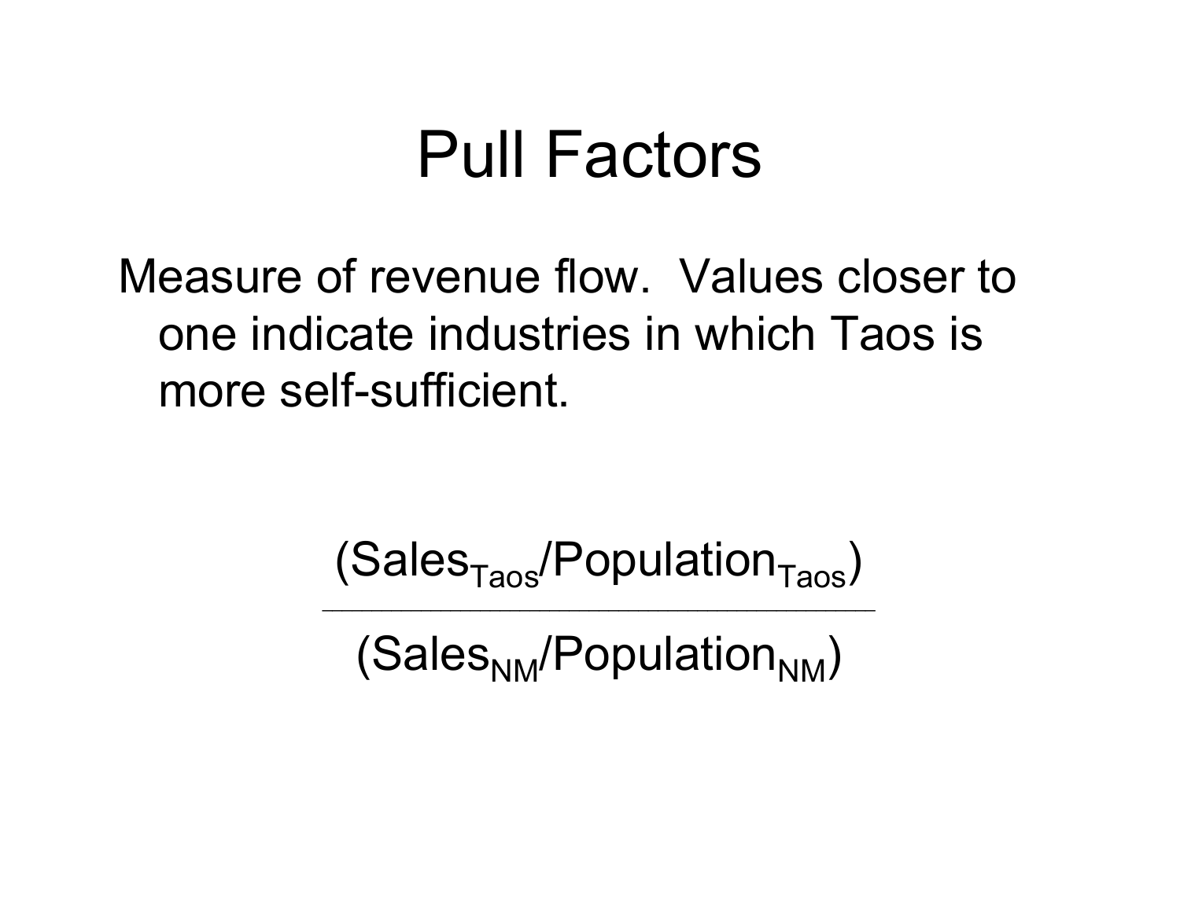# Pull Factors

Measure of revenue flow. Values closer to one indicate industries in which Taos is more self-sufficient.

$$\frac{(Sales_{Taos}/Population_{Taos})}{(Sales_{NM}/Population_{NM})}$$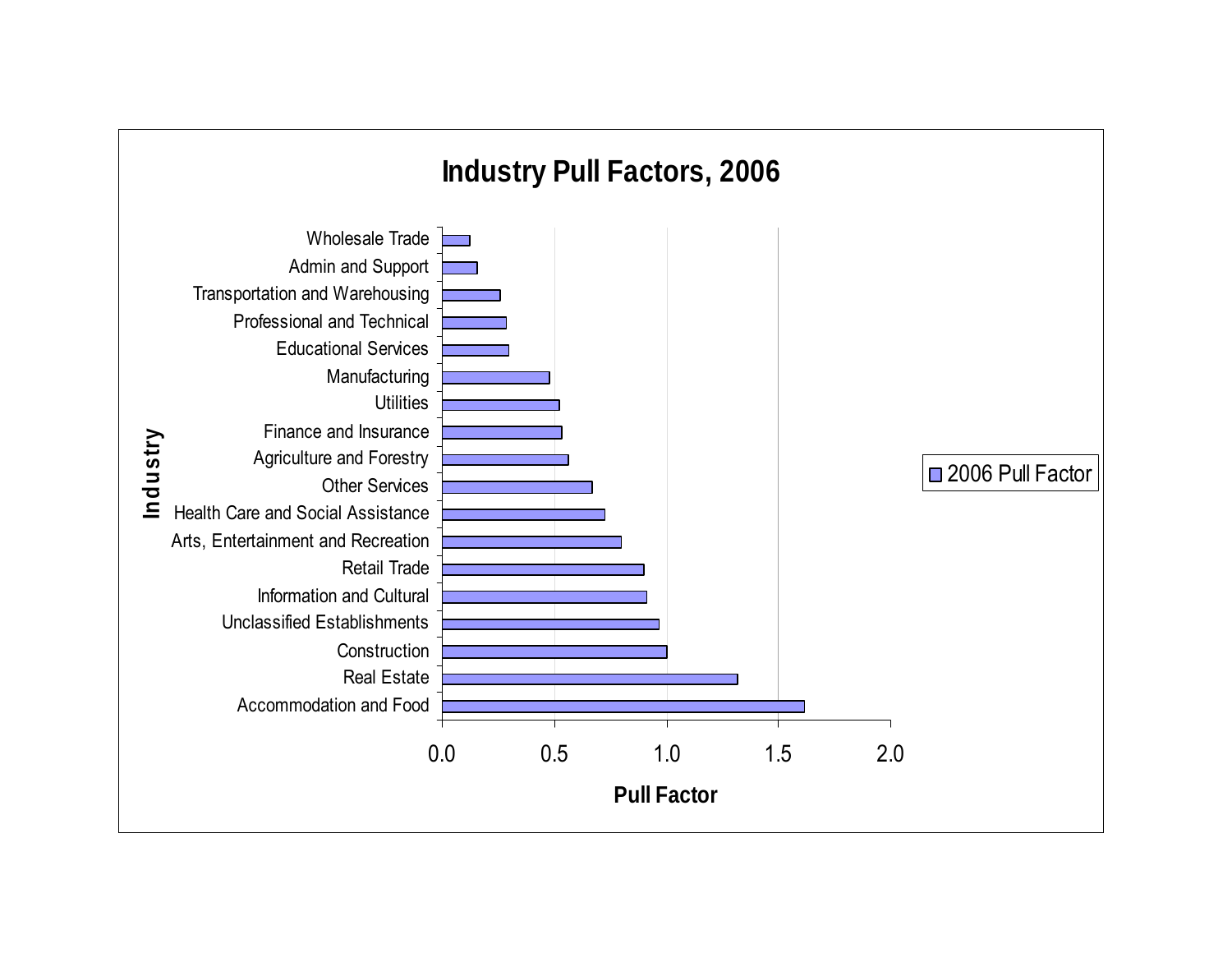## Industry Pull Factors, 2006

Industry:

- Wholesale Trade
- Admin and Support
- Transportation and Warehousing
- Professional and Technical
- Educational Services
- Manufacturing
- Utilities
- Finance and Insurance
- Agriculture and Forestry
- Other Services
- Health Care and Social Assistance
- Arts, Entertainment and Recreation
- Retail Trade
- Information and Cultural
- Unclassified Establishments
- Construction
- Real Estate
- Accommodation and Food

Pull Factor: 0.0, 0.5, 1.0, 1.5, 2.0

Legend: 2006 Pull Factor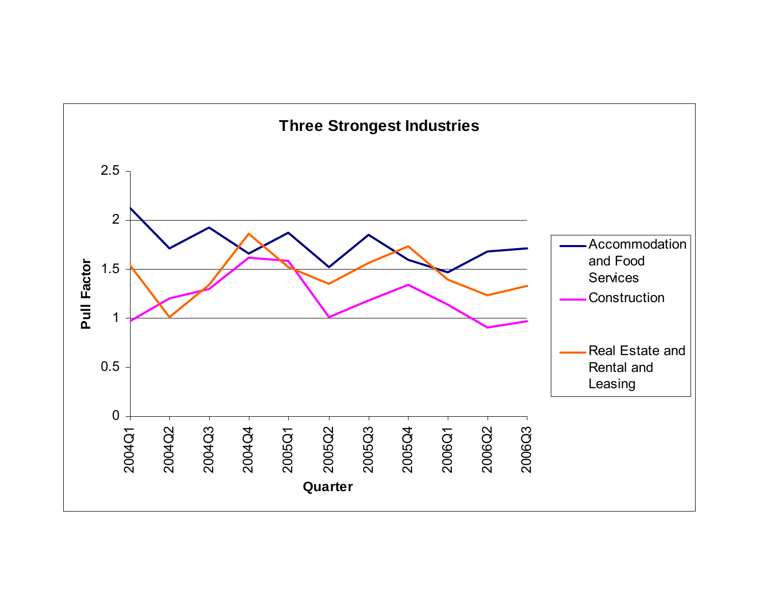**Three Strongest Industries**

Pull Factor

2.5
2
1.5
1
0.5
0

2004Q1 2004Q2 2004Q3 2004Q4 2005Q1 2005Q2 2005Q3 2005Q4 2006Q1 2006Q2 2006Q3

**Quarter**

Accommodation and Food Services

Construction

Real Estate and Rental and Leasing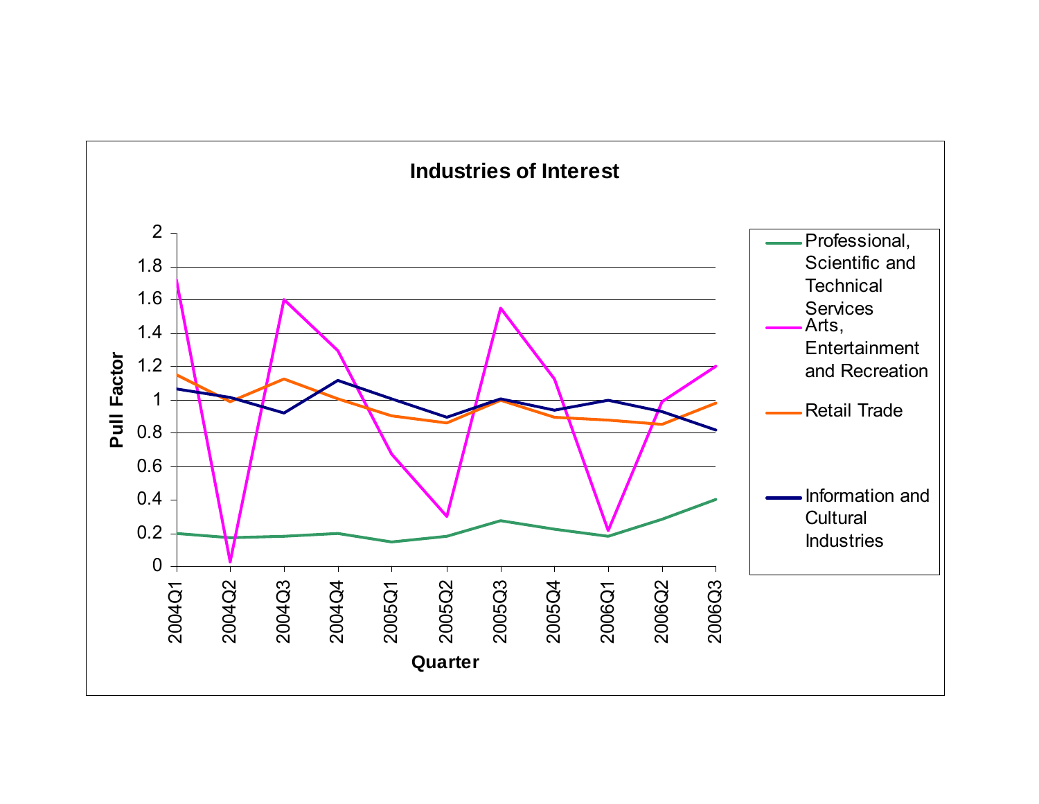**Industries of Interest**

Pull Factor (y-axis: 0 – 2)

Quarter (x-axis): 2004Q1, 2004Q2, 2004Q3, 2004Q4, 2005Q1, 2005Q2, 2005Q3, 2005Q4, 2006Q1, 2006Q2, 2006Q3

Legend:
- Professional, Scientific and Technical Services
- Arts, Entertainment and Recreation
- Retail Trade
- Information and Cultural Industries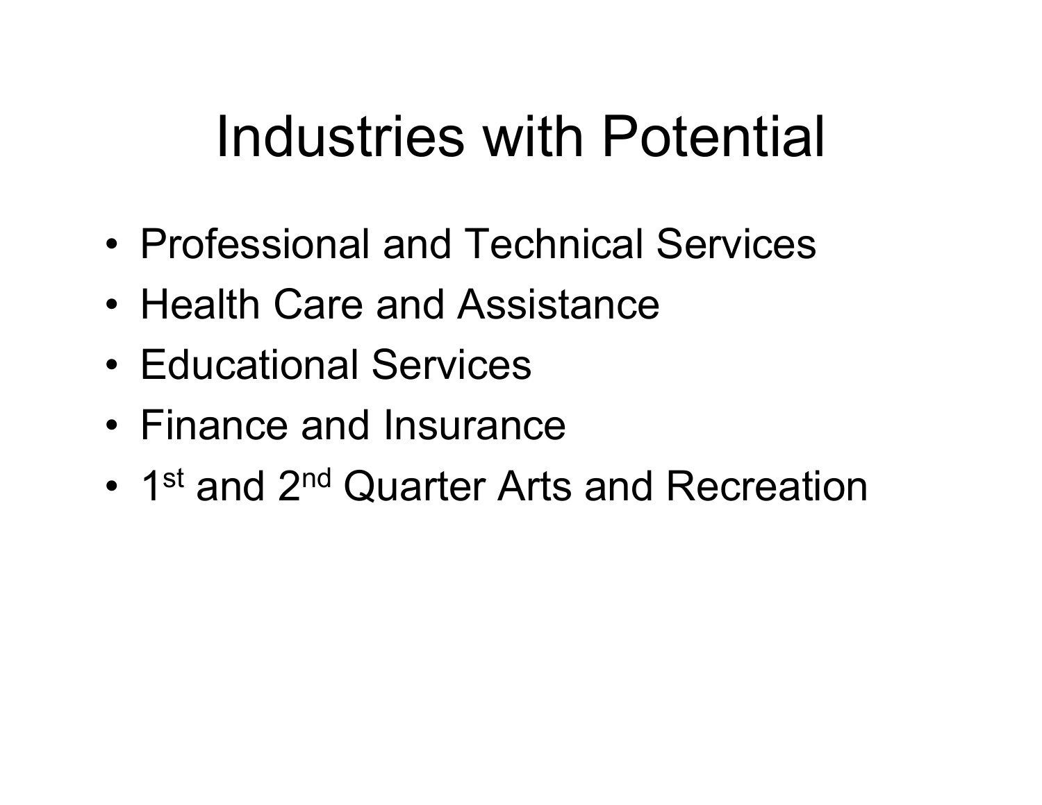# Industries with Potential

- Professional and Technical Services
- Health Care and Assistance
- Educational Services
- Finance and Insurance
- 1st and 2nd Quarter Arts and Recreation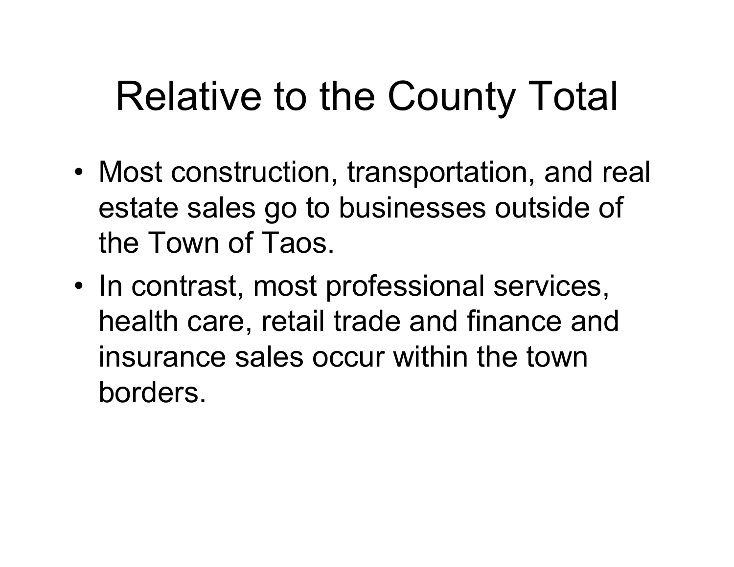# Relative to the County Total

- Most construction, transportation, and real estate sales go to businesses outside of the Town of Taos.
- In contrast, most professional services, health care, retail trade and finance and insurance sales occur within the town borders.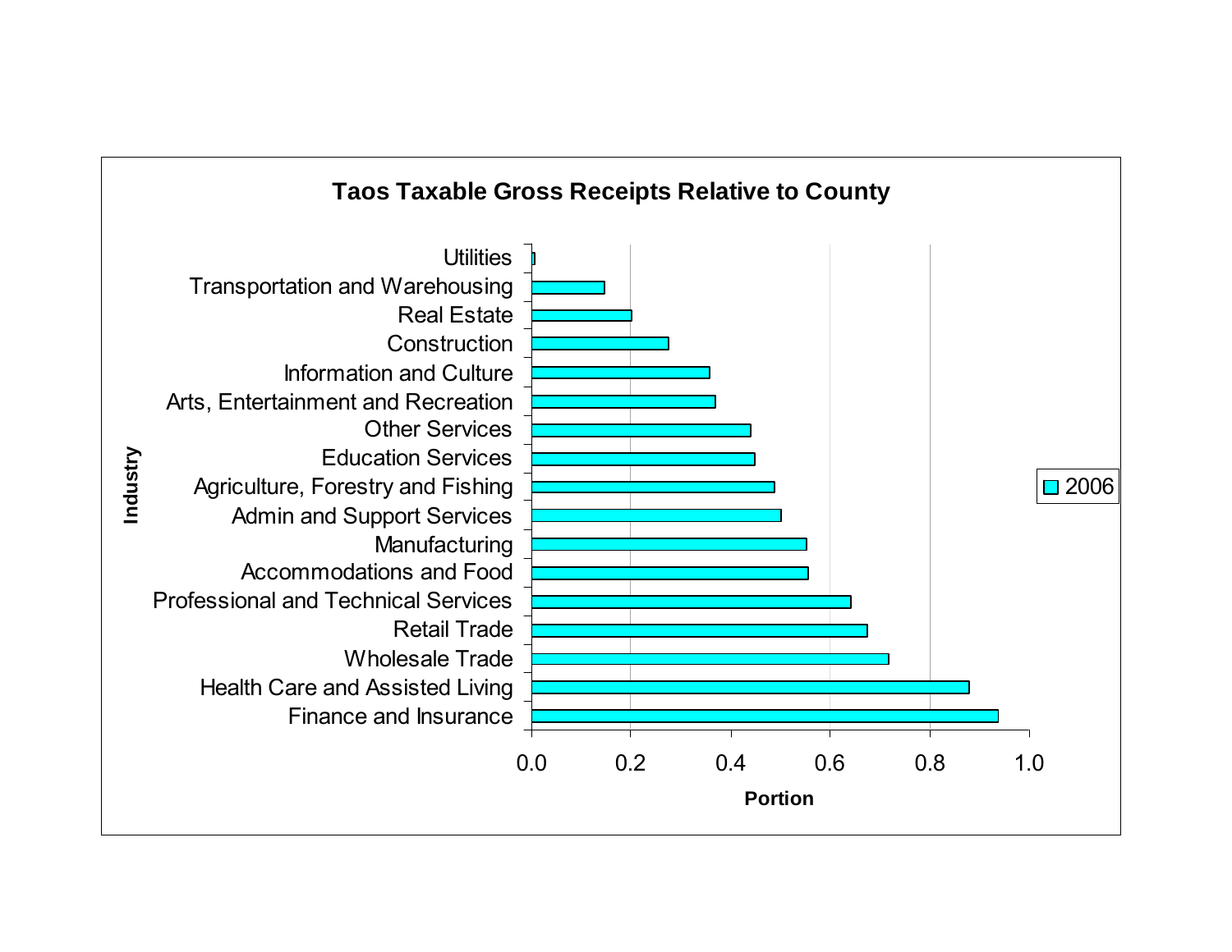**Taos Taxable Gross Receipts Relative to County**

| Industry | 2006 (Portion) |
|---|---|
| Utilities | 0.01 |
| Transportation and Warehousing | 0.15 |
| Real Estate | 0.20 |
| Construction | 0.28 |
| Information and Culture | 0.36 |
| Arts, Entertainment and Recreation | 0.37 |
| Other Services | 0.44 |
| Education Services | 0.45 |
| Agriculture, Forestry and Fishing | 0.49 |
| Admin and Support Services | 0.50 |
| Manufacturing | 0.55 |
| Accommodations and Food | 0.56 |
| Professional and Technical Services | 0.64 |
| Retail Trade | 0.68 |
| Wholesale Trade | 0.72 |
| Health Care and Assisted Living | 0.88 |
| Finance and Insurance | 0.94 |

Values are approximate readings from a horizontal bar chart (x-axis: Portion, 0.0–1.0; y-axis: Industry; legend: 2006).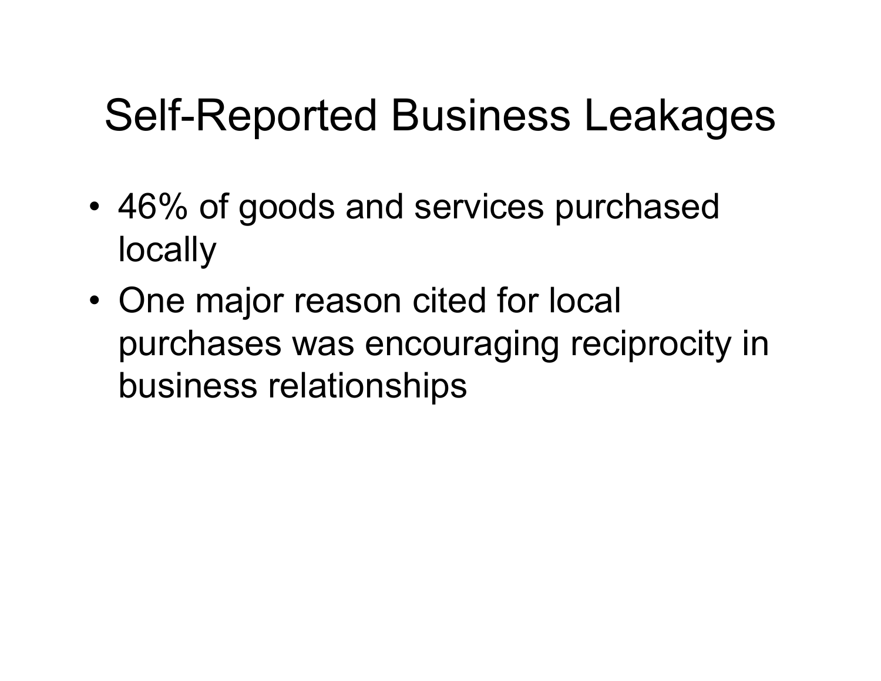# Self-Reported Business Leakages

- 46% of goods and services purchased locally
- One major reason cited for local purchases was encouraging reciprocity in business relationships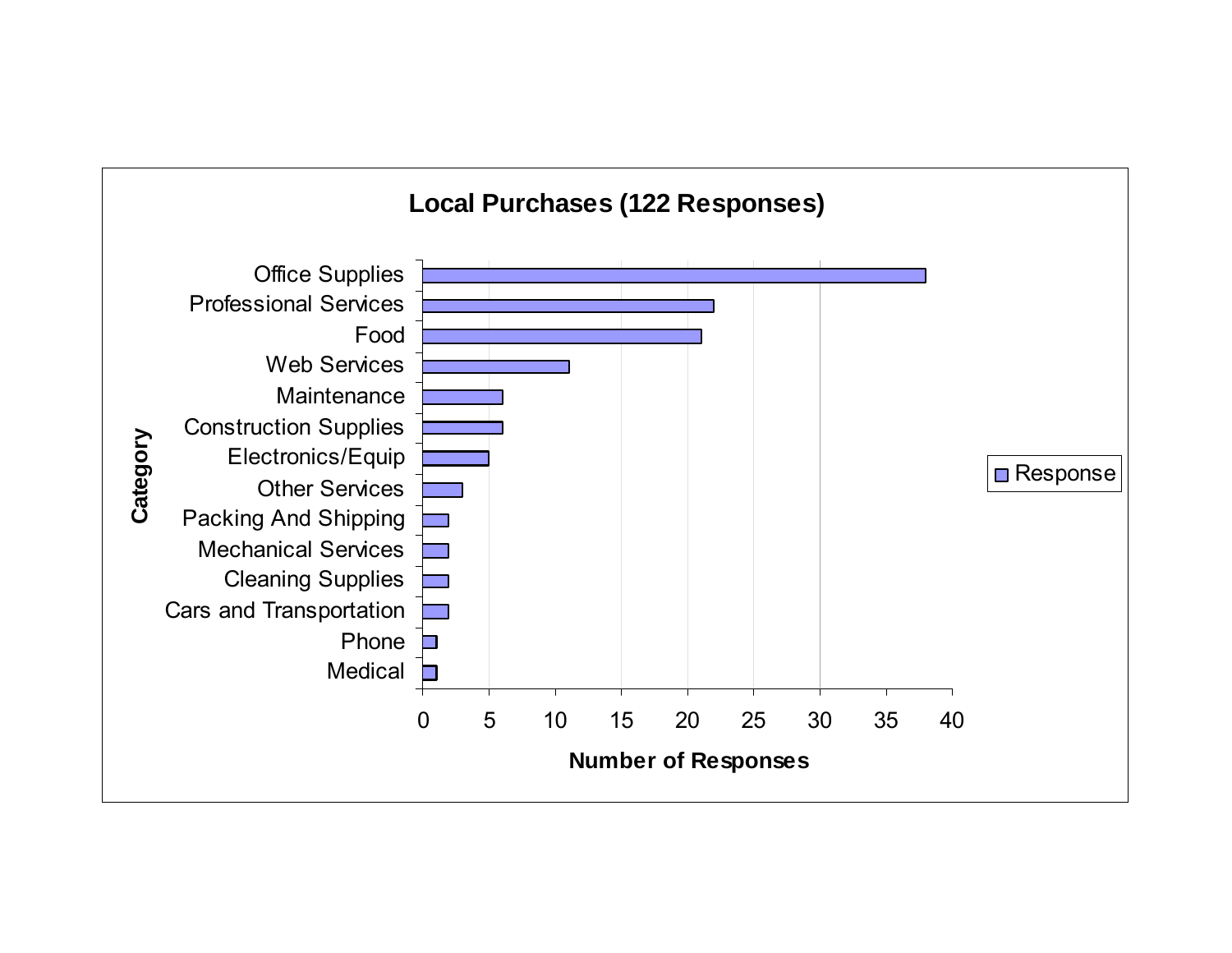**Local Purchases (122 Responses)**

Category

- Office Supplies
- Professional Services
- Food
- Web Services
- Maintenance
- Construction Supplies
- Electronics/Equip
- Other Services
- Packing And Shipping
- Mechanical Services
- Cleaning Supplies
- Cars and Transportation
- Phone
- Medical

0 5 10 15 20 25 30 35 40

Number of Responses

Response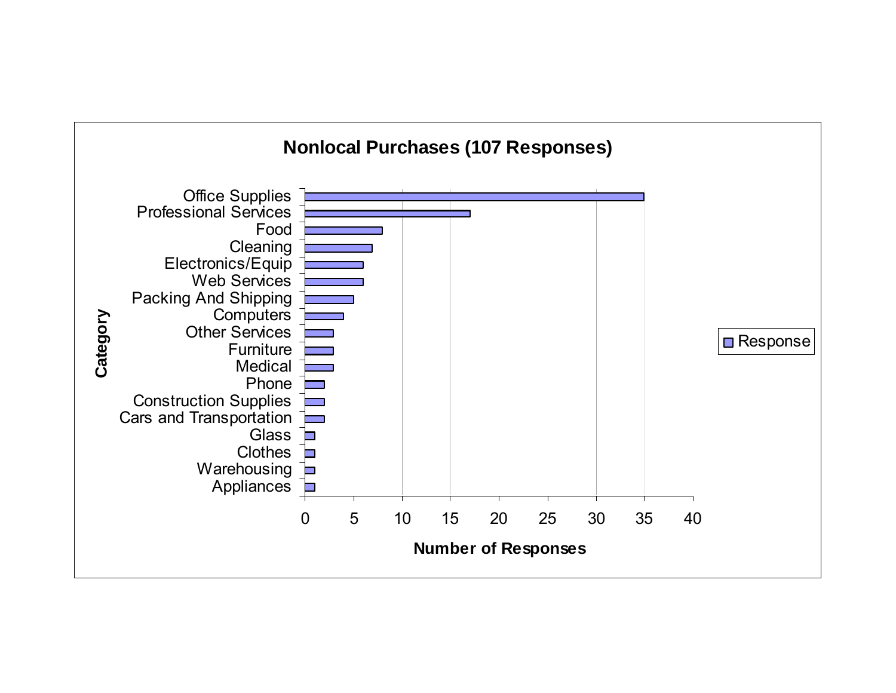**Nonlocal Purchases (107 Responses)**

| Category | Number of Responses |
|---|---|
| Office Supplies | 35 |
| Professional Services | 17 |
| Food | 8 |
| Cleaning | 7 |
| Electronics/Equip | 6 |
| Web Services | 6 |
| Packing And Shipping | 5 |
| Computers | 4 |
| Other Services | 3 |
| Furniture | 3 |
| Medical | 3 |
| Phone | 2 |
| Construction Supplies | 2 |
| Cars and Transportation | 2 |
| Glass | 1 |
| Clothes | 1 |
| Warehousing | 1 |
| Appliances | 1 |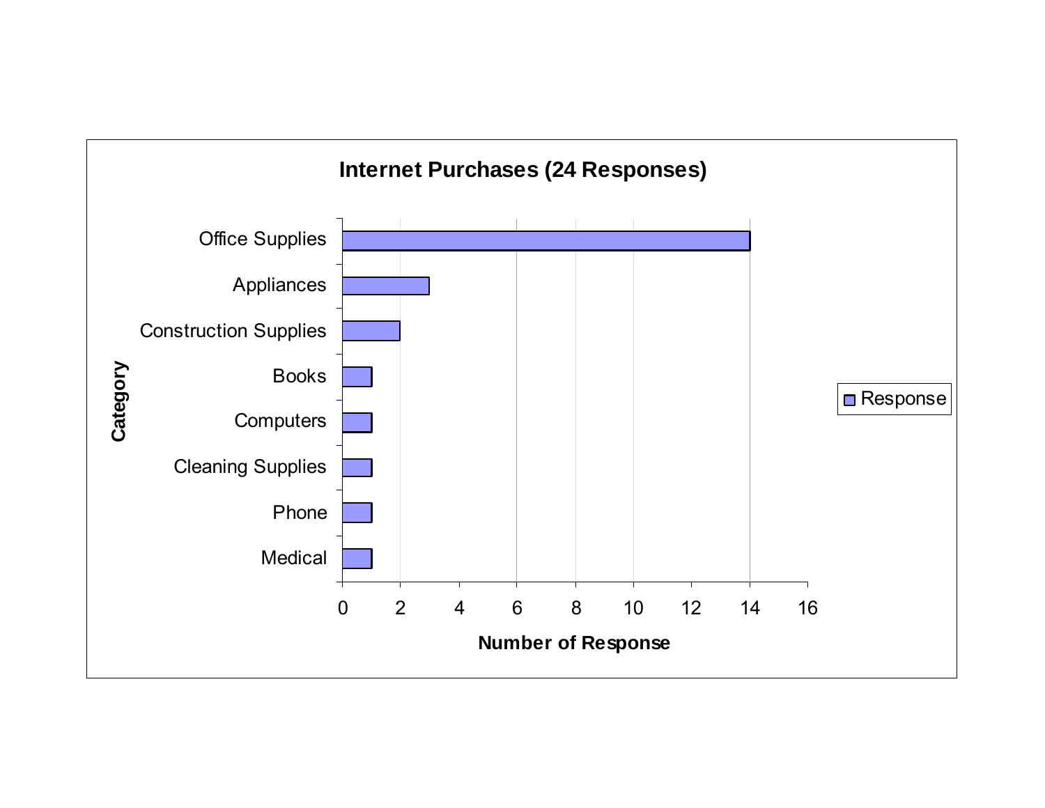**Internet Purchases (24 Responses)**

| Category | Number of Response |
| --- | --- |
| Office Supplies | 14 |
| Appliances | 3 |
| Construction Supplies | 2 |
| Books | 1 |
| Computers | 1 |
| Cleaning Supplies | 1 |
| Phone | 1 |
| Medical | 1 |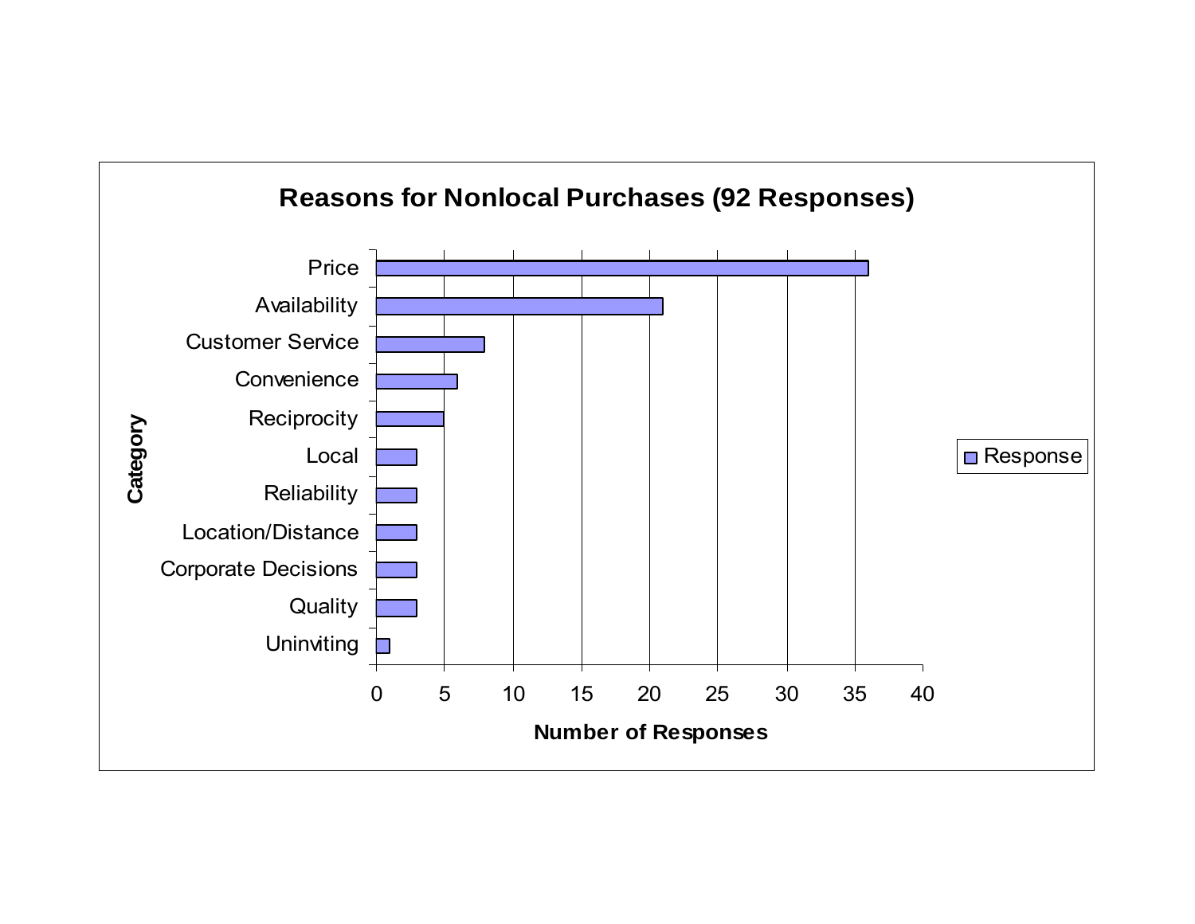## Reasons for Nonlocal Purchases (92 Responses)

| Category | Number of Responses |
|---|---|
| Price | 36 |
| Availability | 21 |
| Customer Service | 8 |
| Convenience | 6 |
| Reciprocity | 5 |
| Local | 3 |
| Reliability | 3 |
| Location/Distance | 3 |
| Corporate Decisions | 3 |
| Quality | 3 |
| Uninviting | 1 |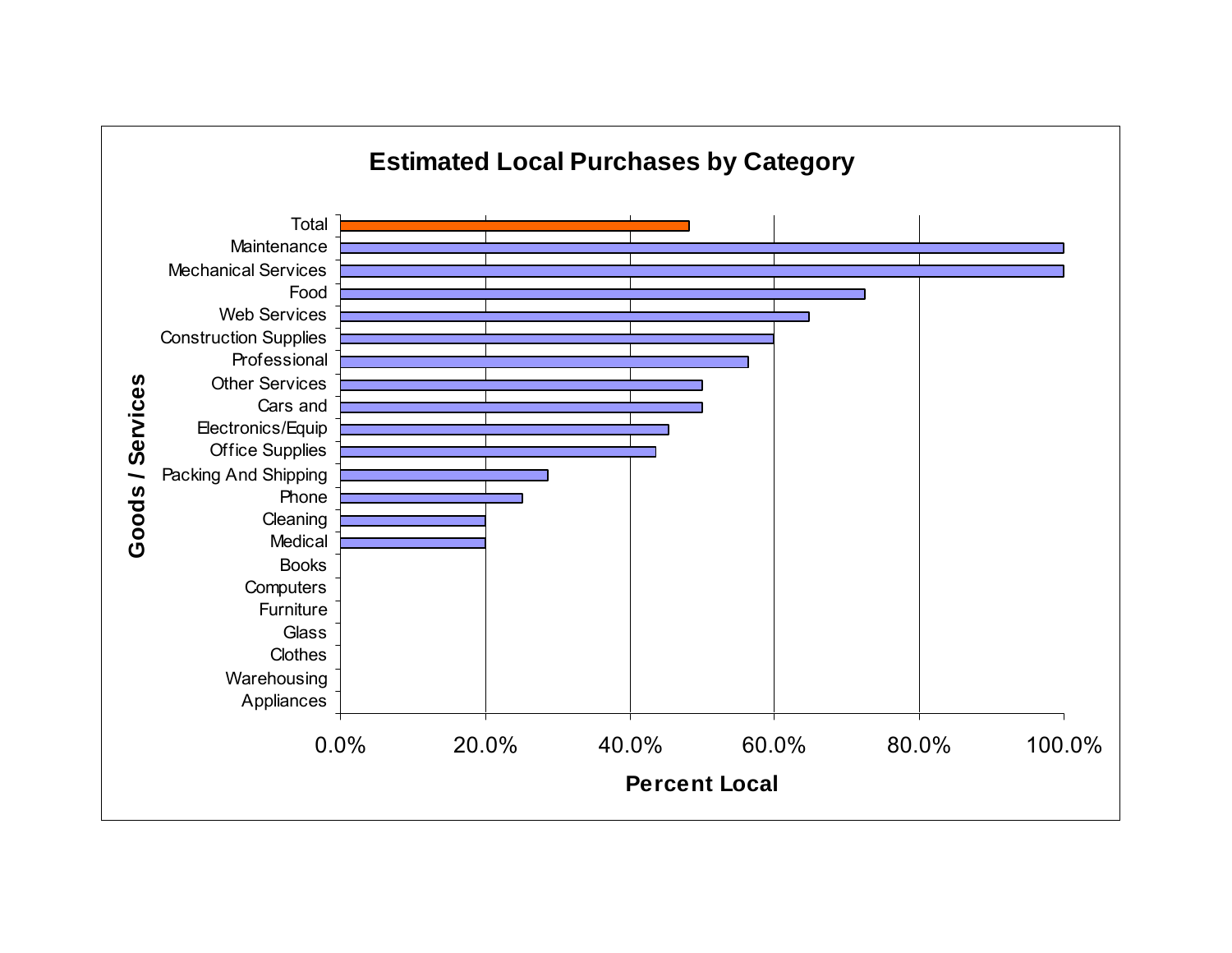## Estimated Local Purchases by Category

| Goods / Services | Percent Local |
|---|---|
| Total | ~48% |
| Maintenance | 100.0% |
| Mechanical Services | 100.0% |
| Food | ~72.5% |
| Web Services | ~65% |
| Construction Supplies | 60.0% |
| Professional | ~56.5% |
| Other Services | 50.0% |
| Cars and | 50.0% |
| Electronics/Equip | ~45.5% |
| Office Supplies | ~43.5% |
| Packing And Shipping | ~28.5% |
| Phone | 25.0% |
| Cleaning | 20.0% |
| Medical | 20.0% |
| Books | 0.0% |
| Computers | 0.0% |
| Furniture | 0.0% |
| Glass | 0.0% |
| Clothes | 0.0% |
| Warehousing | 0.0% |
| Appliances | 0.0% |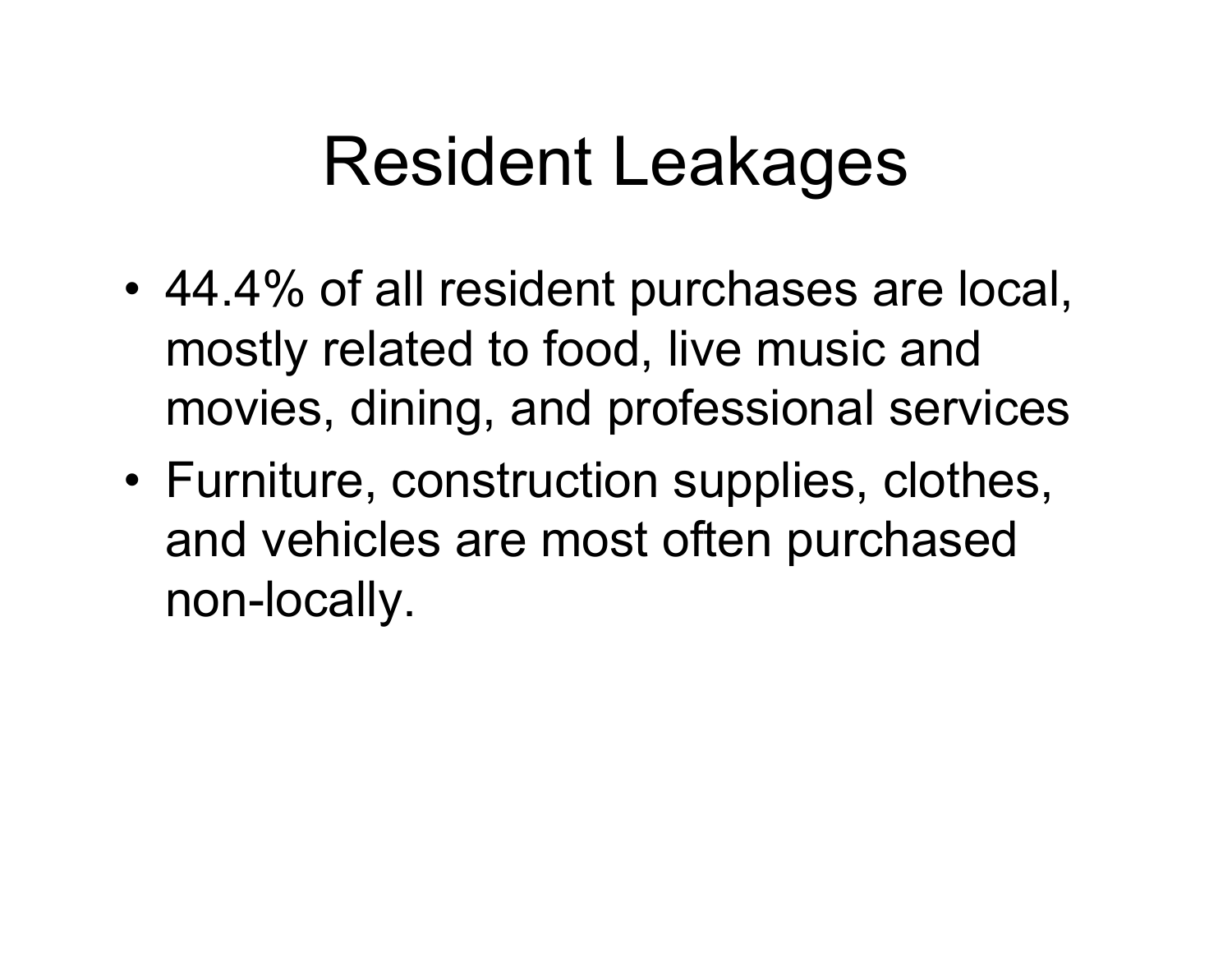# Resident Leakages

- 44.4% of all resident purchases are local, mostly related to food, live music and movies, dining, and professional services
- Furniture, construction supplies, clothes, and vehicles are most often purchased non-locally.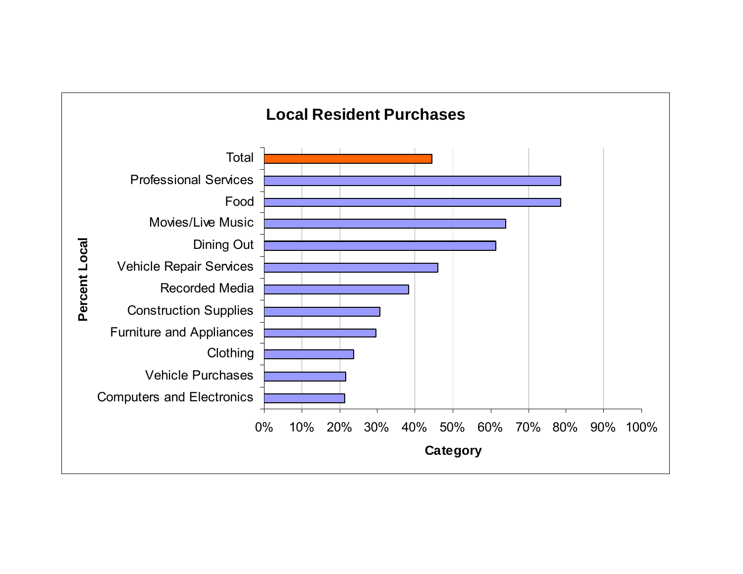**Local Resident Purchases**

| Category | Percent Local |
| --- | --- |
| Total | ~44% |
| Professional Services | ~79% |
| Food | ~79% |
| Movies/Live Music | ~64% |
| Dining Out | ~61% |
| Vehicle Repair Services | ~46% |
| Recorded Media | ~38% |
| Construction Supplies | ~31% |
| Furniture and Appliances | ~30% |
| Clothing | ~24% |
| Vehicle Purchases | ~22% |
| Computers and Electronics | ~21% |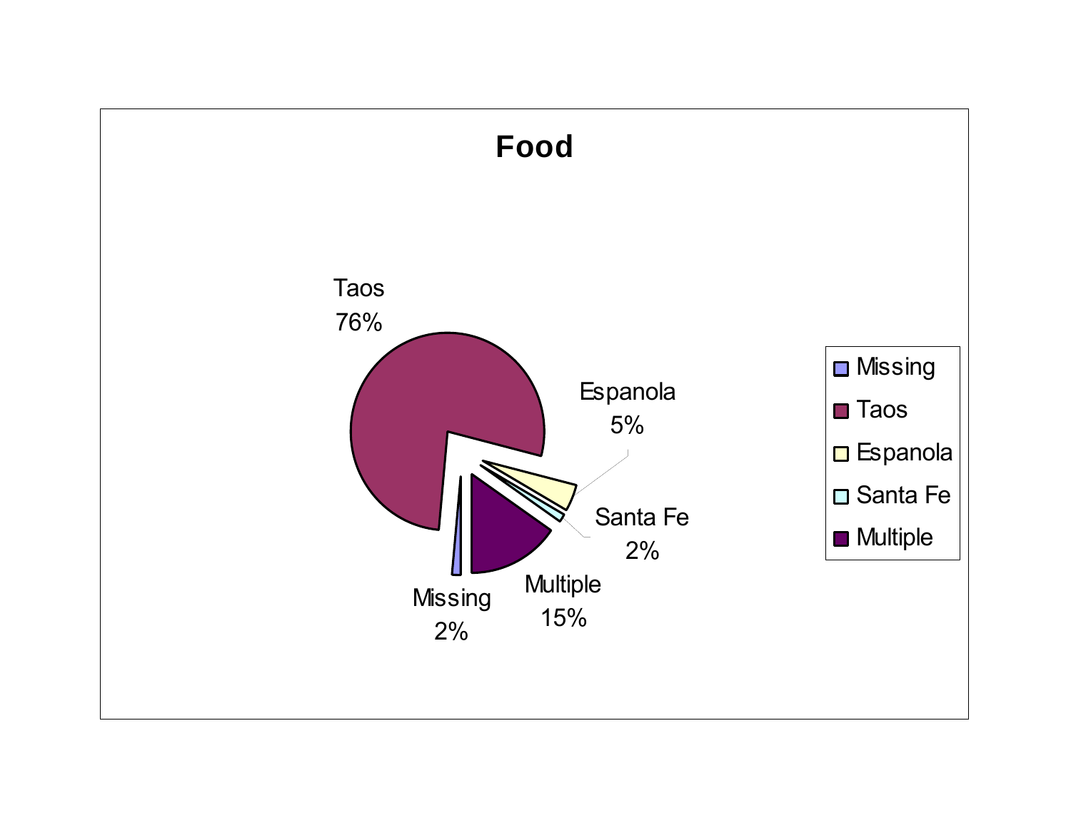# Food

| Category | Percentage |
| --- | --- |
| Missing | 2% |
| Taos | 76% |
| Espanola | 5% |
| Santa Fe | 2% |
| Multiple | 15% |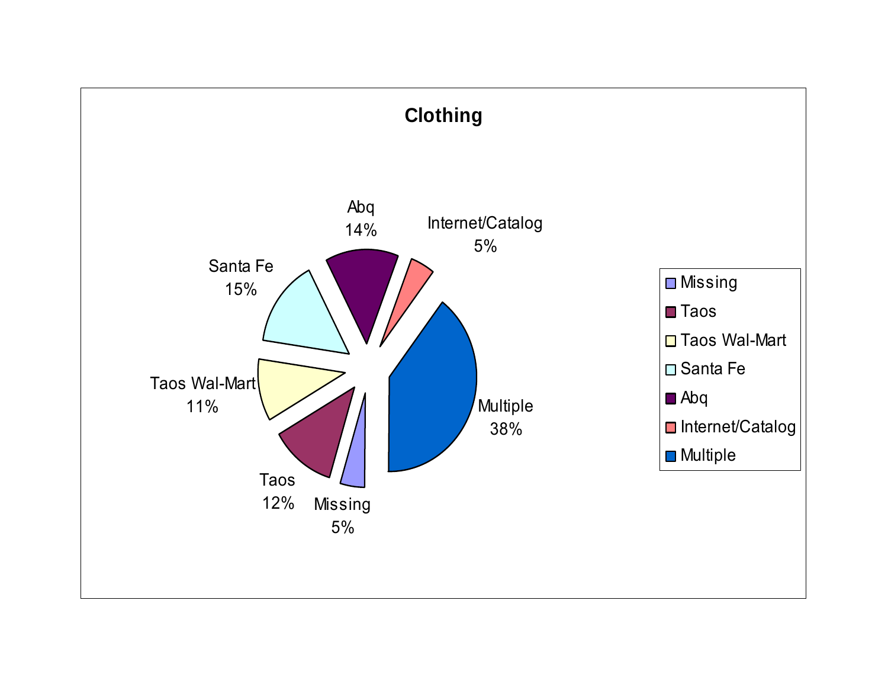**Clothing**

| Category | Percentage |
| --- | --- |
| Missing | 5% |
| Taos | 12% |
| Taos Wal-Mart | 11% |
| Santa Fe | 15% |
| Abq | 14% |
| Internet/Catalog | 5% |
| Multiple | 38% |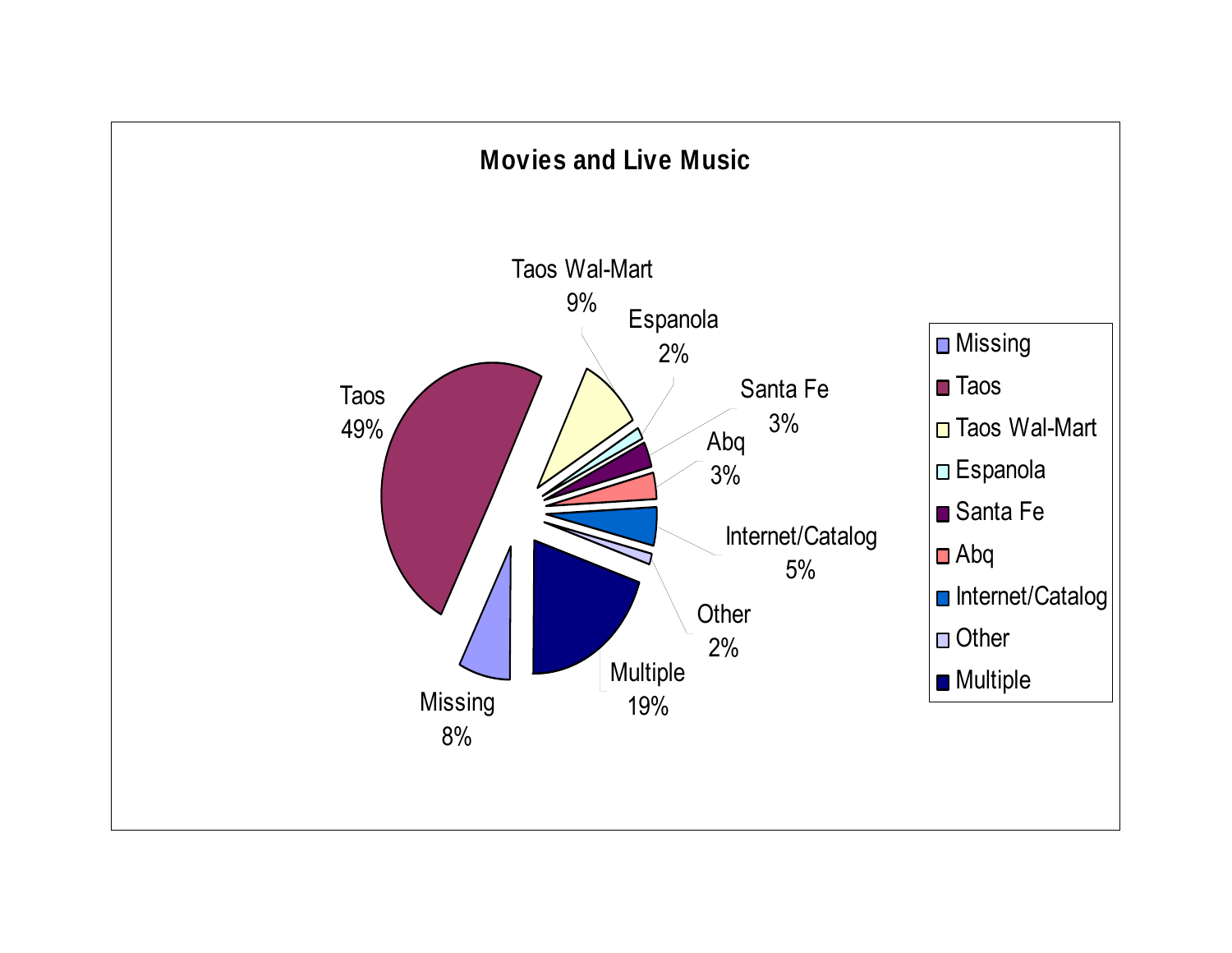## Movies and Live Music

| Category | Percent |
| --- | --- |
| Missing | 8% |
| Taos | 49% |
| Taos Wal-Mart | 9% |
| Espanola | 2% |
| Santa Fe | 3% |
| Abq | 3% |
| Internet/Catalog | 5% |
| Other | 2% |
| Multiple | 19% |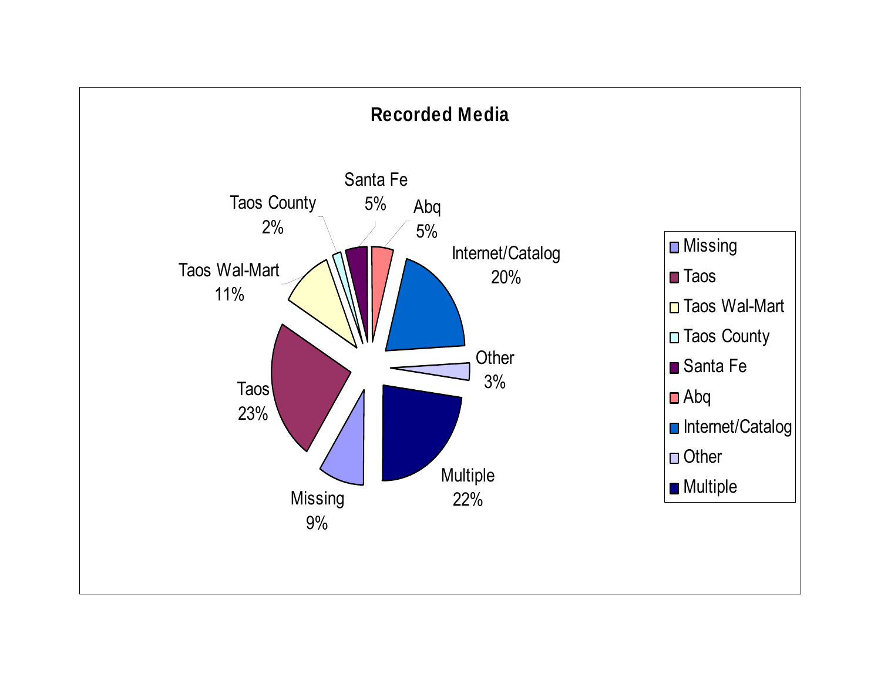**Recorded Media**

| Category | Percent |
| --- | --- |
| Missing | 9% |
| Taos | 23% |
| Taos Wal-Mart | 11% |
| Taos County | 2% |
| Santa Fe | 5% |
| Abq | 5% |
| Internet/Catalog | 20% |
| Other | 3% |
| Multiple | 22% |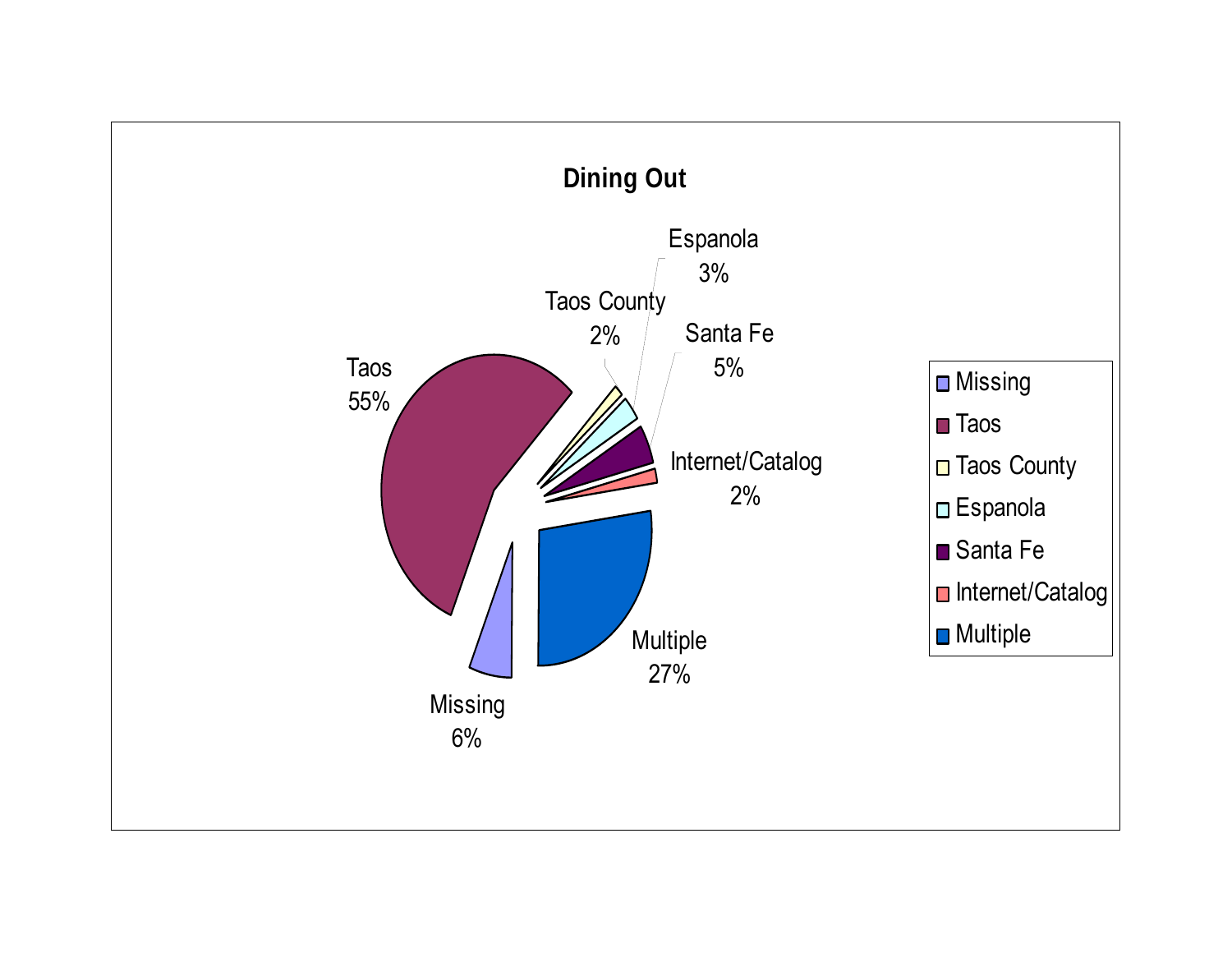**Dining Out**

| Category | Percentage |
|---|---|
| Missing | 6% |
| Taos | 55% |
| Taos County | 2% |
| Espanola | 3% |
| Santa Fe | 5% |
| Internet/Catalog | 2% |
| Multiple | 27% |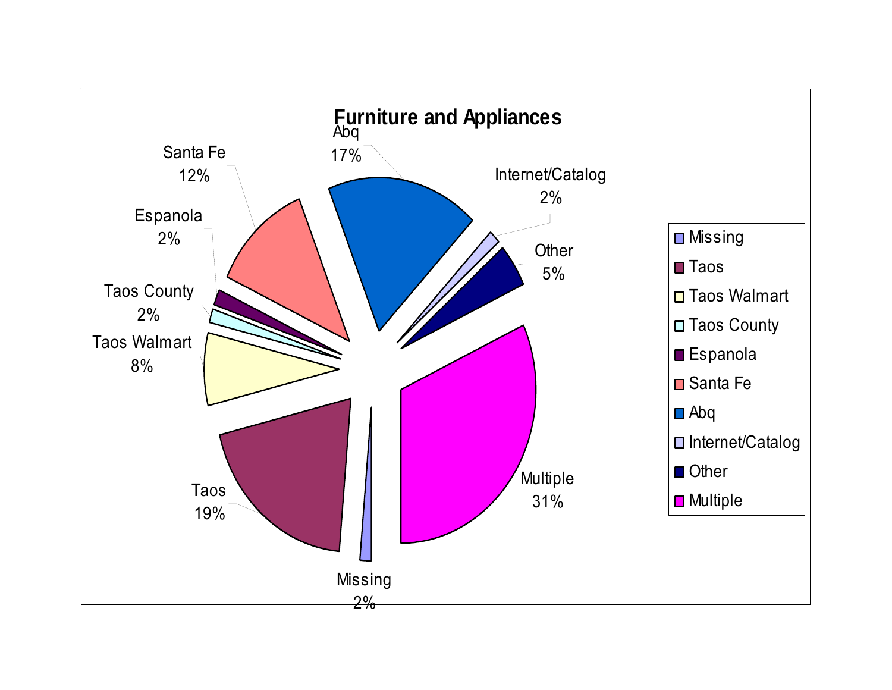# Furniture and Appliances

| Category | Percentage |
| --- | --- |
| Missing | 2% |
| Taos | 19% |
| Taos Walmart | 8% |
| Taos County | 2% |
| Espanola | 2% |
| Santa Fe | 12% |
| Abq | 17% |
| Internet/Catalog | 2% |
| Other | 5% |
| Multiple | 31% |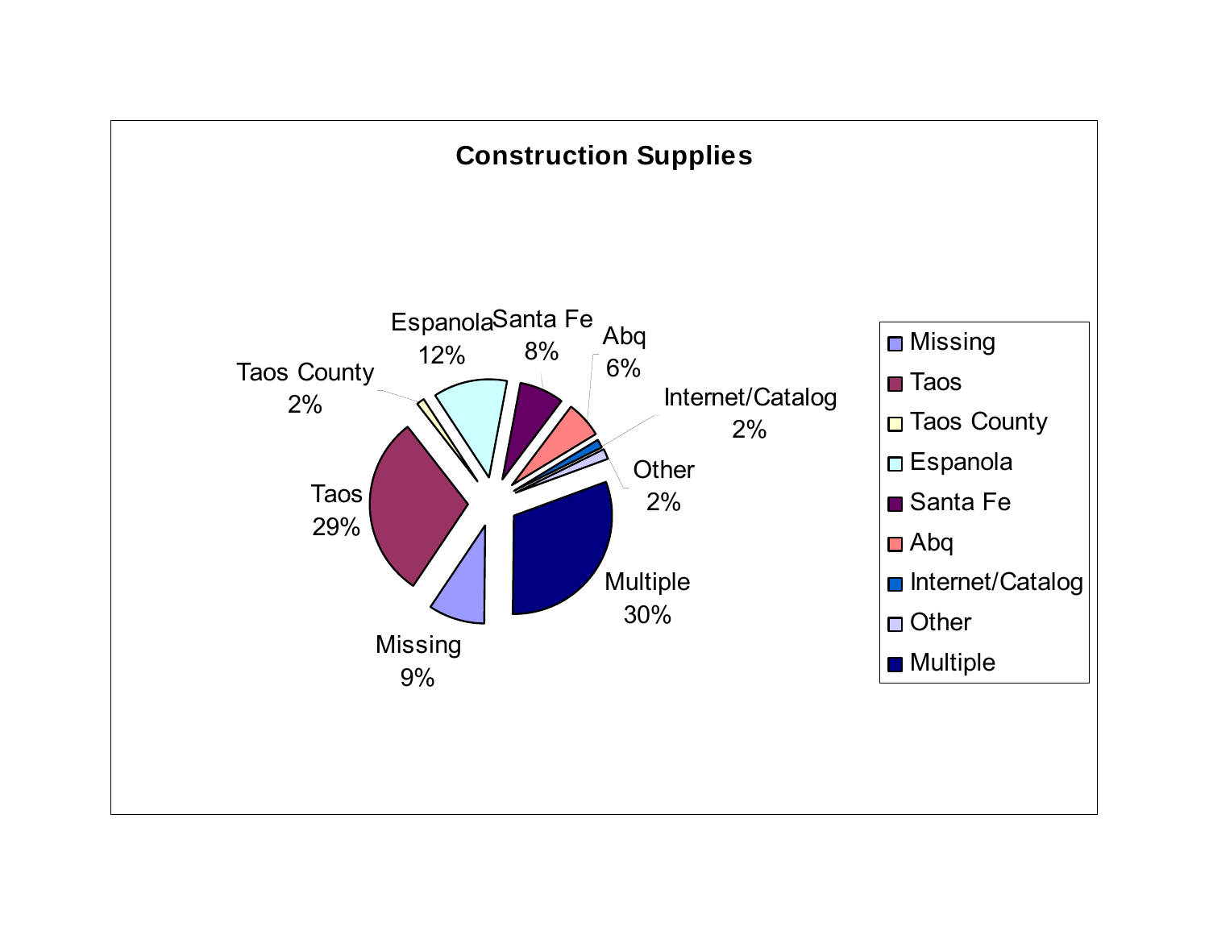## Construction Supplies

| Category | Percent |
|---|---|
| Missing | 9% |
| Taos | 29% |
| Taos County | 2% |
| Espanola | 12% |
| Santa Fe | 8% |
| Abq | 6% |
| Internet/Catalog | 2% |
| Other | 2% |
| Multiple | 30% |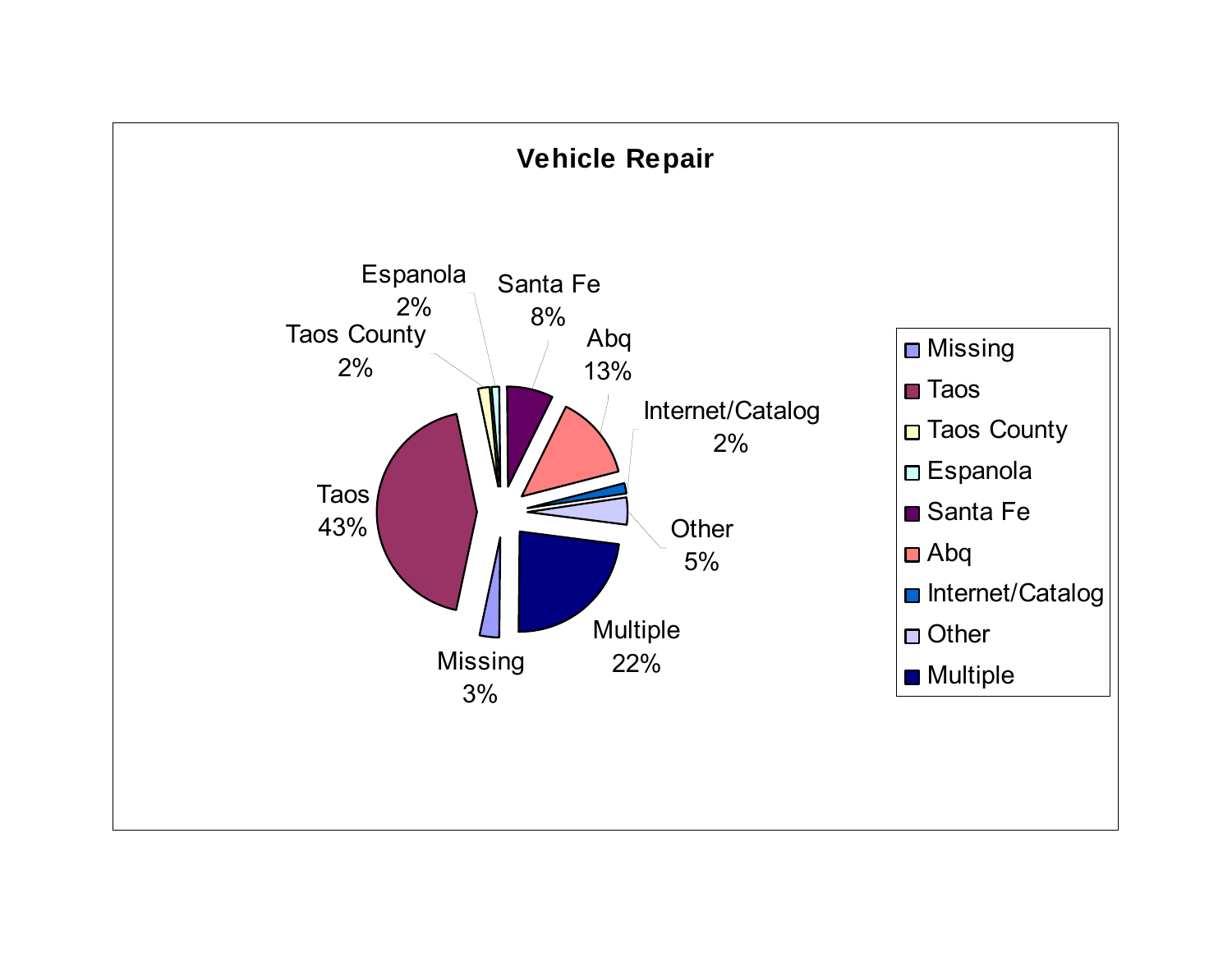## Vehicle Repair

| Category | Percentage |
|---|---|
| Missing | 3% |
| Taos | 43% |
| Taos County | 2% |
| Espanola | 2% |
| Santa Fe | 8% |
| Abq | 13% |
| Internet/Catalog | 2% |
| Other | 5% |
| Multiple | 22% |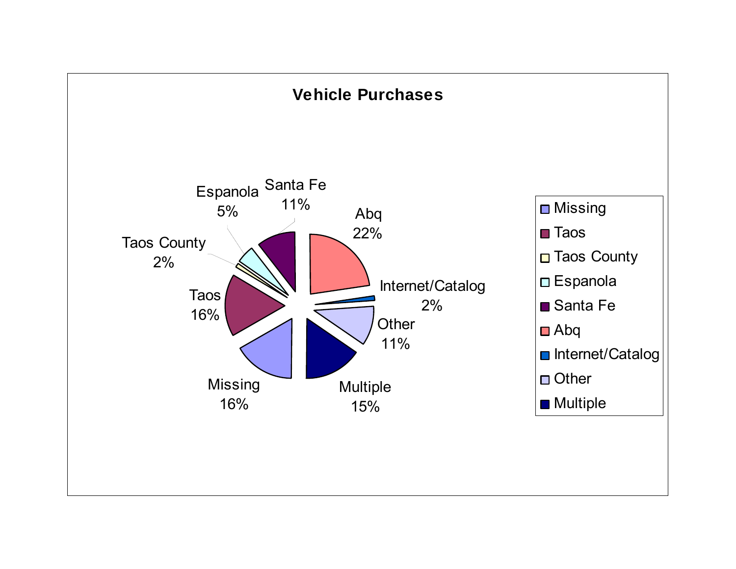**Vehicle Purchases**

| Category | Percentage |
|---|---|
| Missing | 16% |
| Taos | 16% |
| Taos County | 2% |
| Espanola | 5% |
| Santa Fe | 11% |
| Abq | 22% |
| Internet/Catalog | 2% |
| Other | 11% |
| Multiple | 15% |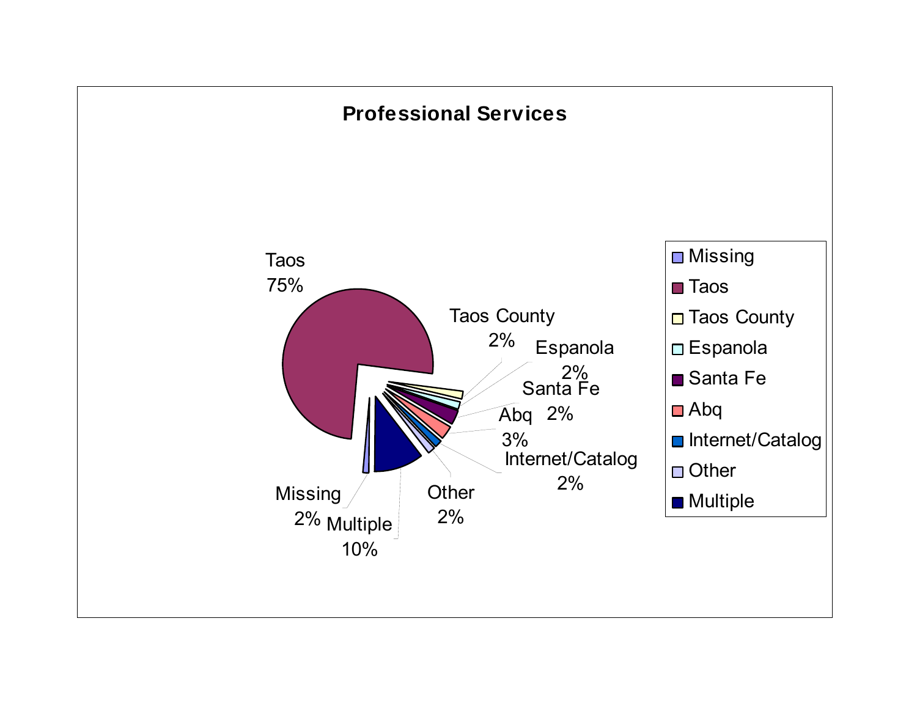## Professional Services

| Category | Percentage |
| --- | --- |
| Missing | 2% |
| Taos | 75% |
| Taos County | 2% |
| Espanola | 2% |
| Santa Fe | 2% |
| Abq | 3% |
| Internet/Catalog | 2% |
| Other | 2% |
| Multiple | 10% |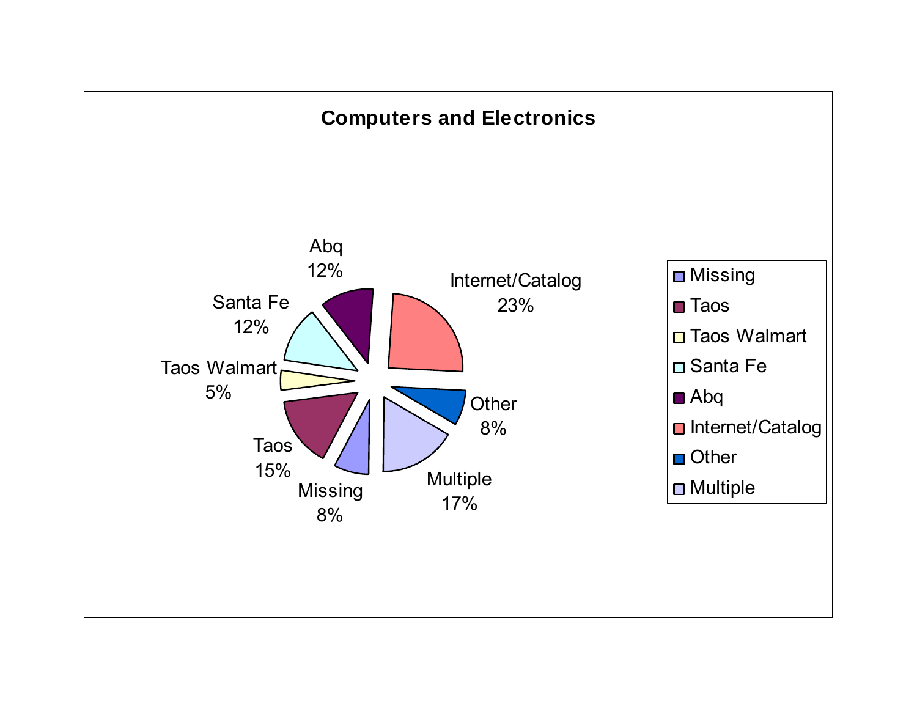**Computers and Electronics**

| Category | Percentage |
| --- | --- |
| Missing | 8% |
| Taos | 15% |
| Taos Walmart | 5% |
| Santa Fe | 12% |
| Abq | 12% |
| Internet/Catalog | 23% |
| Other | 8% |
| Multiple | 17% |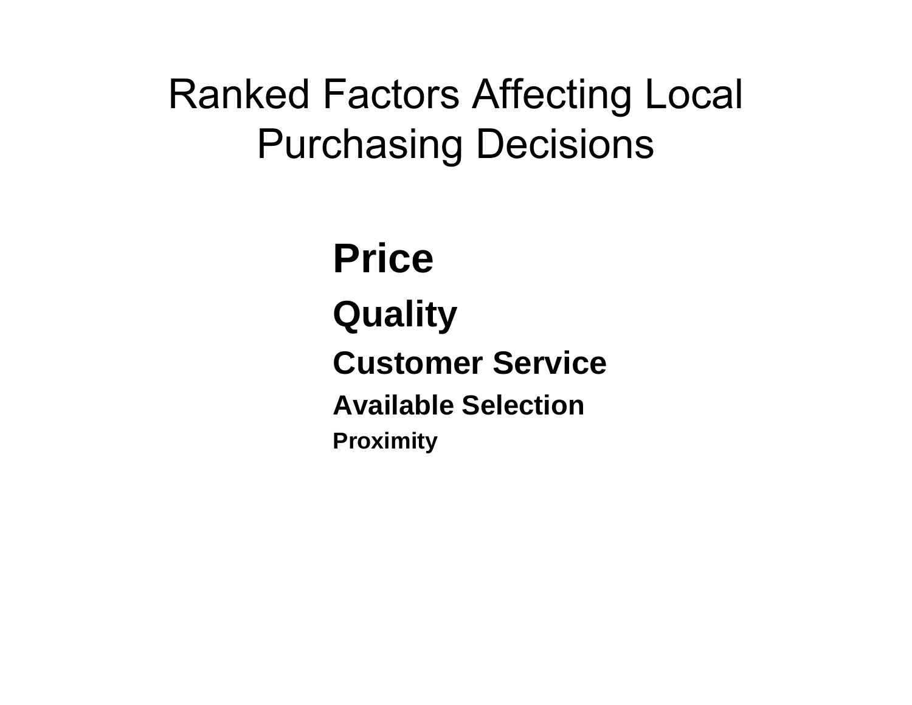# Ranked Factors Affecting Local Purchasing Decisions

**Price**

**Quality**

**Customer Service**

**Available Selection**

**Proximity**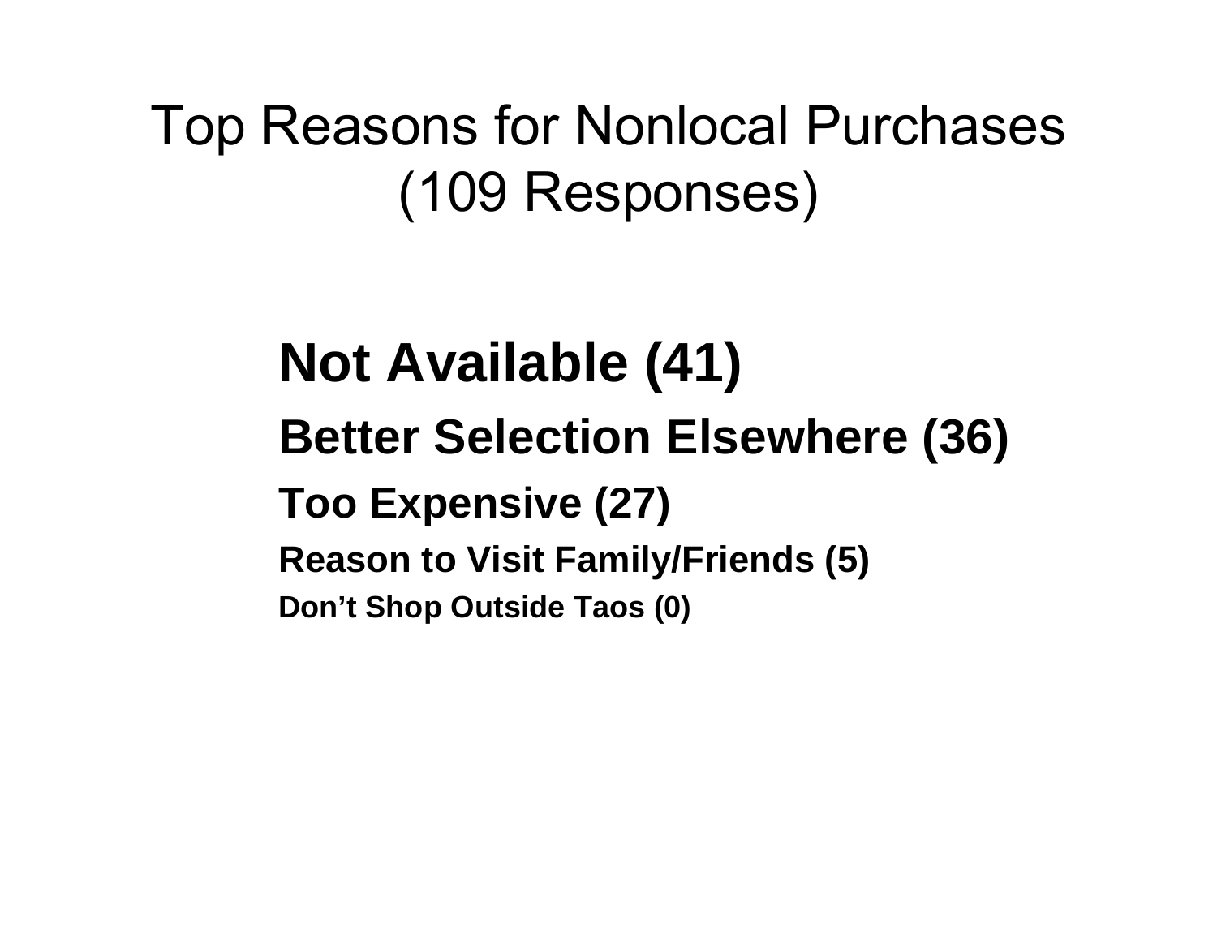# Top Reasons for Nonlocal Purchases (109 Responses)

**Not Available (41)**

**Better Selection Elsewhere (36)**

**Too Expensive (27)**

**Reason to Visit Family/Friends (5)**

**Don’t Shop Outside Taos (0)**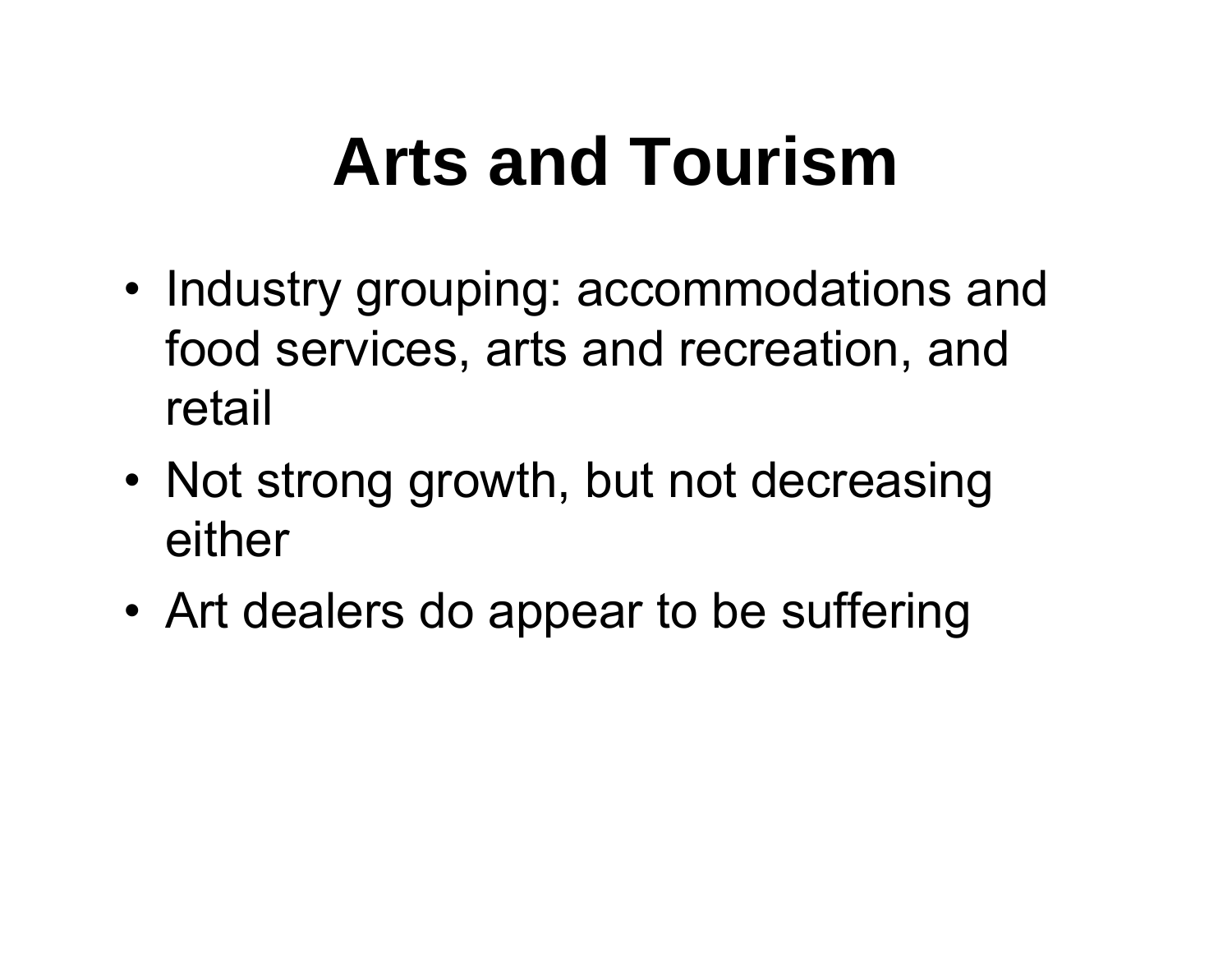# Arts and Tourism

- Industry grouping: accommodations and food services, arts and recreation, and retail
- Not strong growth, but not decreasing either
- Art dealers do appear to be suffering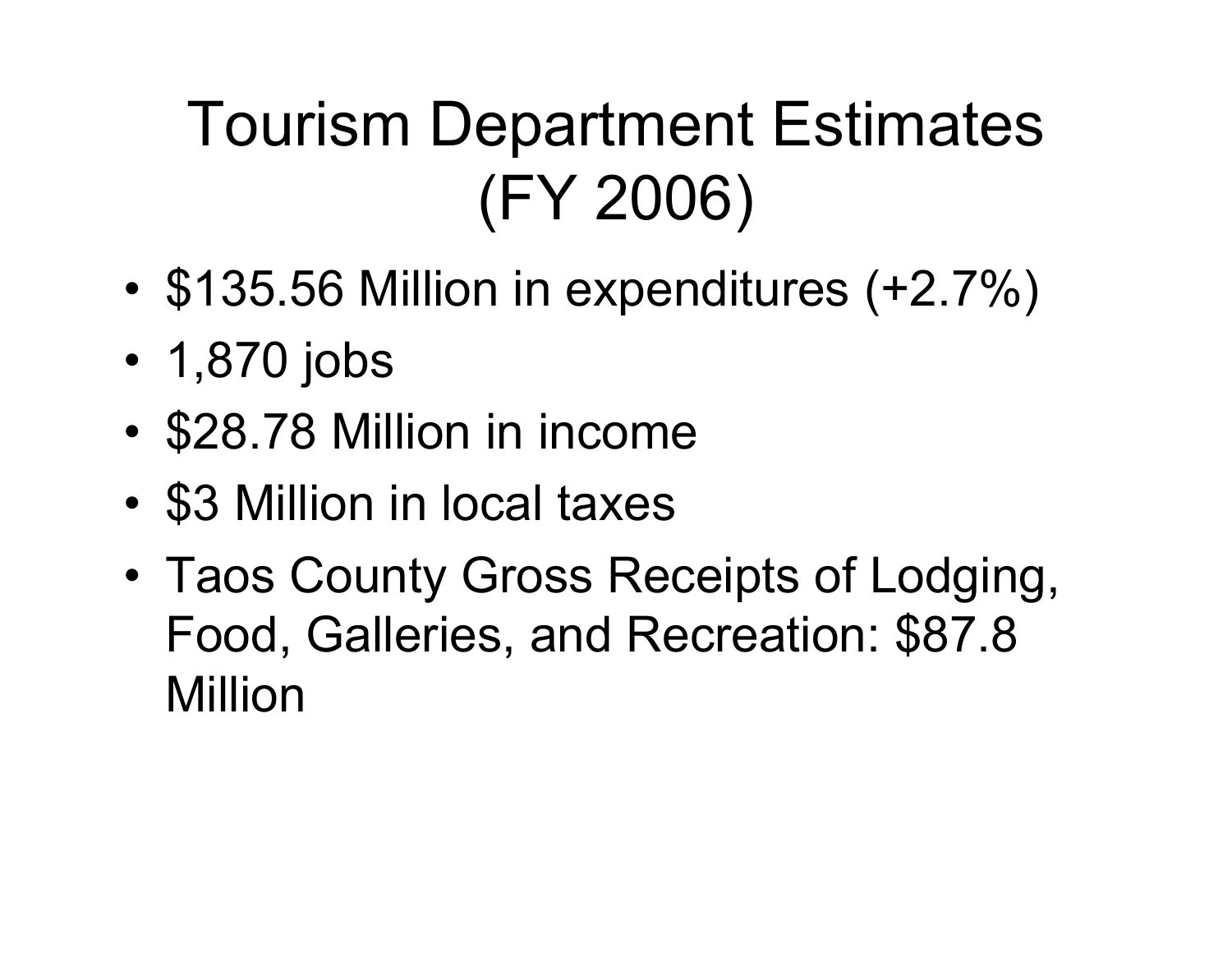# Tourism Department Estimates (FY 2006)

- $135.56 Million in expenditures (+2.7%)
- 1,870 jobs
- $28.78 Million in income
- $3 Million in local taxes
- Taos County Gross Receipts of Lodging, Food, Galleries, and Recreation: $87.8 Million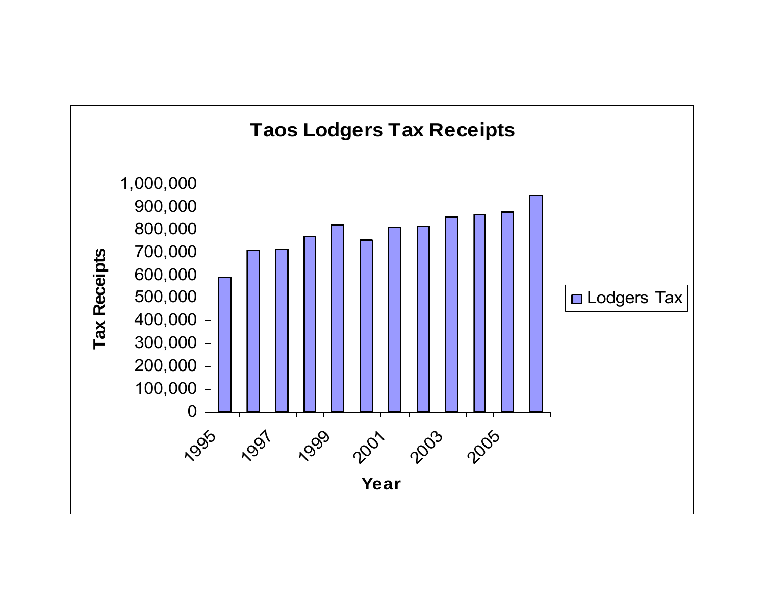**Taos Lodgers Tax Receipts**

Tax Receipts

1,000,000
900,000
800,000
700,000
600,000
500,000
400,000
300,000
200,000
100,000
0

1995 1997 1999 2001 2003 2005

Year

Lodgers Tax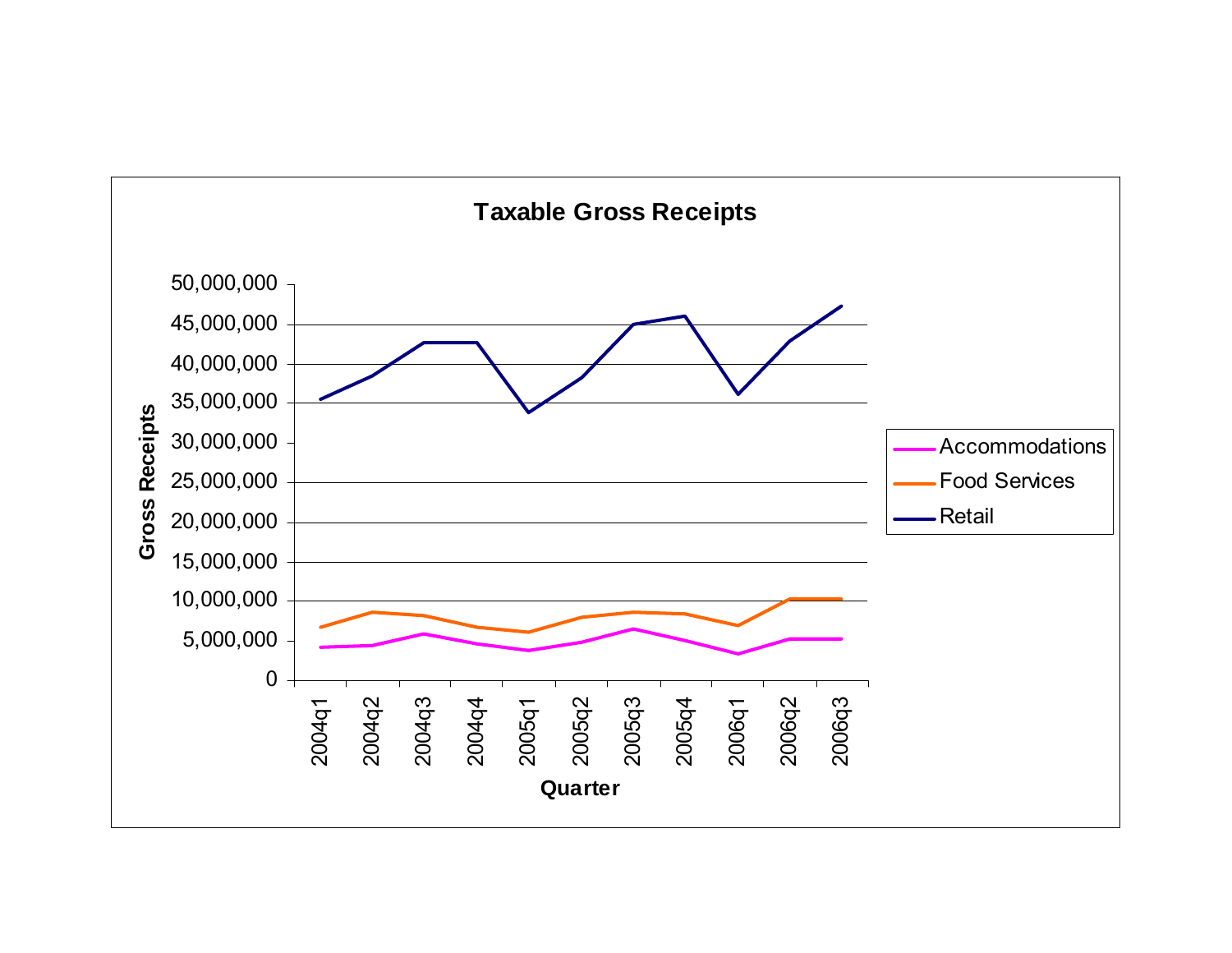**Taxable Gross Receipts**

Gross Receipts

50,000,000
45,000,000
40,000,000
35,000,000
30,000,000
25,000,000
20,000,000
15,000,000
10,000,000
5,000,000
0

2004q1 2004q2 2004q3 2004q4 2005q1 2005q2 2005q3 2005q4 2006q1 2006q2 2006q3

Quarter

Accommodations
Food Services
Retail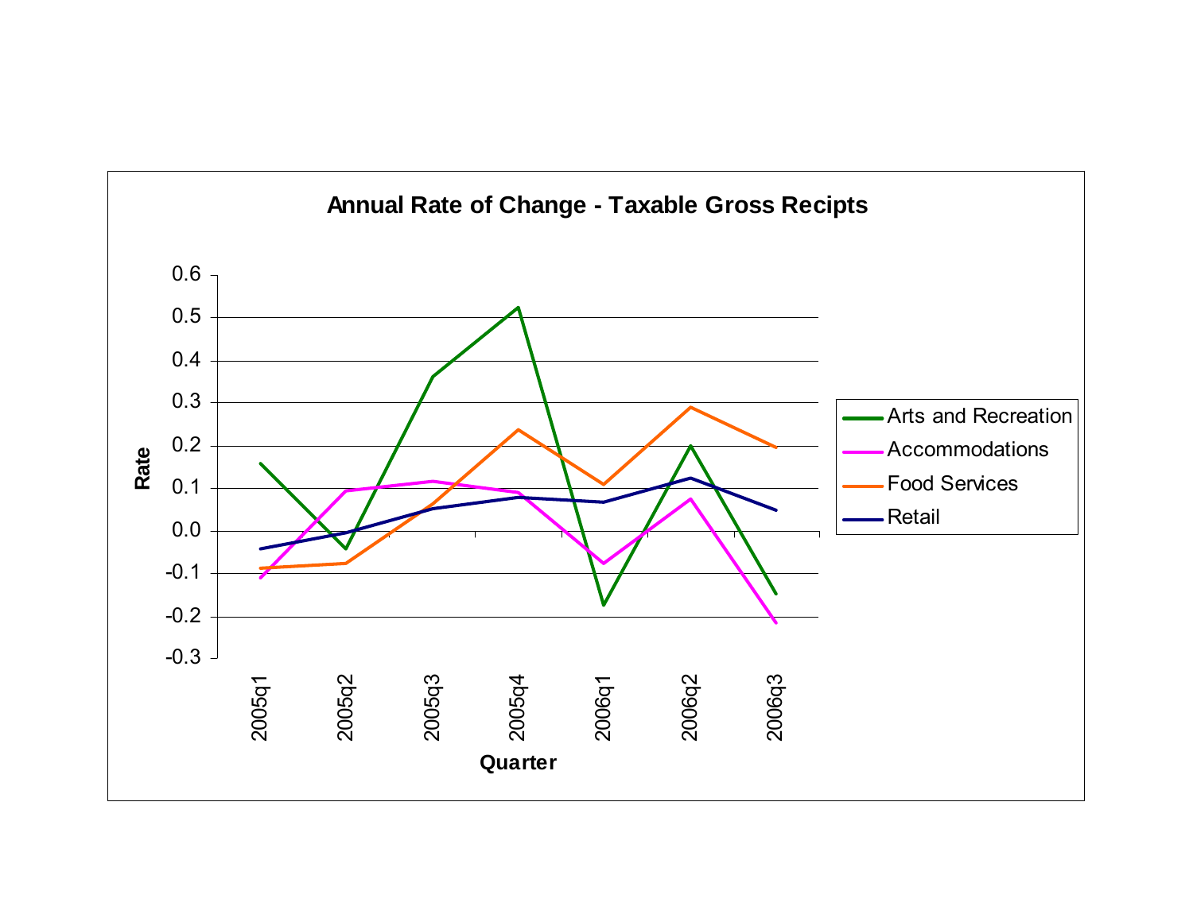**Annual Rate of Change - Taxable Gross Recipts**

| Quarter | Arts and Recreation | Accommodations | Food Services | Retail |
|---|---|---|---|---|
| 2005q1 | 0.16 | -0.11 | -0.09 | -0.04 |
| 2005q2 | -0.04 | 0.09 | -0.08 | 0.00 |
| 2005q3 | 0.36 | 0.12 | 0.06 | 0.05 |
| 2005q4 | 0.52 | 0.09 | 0.24 | 0.08 |
| 2006q1 | -0.17 | -0.08 | 0.11 | 0.07 |
| 2006q2 | 0.20 | 0.08 | 0.29 | 0.12 |
| 2006q3 | -0.15 | -0.22 | 0.20 | 0.05 |

Rate (y-axis, -0.3 to 0.6); Quarter (x-axis)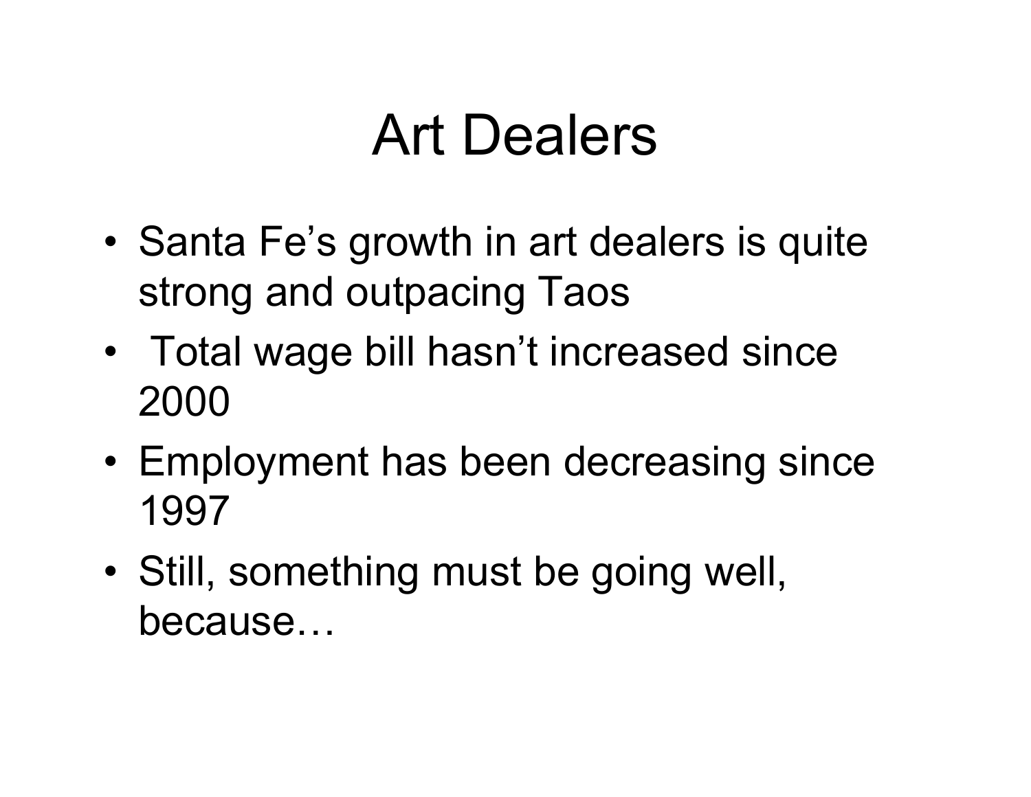# Art Dealers

- Santa Fe’s growth in art dealers is quite strong and outpacing Taos
- Total wage bill hasn’t increased since 2000
- Employment has been decreasing since 1997
- Still, something must be going well, because…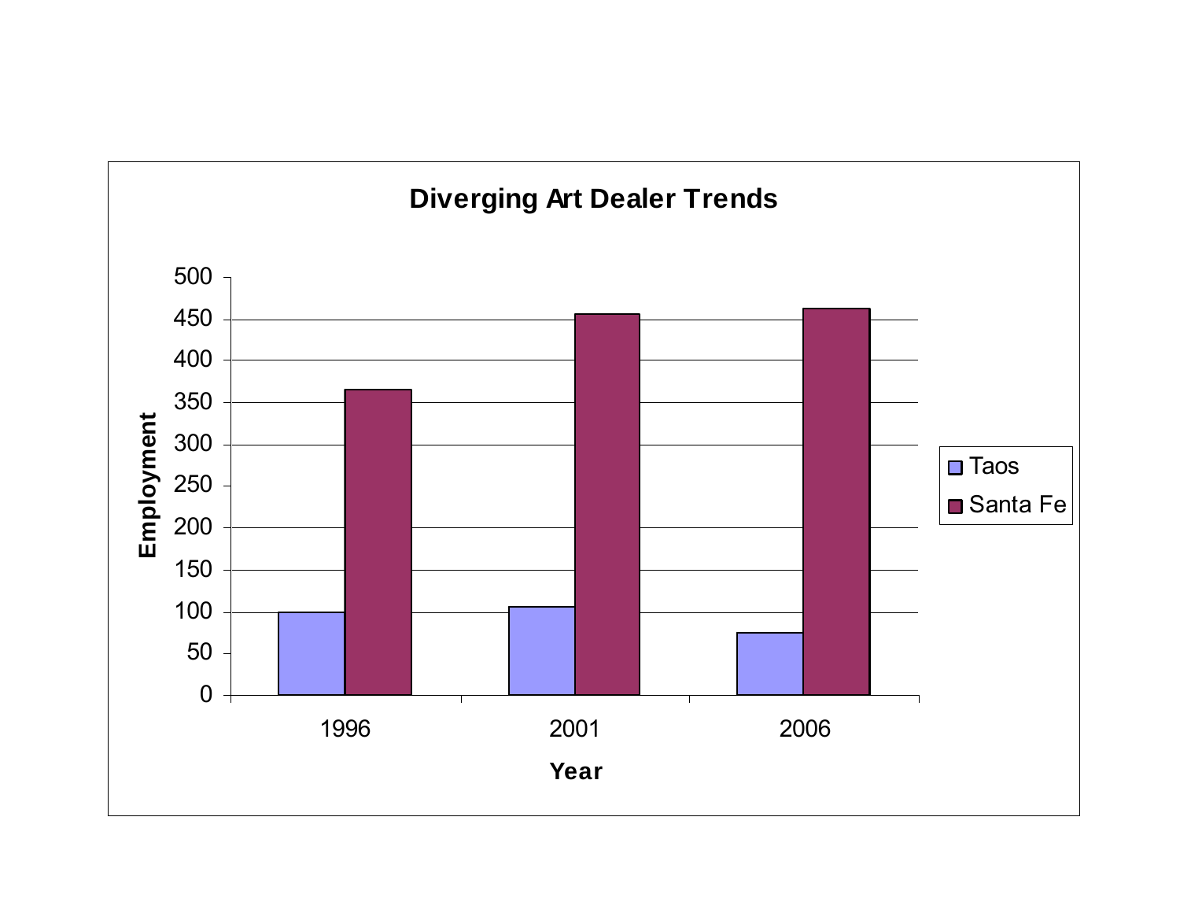**Diverging Art Dealer Trends**

Employment

500
450
400
350
300
250
200
150
100
50
0

1996 2001 2006

**Year**

Taos
Santa Fe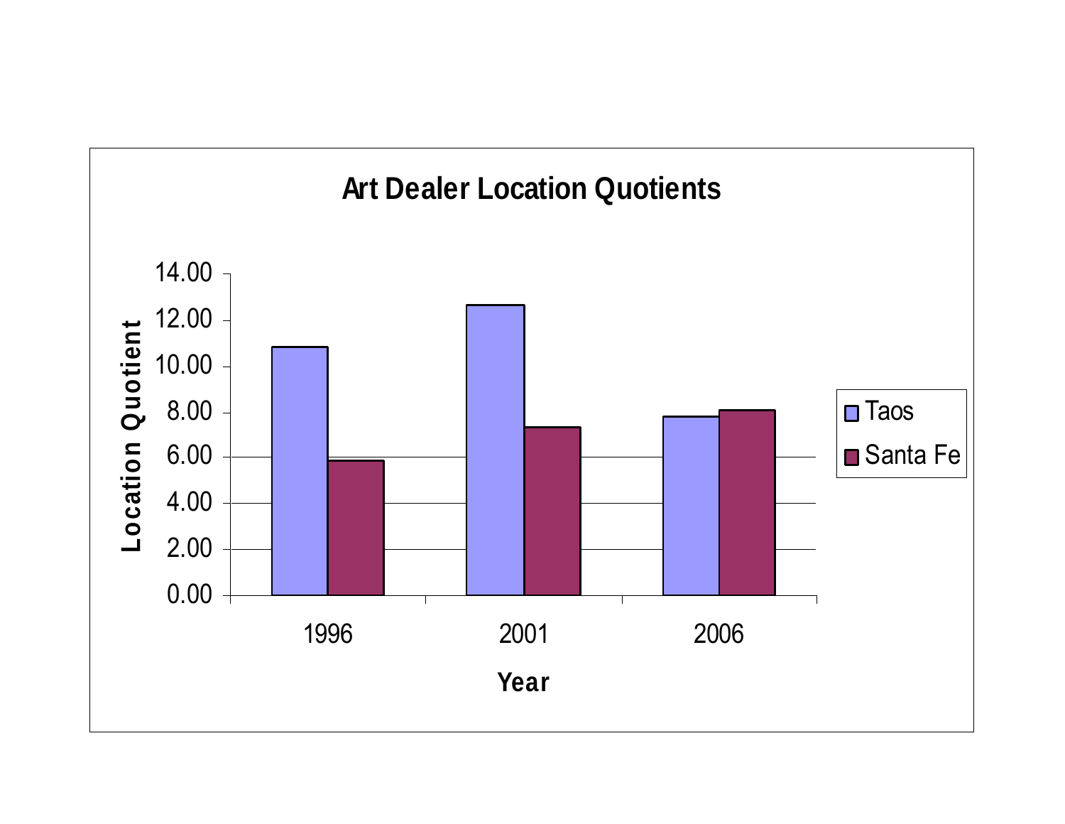**Art Dealer Location Quotients**

Location Quotient

14.00
12.00
10.00
8.00
6.00
4.00
2.00
0.00

1996 2001 2006

Year

Taos
Santa Fe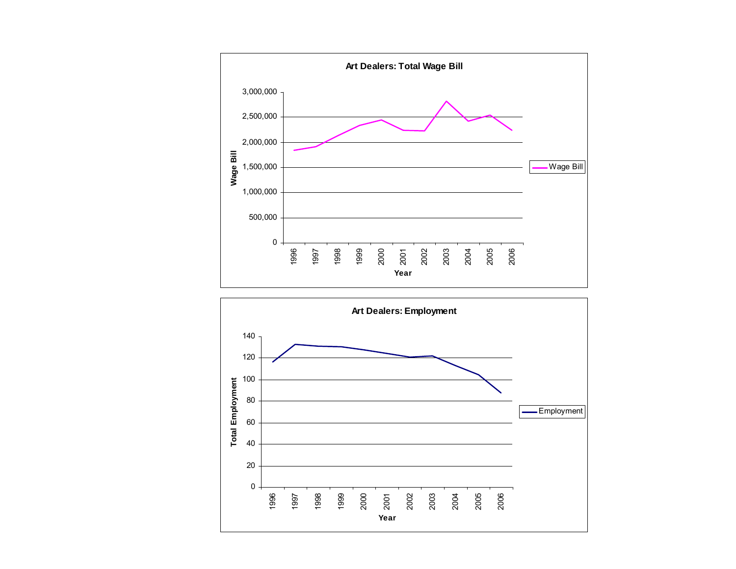**Art Dealers: Total Wage Bill**

**Art Dealers: Employment**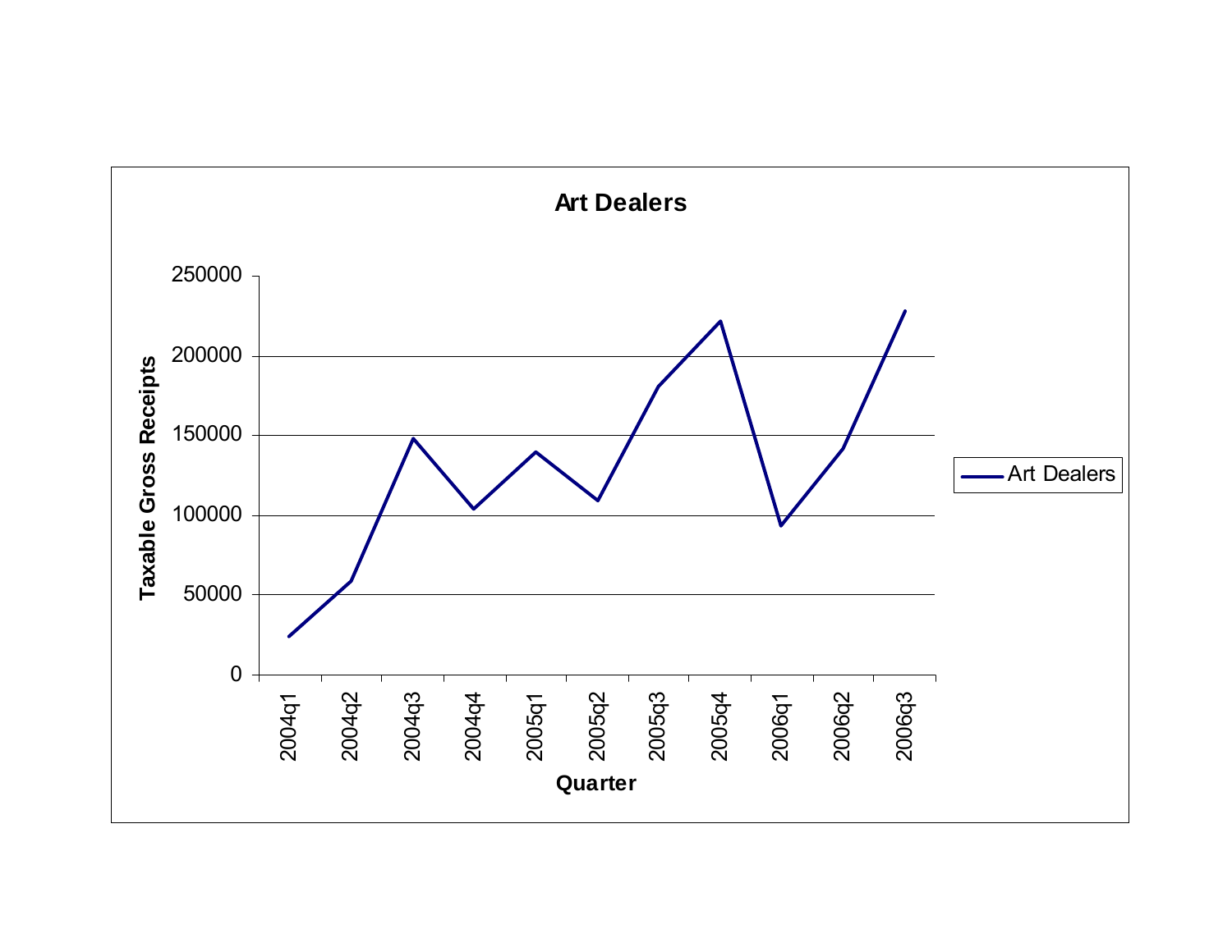**Art Dealers**

Taxable Gross Receipts

250000
200000
150000
100000
50000
0

2004q1 2004q2 2004q3 2004q4 2005q1 2005q2 2005q3 2005q4 2006q1 2006q2 2006q3

**Quarter**

Art Dealers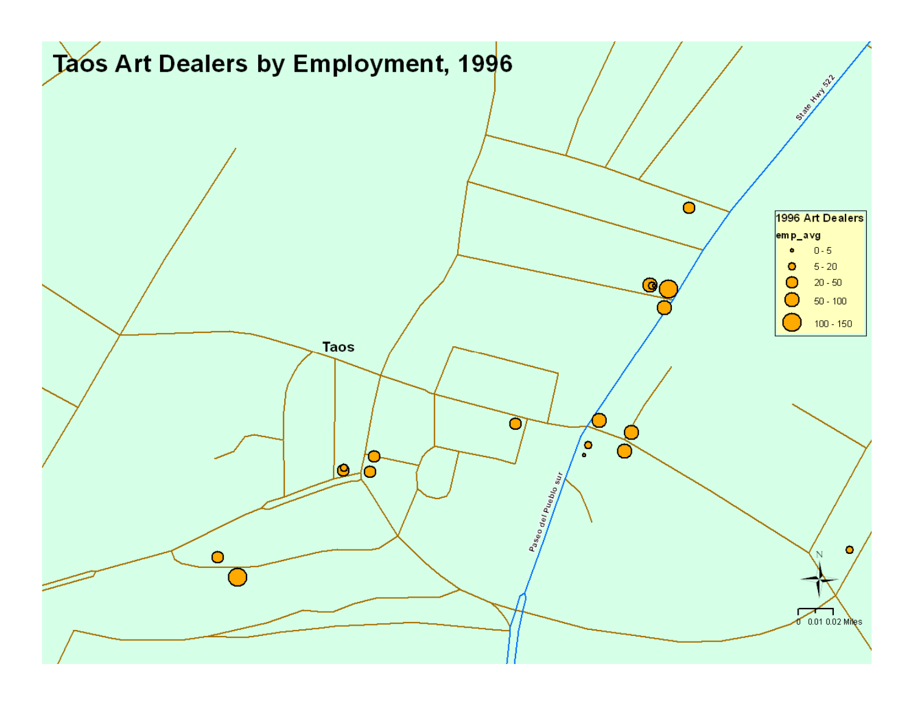# Taos Art Dealers by Employment, 1996

Taos

State Hwy 522

Paseo del Pueblo sur

**1996 Art Dealers**

**emp_avg**

- 0 - 5
- 5 - 20
- 20 - 50
- 50 - 100
- 100 - 150

N

0 0.01 0.02 Miles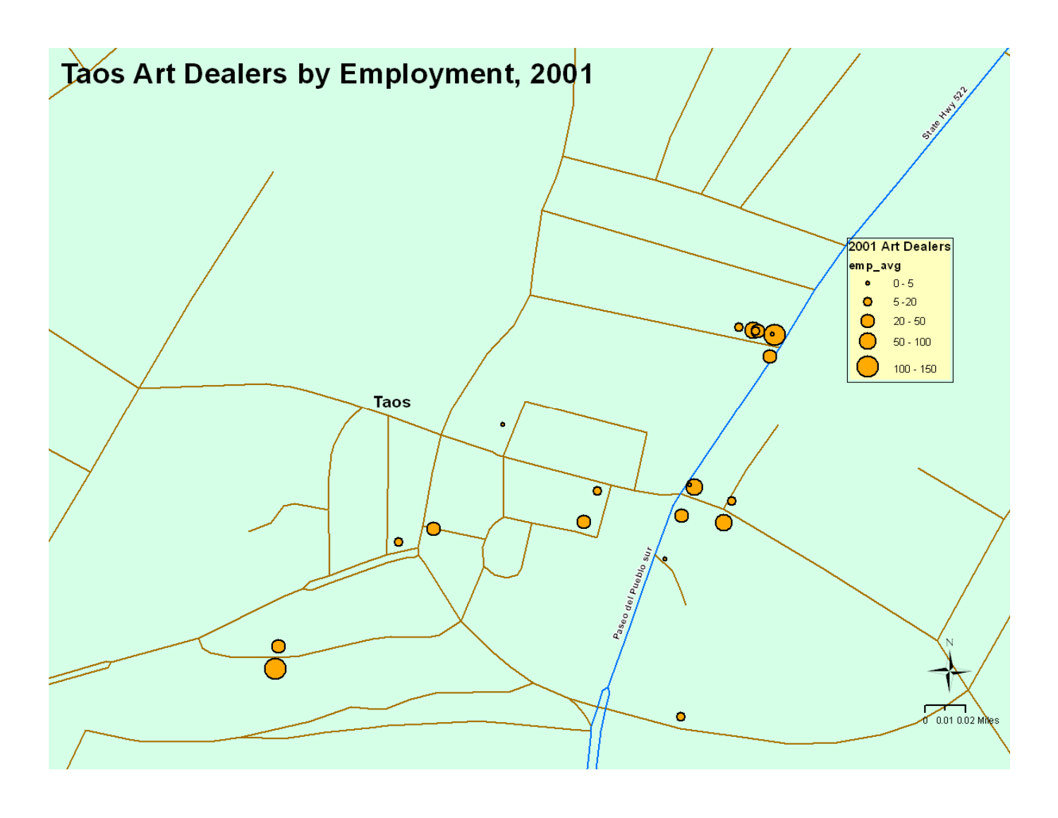# Taos Art Dealers by Employment, 2001

State Hwy 522

Taos

Paseo del Pueblo sur

**2001 Art Dealers**

**emp_avg**

- 0 - 5
- 5 - 20
- 20 - 50
- 50 - 100
- 100 - 150

N

0 0.01 0.02 Miles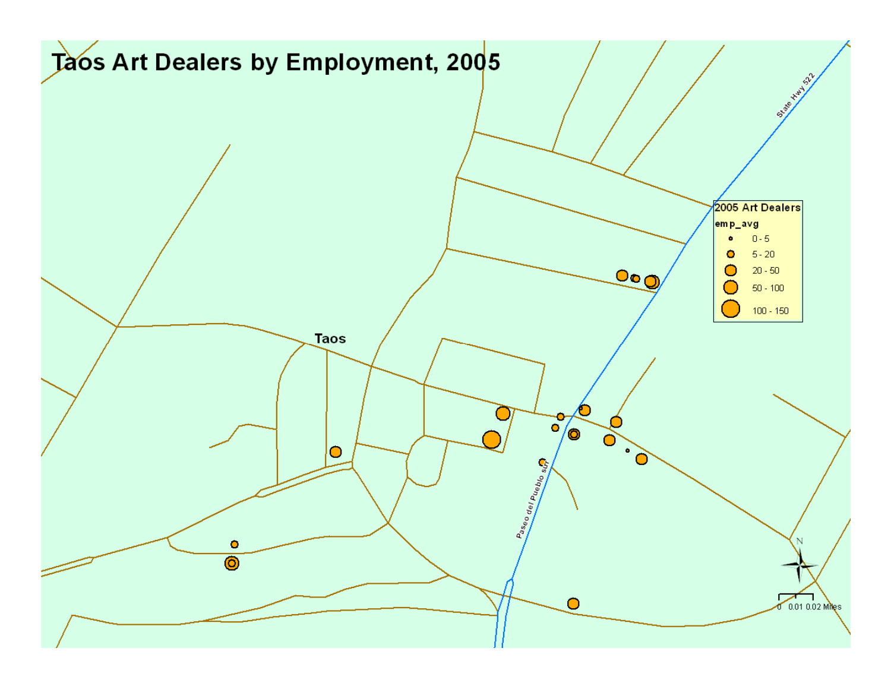# Taos Art Dealers by Employment, 2005

Taos

State Hwy 522

Paseo del Pueblo sur

**2005 Art Dealers**

**emp_avg**

- 0 - 5
- 5 - 20
- 20 - 50
- 50 - 100
- 100 - 150

N

0 0.01 0.02 Miles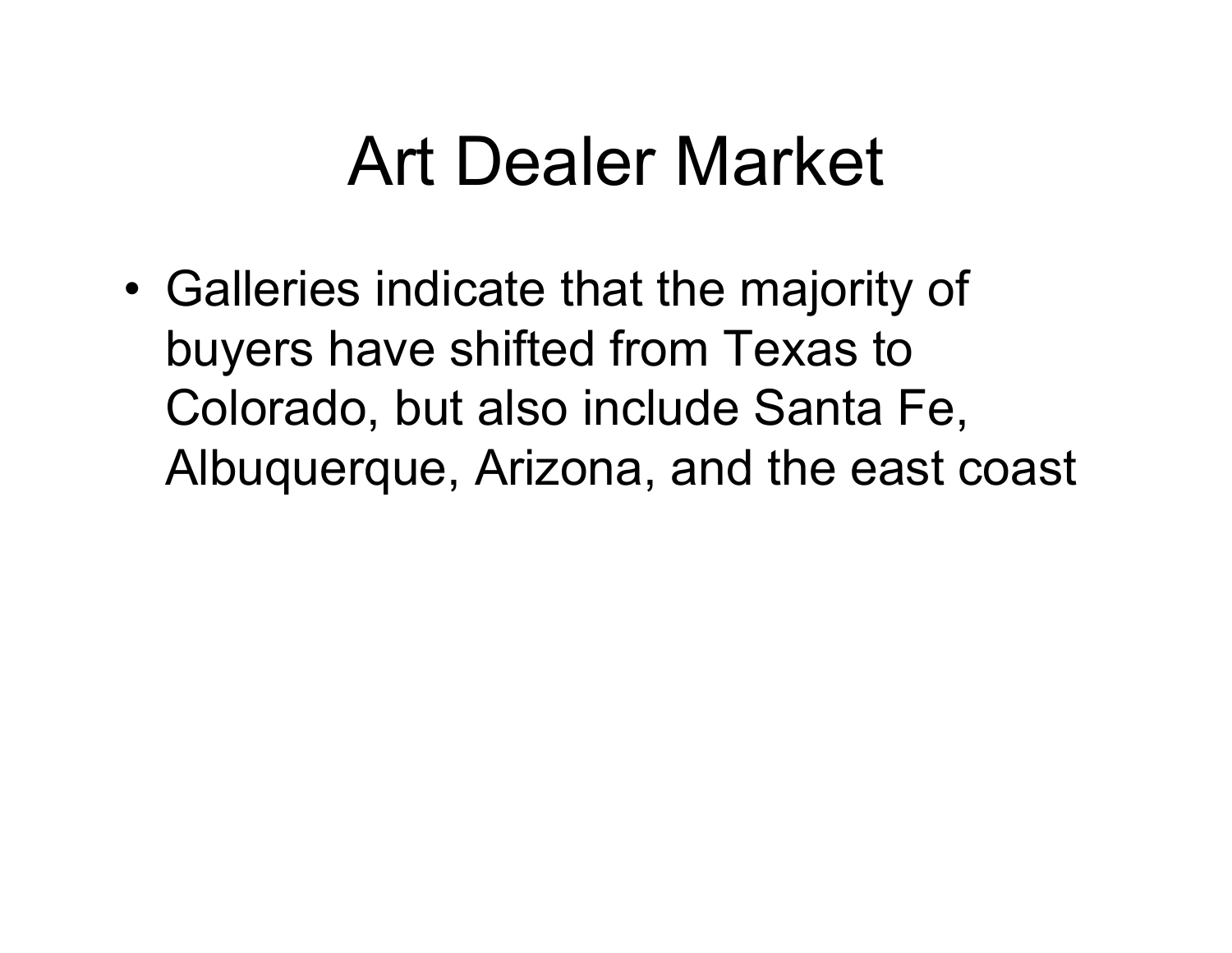# Art Dealer Market

- Galleries indicate that the majority of buyers have shifted from Texas to Colorado, but also include Santa Fe, Albuquerque, Arizona, and the east coast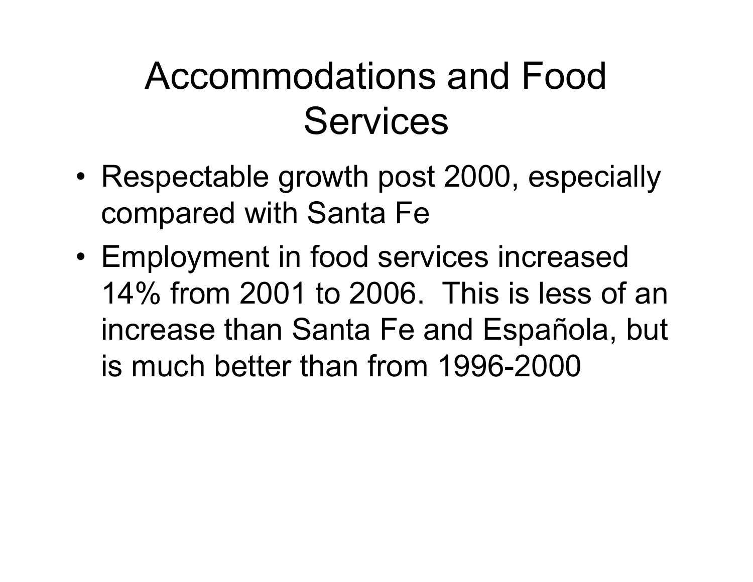# Accommodations and Food Services

- Respectable growth post 2000, especially compared with Santa Fe
- Employment in food services increased 14% from 2001 to 2006. This is less of an increase than Santa Fe and Española, but is much better than from 1996-2000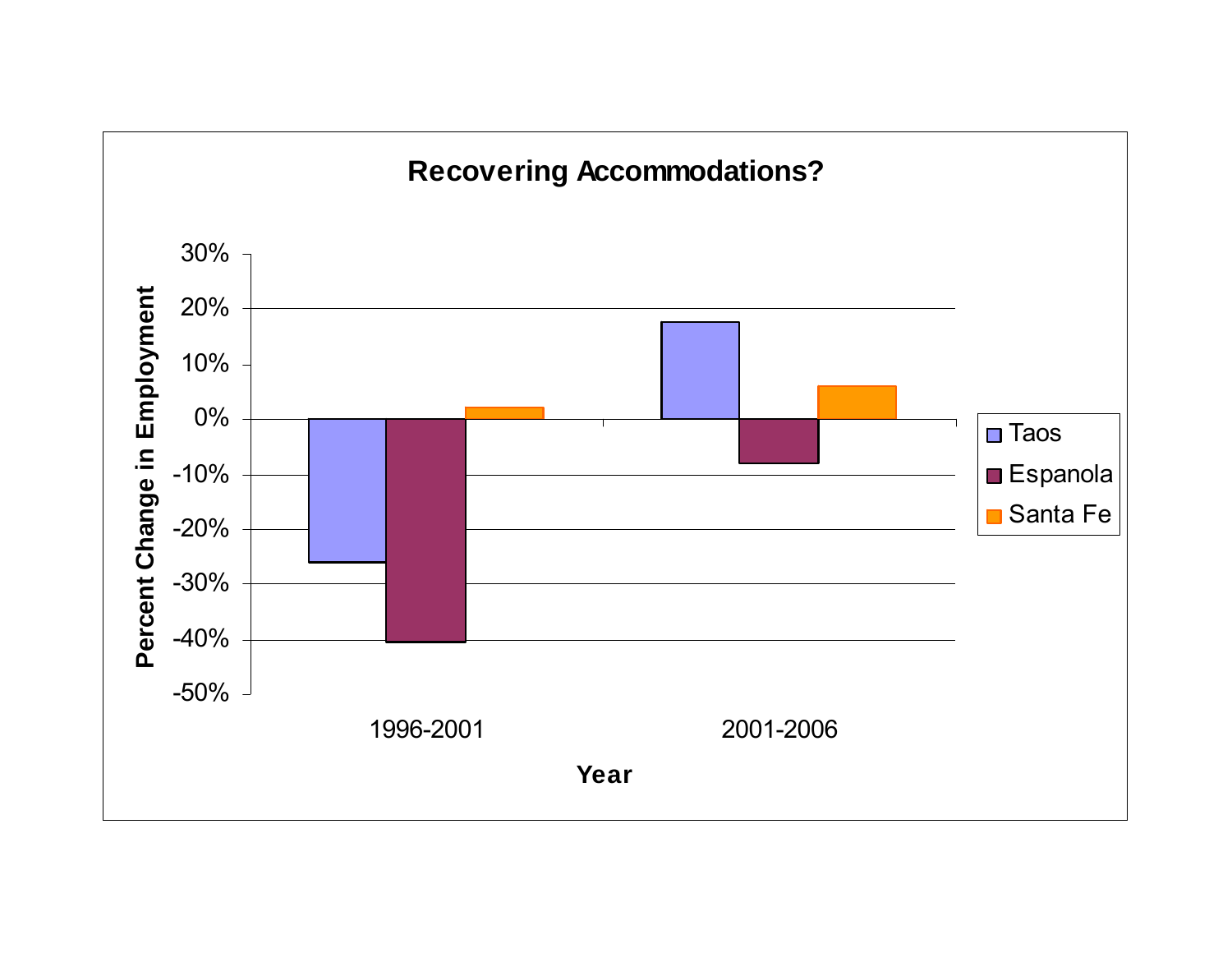**Recovering Accommodations?**

Percent Change in Employment

Year

| Year | Taos | Espanola | Santa Fe |
|---|---|---|---|
| 1996-2001 | -26% | -40% | 2% |
| 2001-2006 | 18% | -8% | 6% |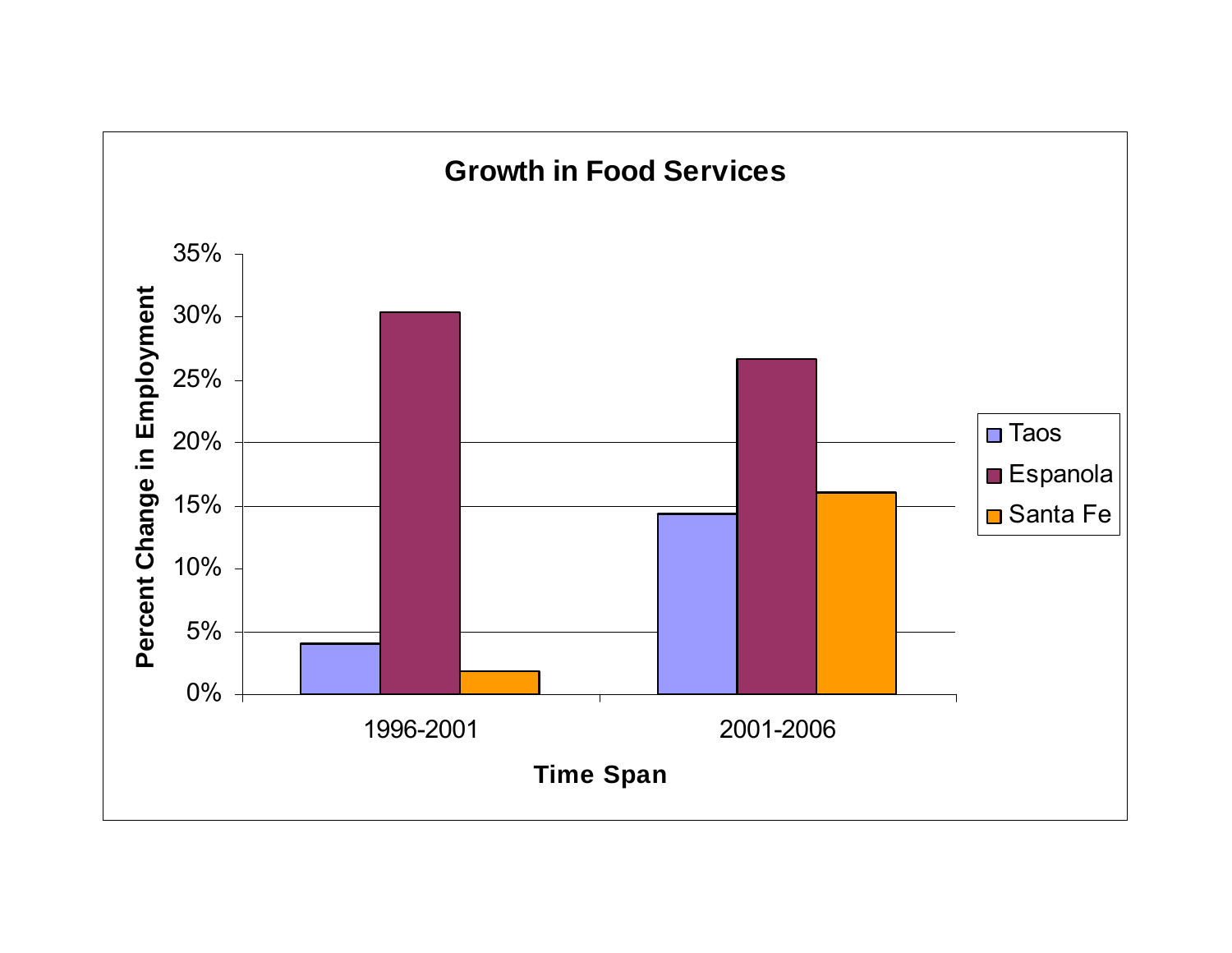## Growth in Food Services

| Time Span | Taos | Espanola | Santa Fe |
|---|---|---|---|
| 1996-2001 | 4% | 30% | 2% |
| 2001-2006 | 14% | 27% | 16% |

Percent Change in Employment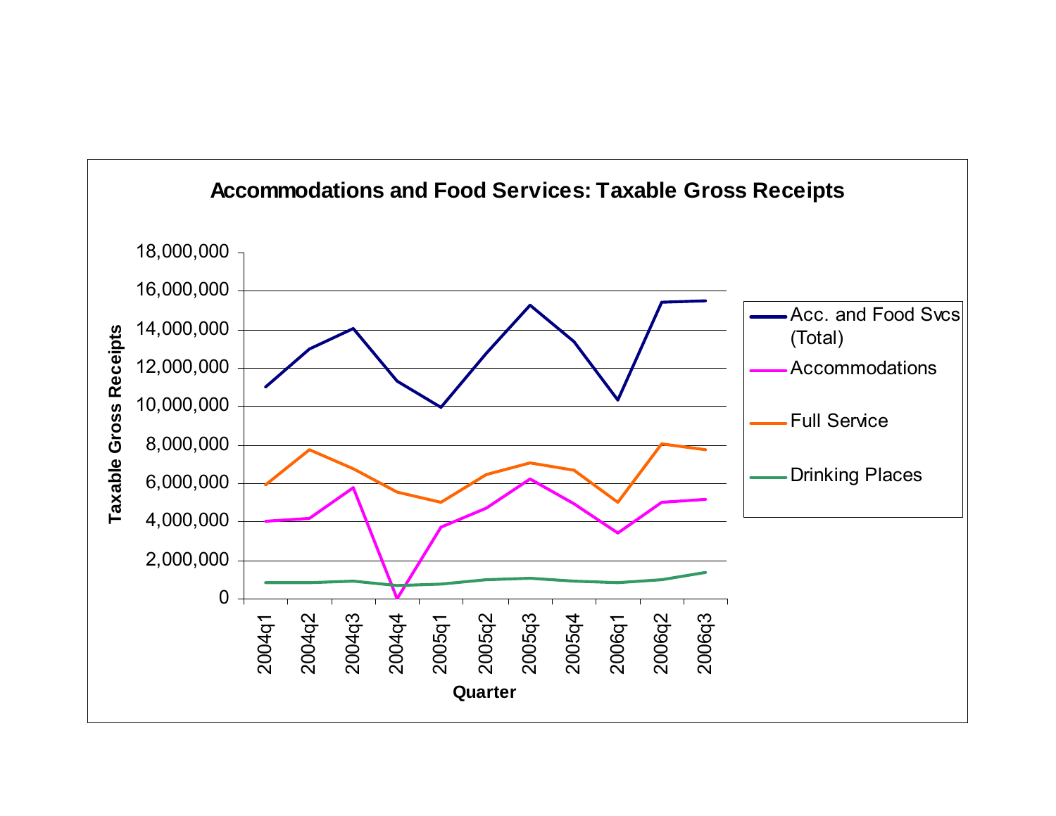**Accommodations and Food Services: Taxable Gross Receipts**

Taxable Gross Receipts

18,000,000
16,000,000
14,000,000
12,000,000
10,000,000
8,000,000
6,000,000
4,000,000
2,000,000
0

2004q1 2004q2 2004q3 2004q4 2005q1 2005q2 2005q3 2005q4 2006q1 2006q2 2006q3

Quarter

- Acc. and Food Svcs (Total)
- Accommodations
- Full Service
- Drinking Places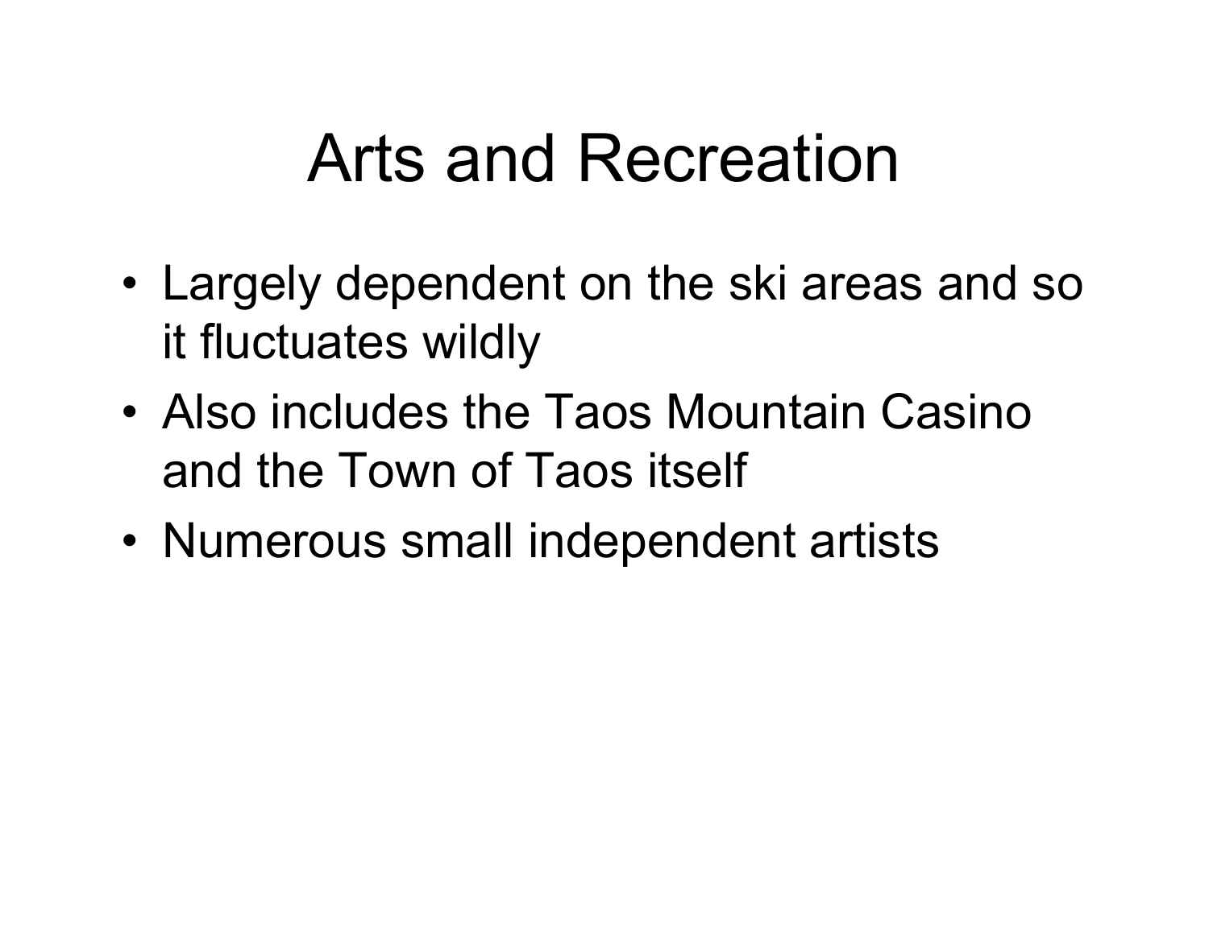# Arts and Recreation

- Largely dependent on the ski areas and so it fluctuates wildly
- Also includes the Taos Mountain Casino and the Town of Taos itself
- Numerous small independent artists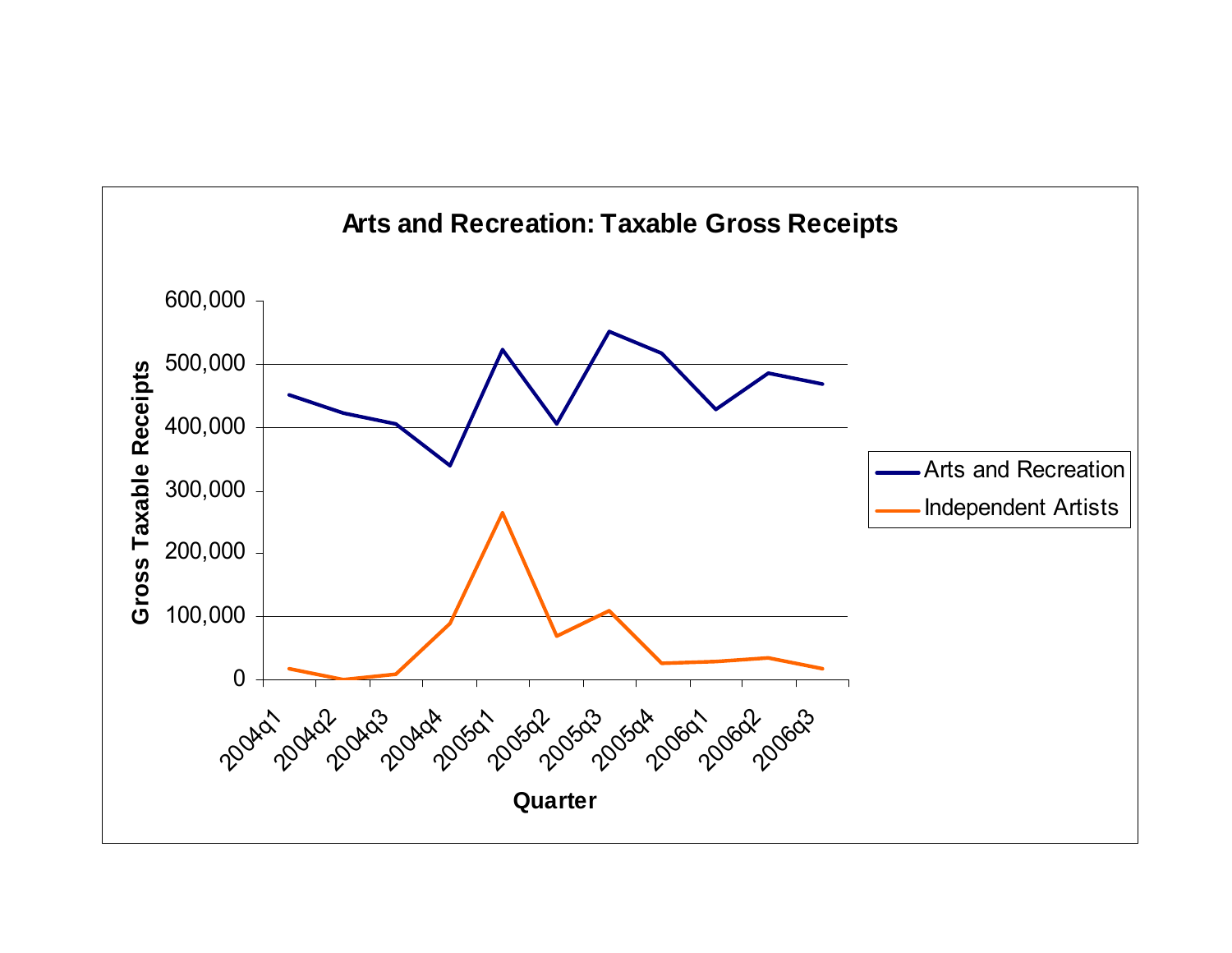**Arts and Recreation: Taxable Gross Receipts**

Gross Taxable Receipts

600,000
500,000
400,000
300,000
200,000
100,000
0

2004q1 2004q2 2004q3 2004q4 2005q1 2005q2 2005q3 2005q4 2006q1 2006q2 2006q3

**Quarter**

Arts and Recreation
Independent Artists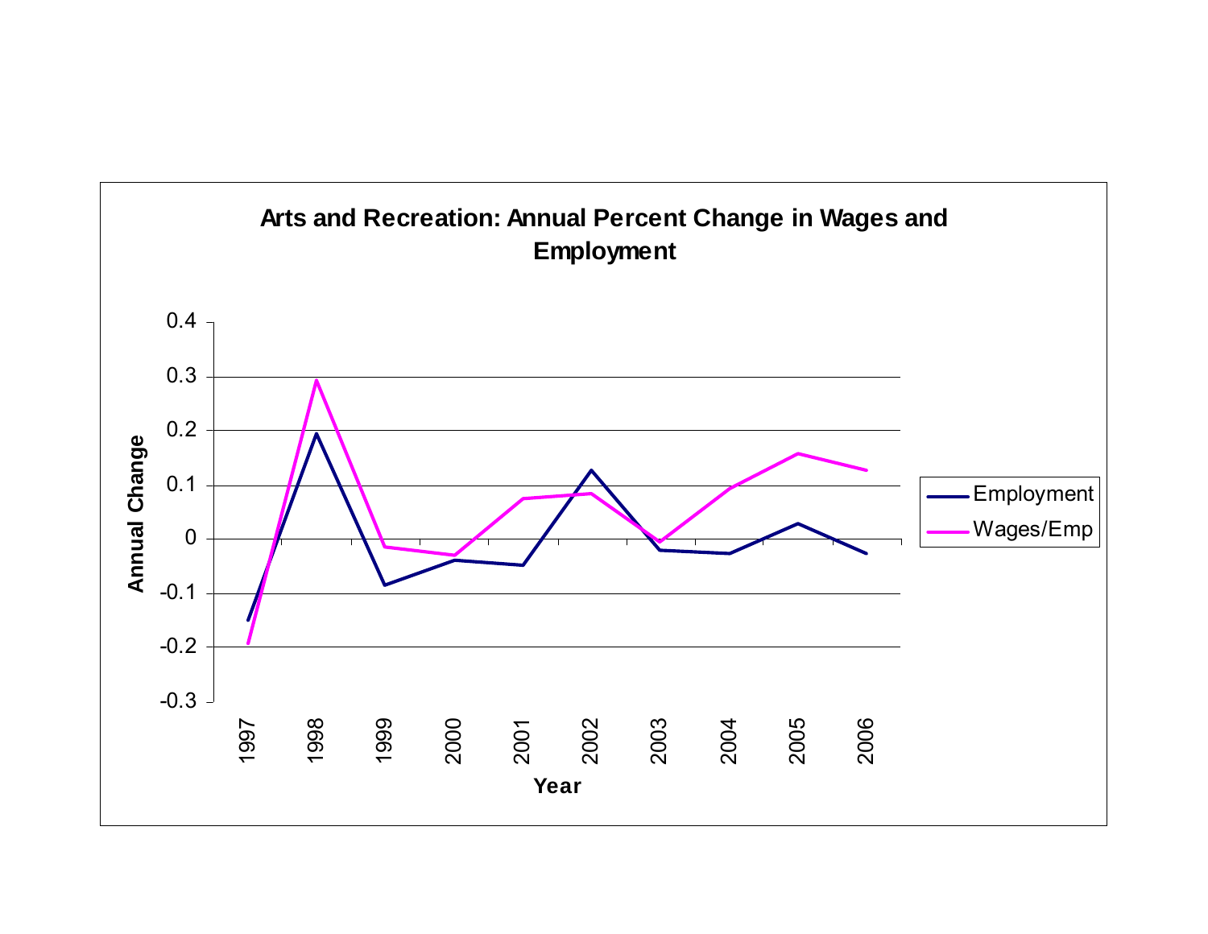**Arts and Recreation: Annual Percent Change in Wages and Employment**

Annual Change

0.4
0.3
0.2
0.1
0
-0.1
-0.2
-0.3

1997 1998 1999 2000 2001 2002 2003 2004 2005 2006

**Year**

Employment
Wages/Emp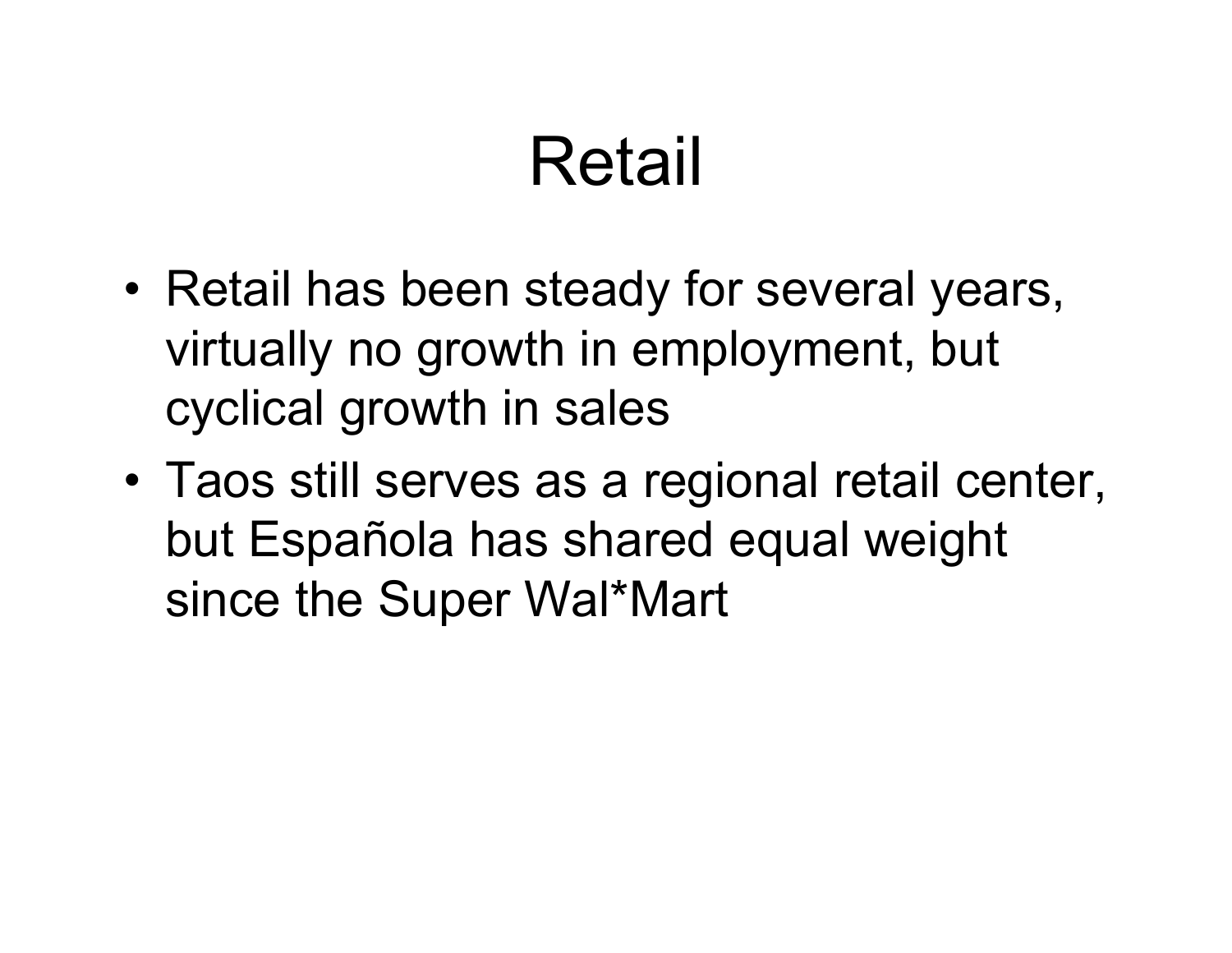# Retail

- Retail has been steady for several years, virtually no growth in employment, but cyclical growth in sales
- Taos still serves as a regional retail center, but Española has shared equal weight since the Super Wal*Mart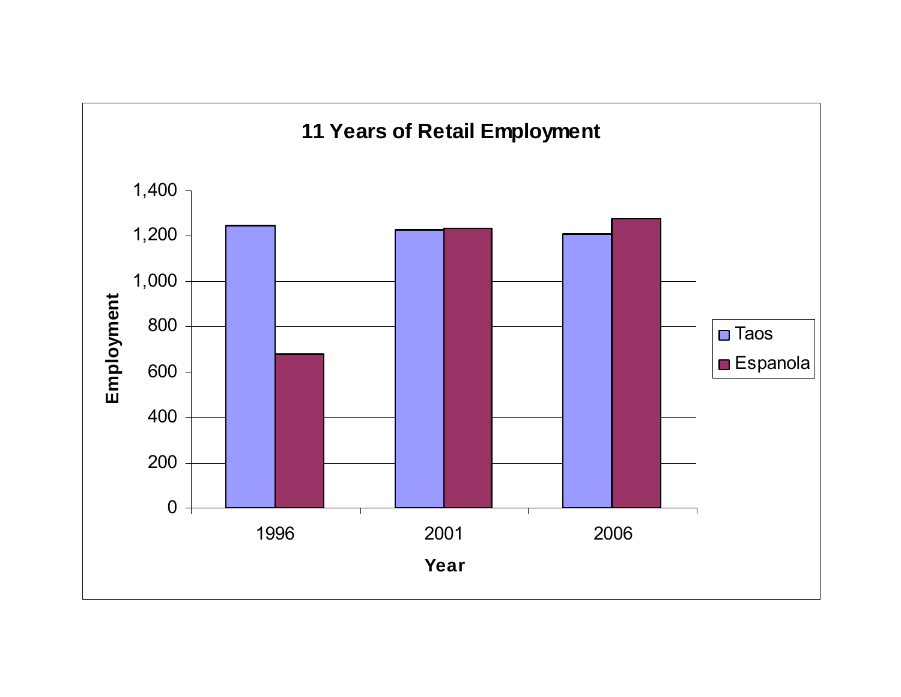## 11 Years of Retail Employment

Employment

1,400
1,200
1,000
800
600
400
200
0

1996 2001 2006

Year

Taos
Espanola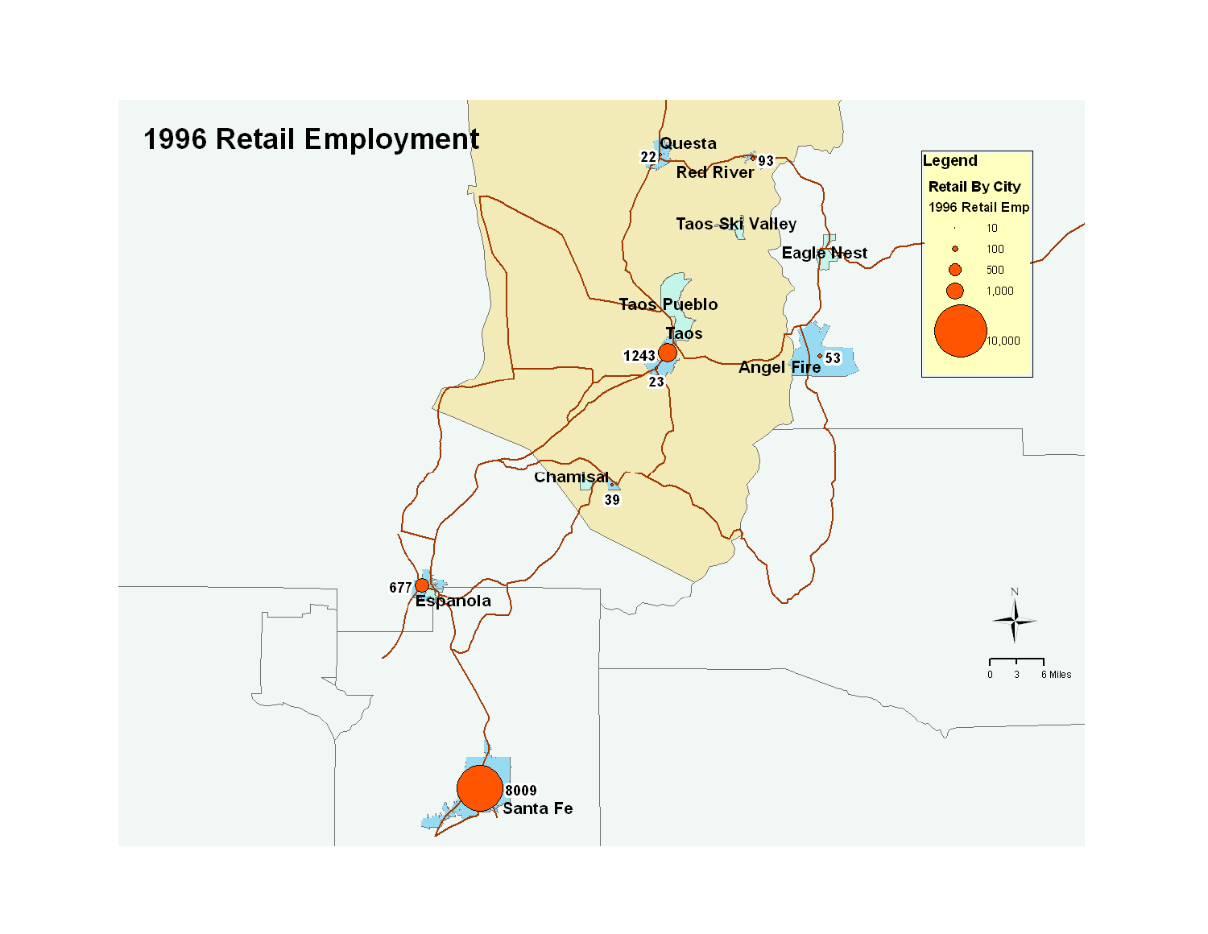# 1996 Retail Employment

Questa 22

Red River 93

Taos Ski Valley

Eagle Nest

Taos Pueblo

Taos 1243

23

Angel Fire 53

Chamisal 39

Espanola 677

Santa Fe 8009

**Legend**

**Retail By City**

1996 Retail Emp

- 10
- 100
- 500
- 1,000
- 10,000

N

0 3 6 Miles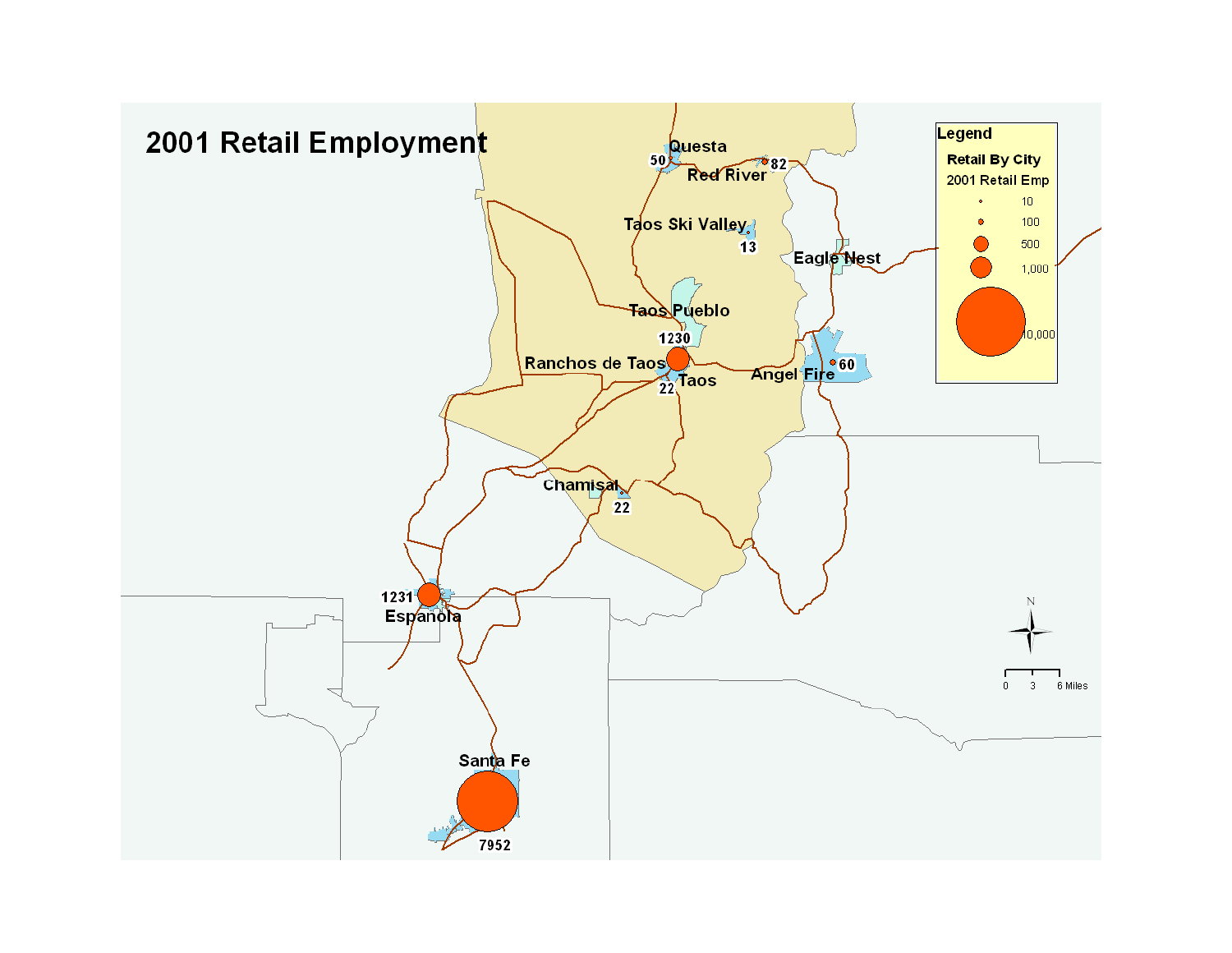# 2001 Retail Employment

Legend

**Retail By City**

2001 Retail Emp

- 10
- 100
- 500
- 1,000
- 10,000

Questa 50

Red River 82

Taos Ski Valley 13

Eagle Nest

Taos Pueblo

1230

Ranchos de Taos

Taos 22

Angel Fire 60

Chamisal 22

1231 Espanola

Santa Fe 7952

N

0 3 6 Miles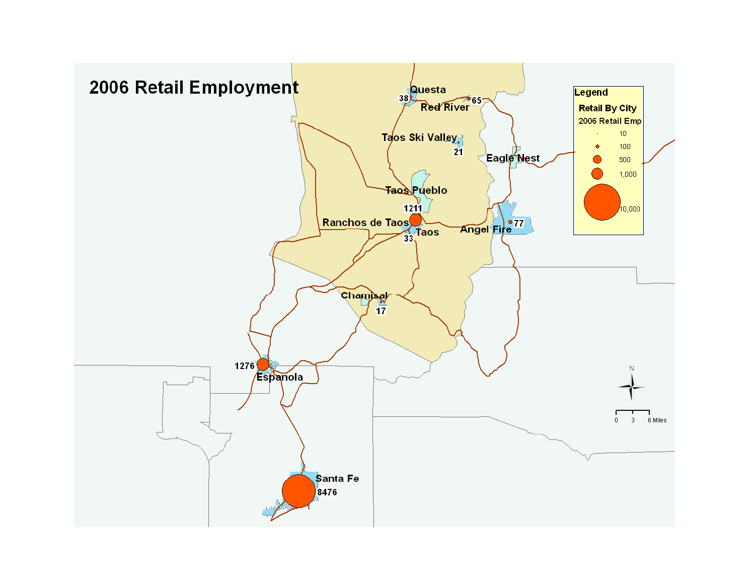# 2006 Retail Employment

**Legend**

**Retail By City**

2006 Retail Emp

- 10
- 100
- 500
- 1,000
- 10,000

| City | 2006 Retail Emp |
| --- | --- |
| Questa | 38 |
| Red River | 65 |
| Taos Ski Valley | 21 |
| Eagle Nest | |
| Taos Pueblo | |
| Ranchos de Taos | 1211 |
| Taos | 33 |
| Angel Fire | 77 |
| Chamisal | 17 |
| Espanola | 1276 |
| Santa Fe | 8476 |

0 3 6 Miles

N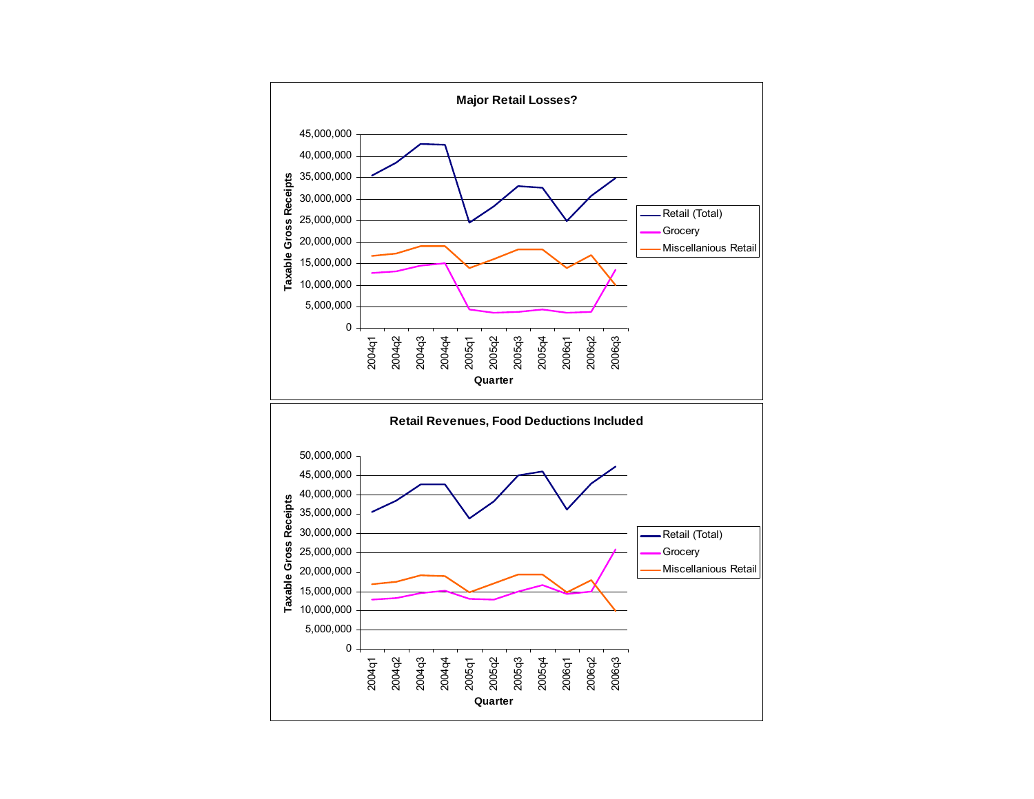**Major Retail Losses?**

Taxable Gross Receipts (0 – 45,000,000) by Quarter (2004q1 – 2006q3)

Legend: Retail (Total), Grocery, Miscellanious Retail

**Retail Revenues, Food Deductions Included**

Taxable Gross Receipts (0 – 50,000,000) by Quarter (2004q1 – 2006q3)

Legend: Retail (Total), Grocery, Miscellanious Retail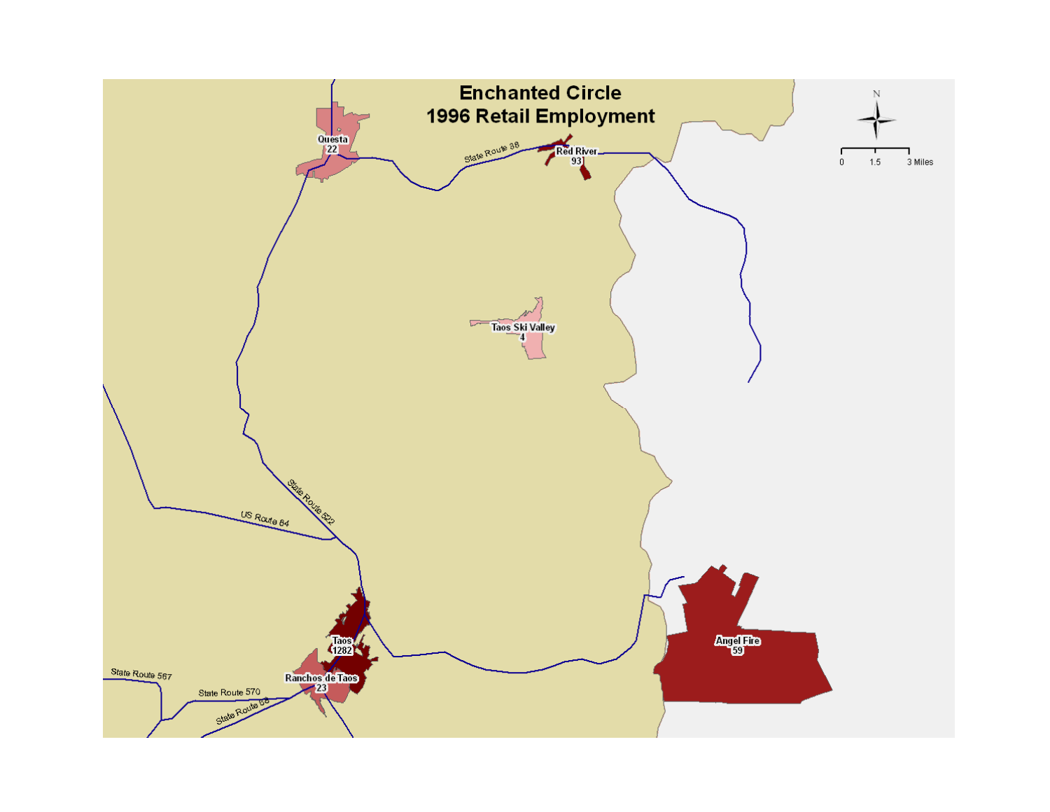# Enchanted Circle
# 1996 Retail Employment

Questa 22

Red River 93

Taos Ski Valley 4

Taos 1282

Ranchos de Taos 23

Angel Fire 59

State Route 38

State Route 522

US Route 64

State Route 567

State Route 570

State Route 68

N

0 1.5 3 Miles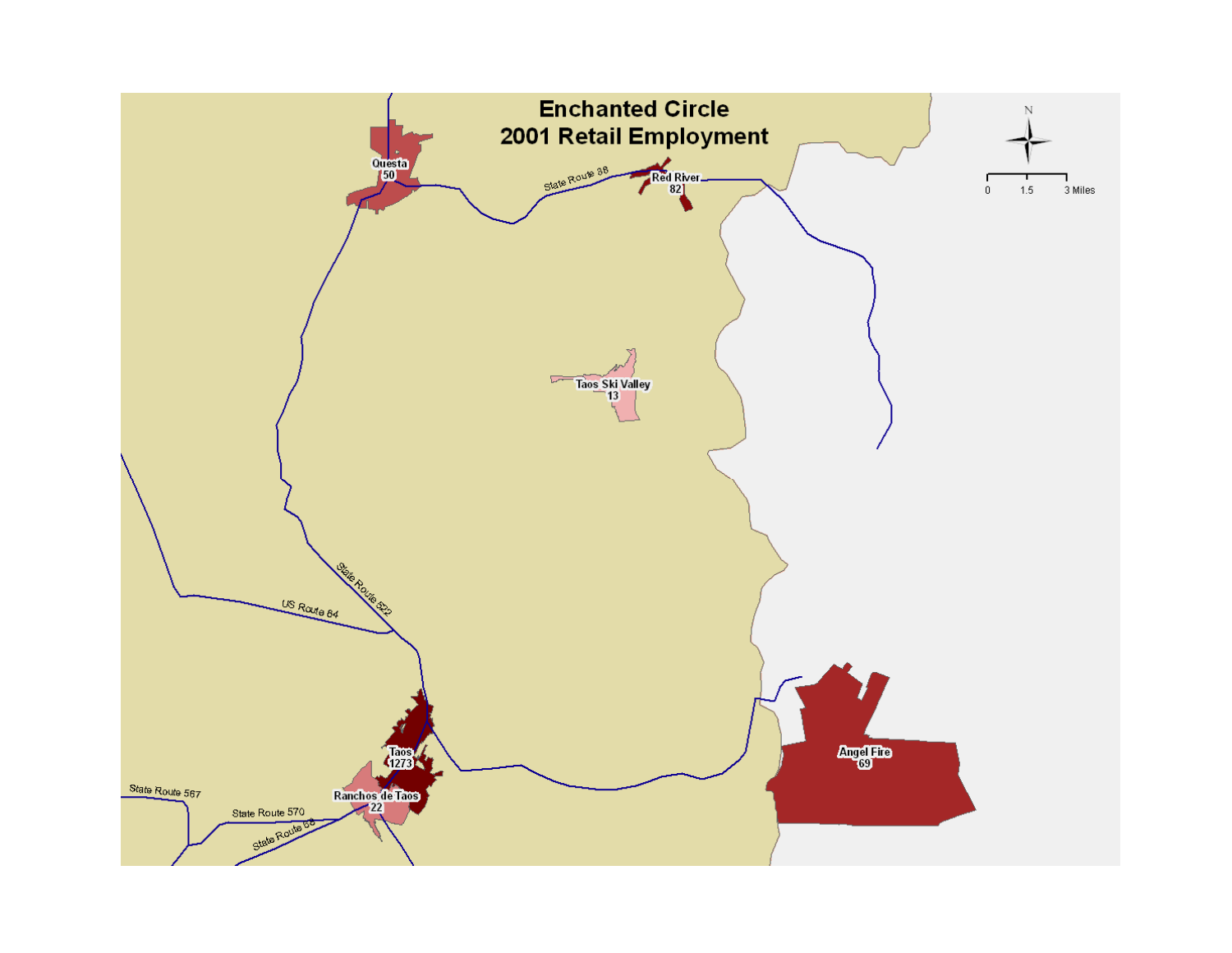# Enchanted Circle
## 2001 Retail Employment

N

0 1.5 3 Miles

Questa 50

Red River 82

State Route 38

Taos Ski Valley 13

State Route 522

US Route 64

Taos 1273

Ranchos de Taos 22

Angel Fire 69

State Route 567

State Route 570

State Route 68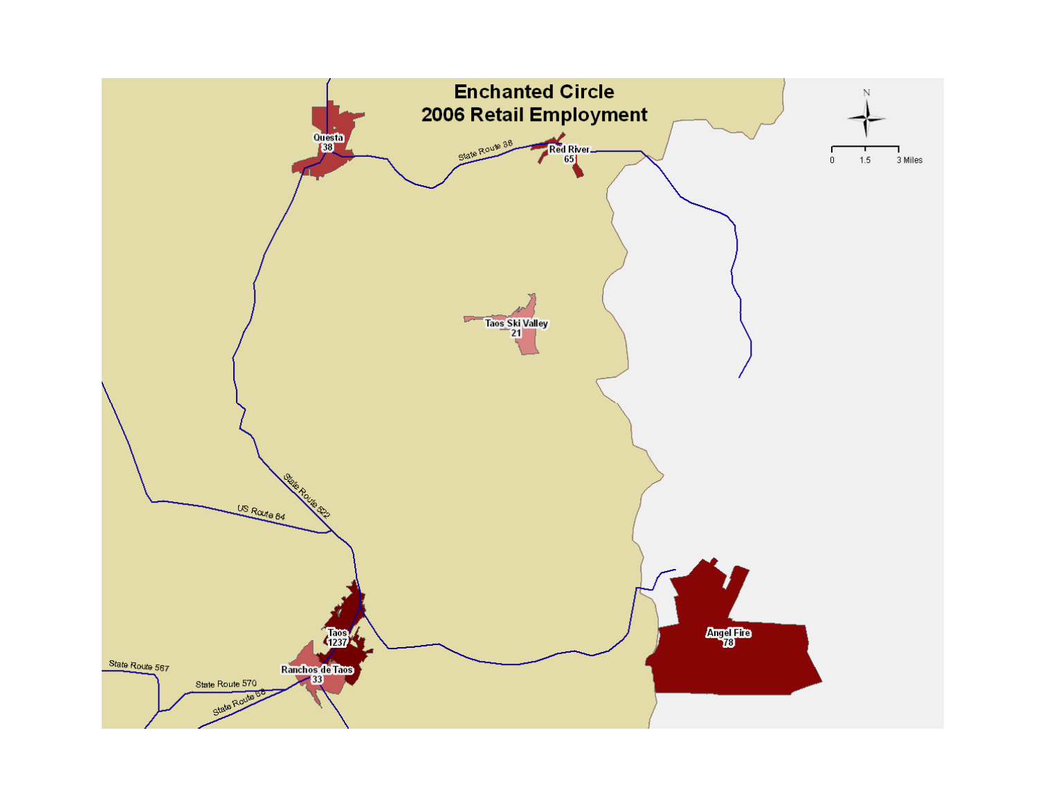# Enchanted Circle
# 2006 Retail Employment

N

0 1.5 3 Miles

Questa 38

State Route 38

Red River 65

Taos Ski Valley 21

State Route 522

US Route 64

Taos 1237

Ranchos de Taos 33

Angel Fire 78

State Route 567

State Route 570

State Route 68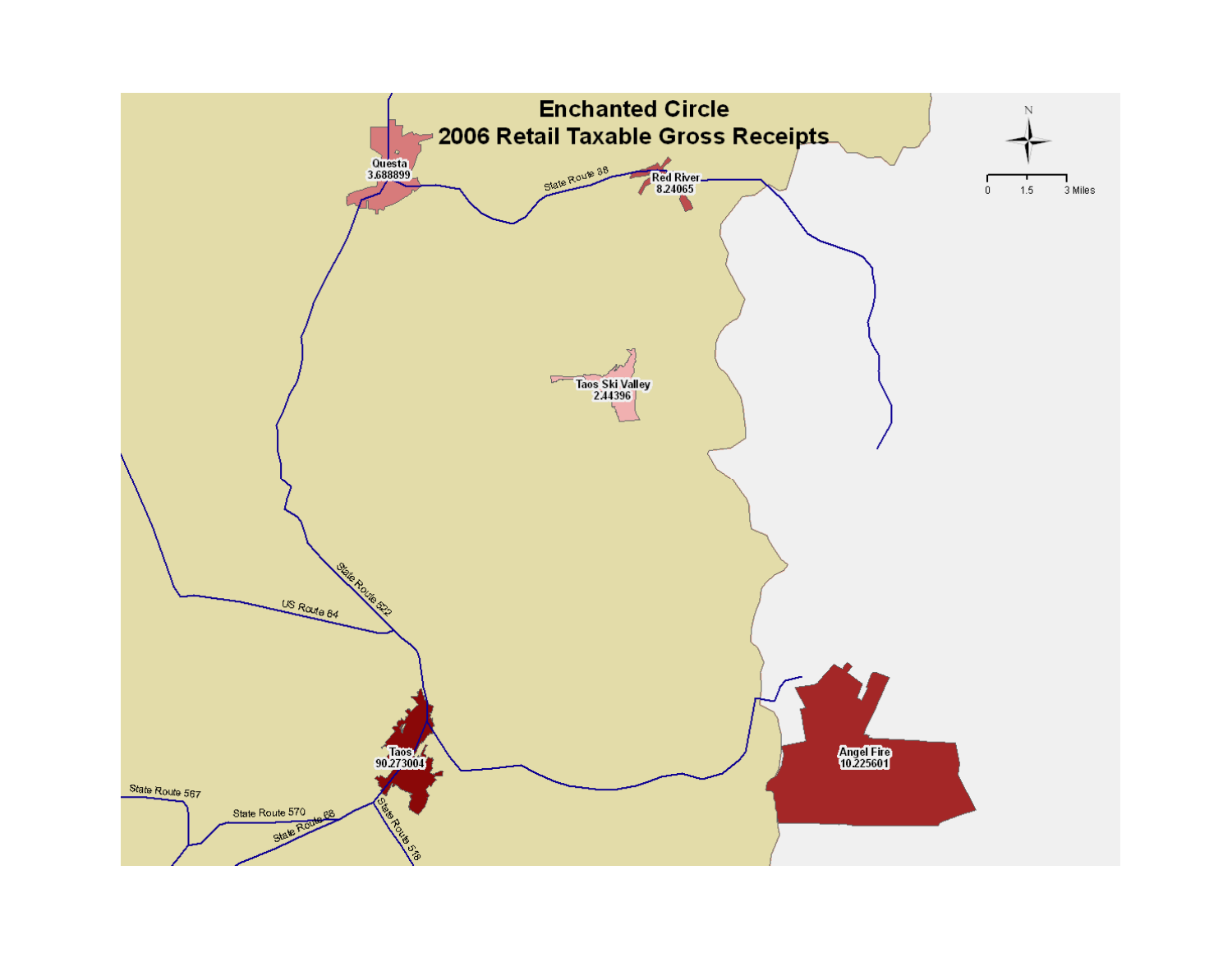# Enchanted Circle
# 2006 Retail Taxable Gross Receipts

Questa 3.688899

Red River 8.24065

Taos Ski Valley 2.44396

Taos 90.273004

Angel Fire 10.225601

State Route 38

State Route 522

US Route 64

State Route 567

State Route 570

State Route 68

State Route 518

N

0 1.5 3 Miles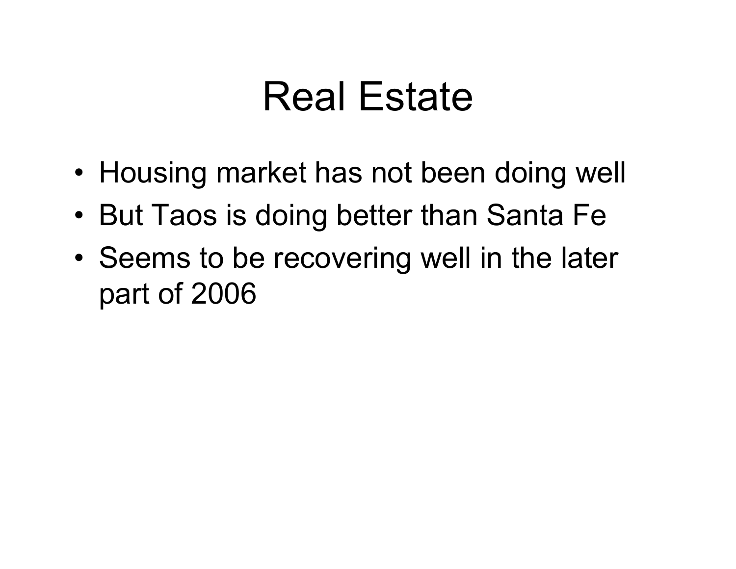# Real Estate

- Housing market has not been doing well
- But Taos is doing better than Santa Fe
- Seems to be recovering well in the later part of 2006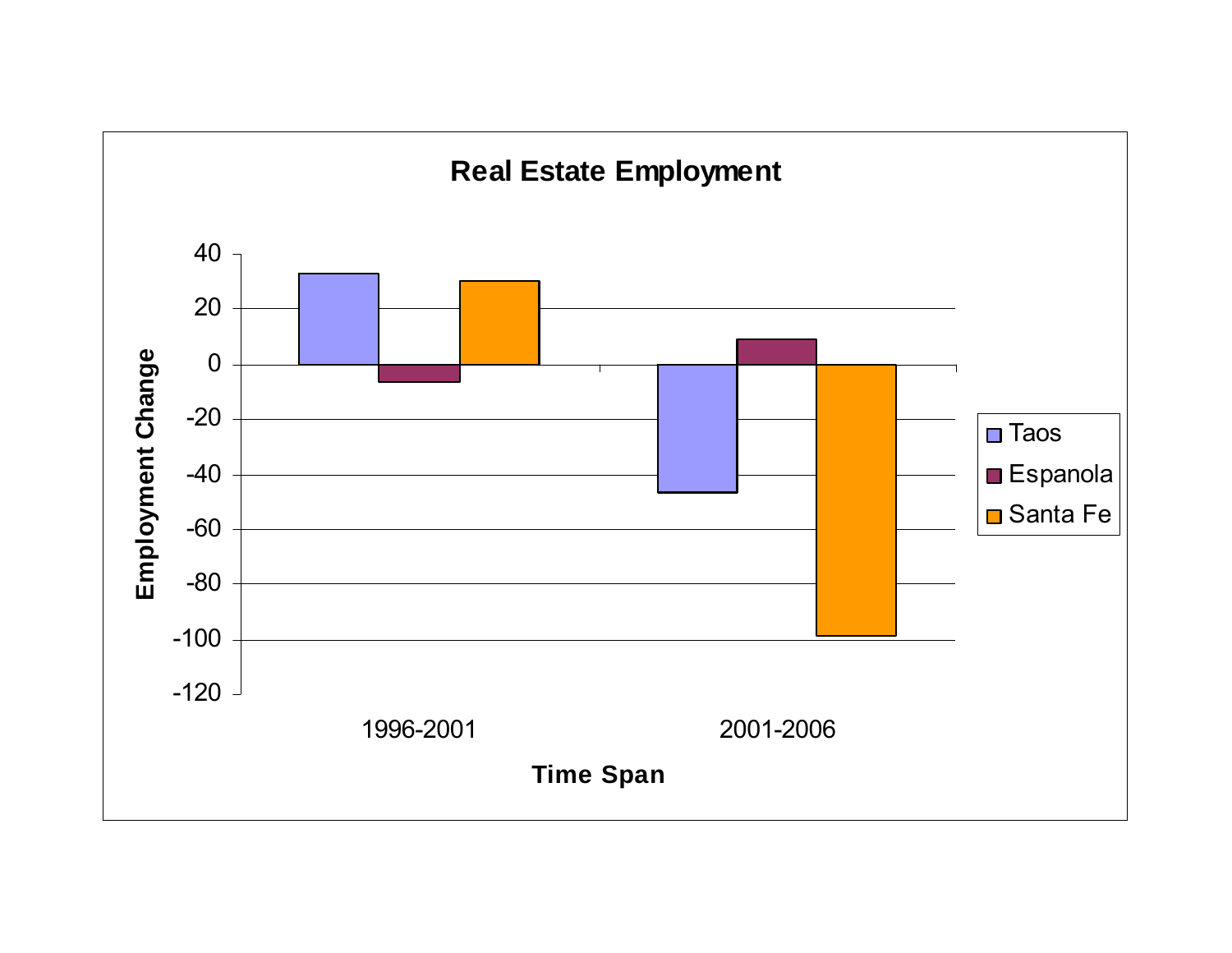**Real Estate Employment**

| Time Span | Taos | Espanola | Santa Fe |
|---|---|---|---|
| 1996-2001 | 33 | -7 | 30 |
| 2001-2006 | -47 | 9 | -99 |

Employment Change

Time Span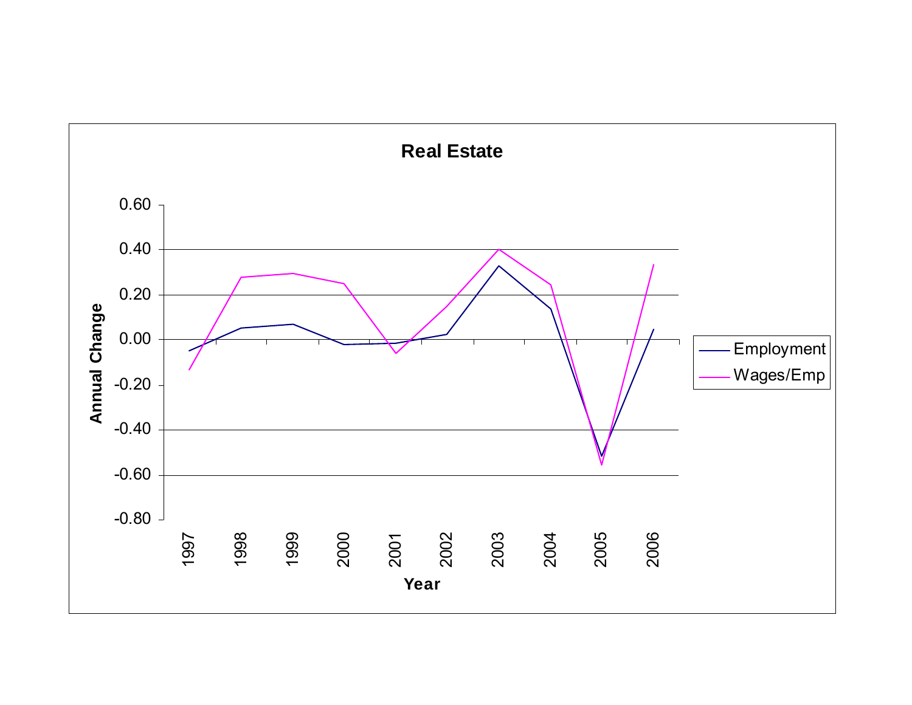**Real Estate**

Annual Change

Year

- Employment
- Wages/Emp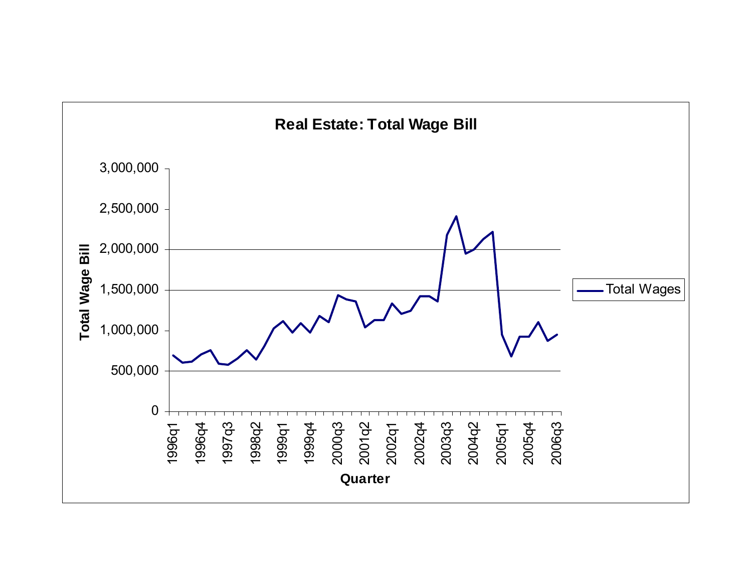**Real Estate: Total Wage Bill**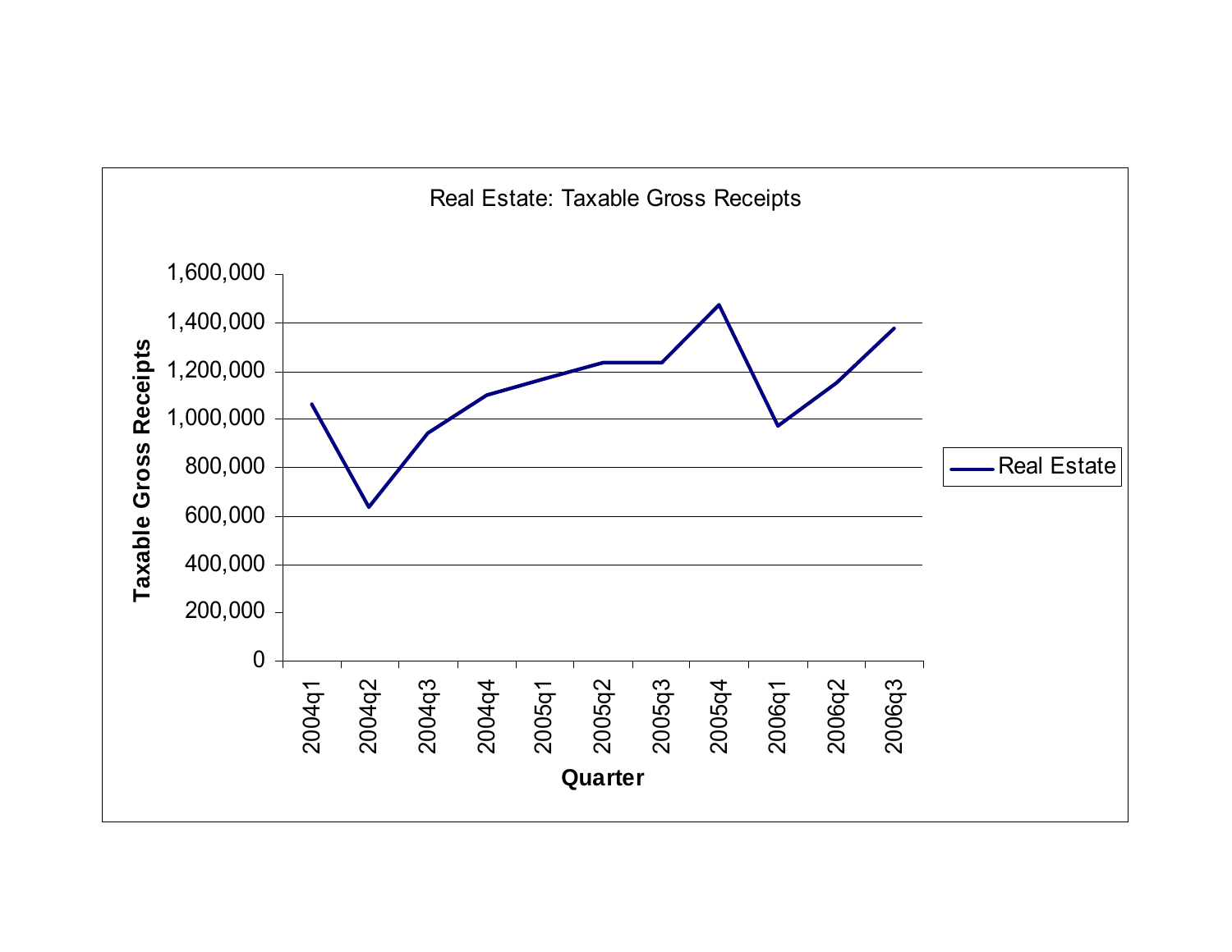Real Estate: Taxable Gross Receipts

Taxable Gross Receipts

1,600,000
1,400,000
1,200,000
1,000,000
800,000
600,000
400,000
200,000
0

2004q1 2004q2 2004q3 2004q4 2005q1 2005q2 2005q3 2005q4 2006q1 2006q2 2006q3

Quarter

Real Estate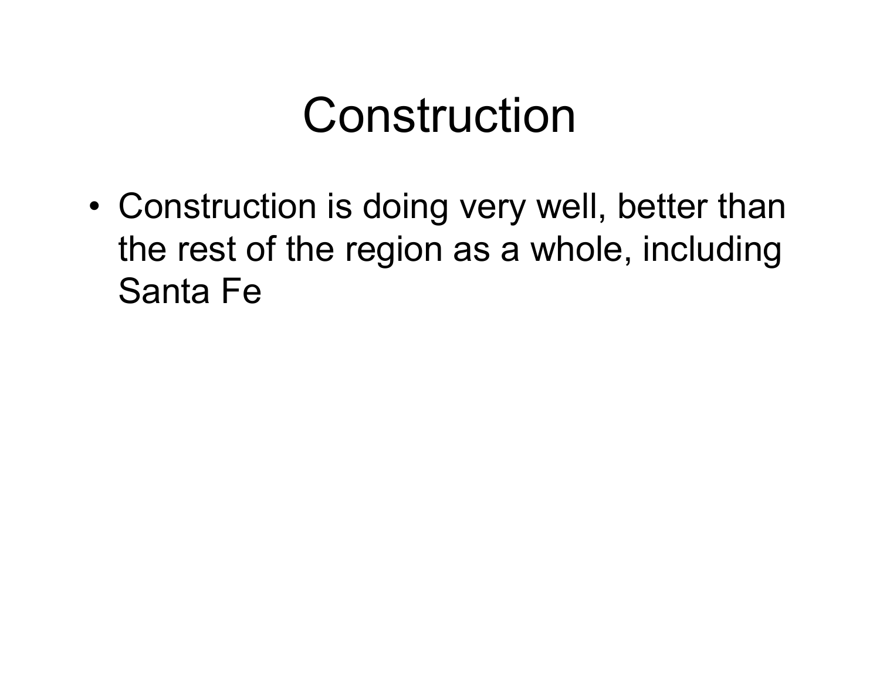# Construction

- Construction is doing very well, better than the rest of the region as a whole, including Santa Fe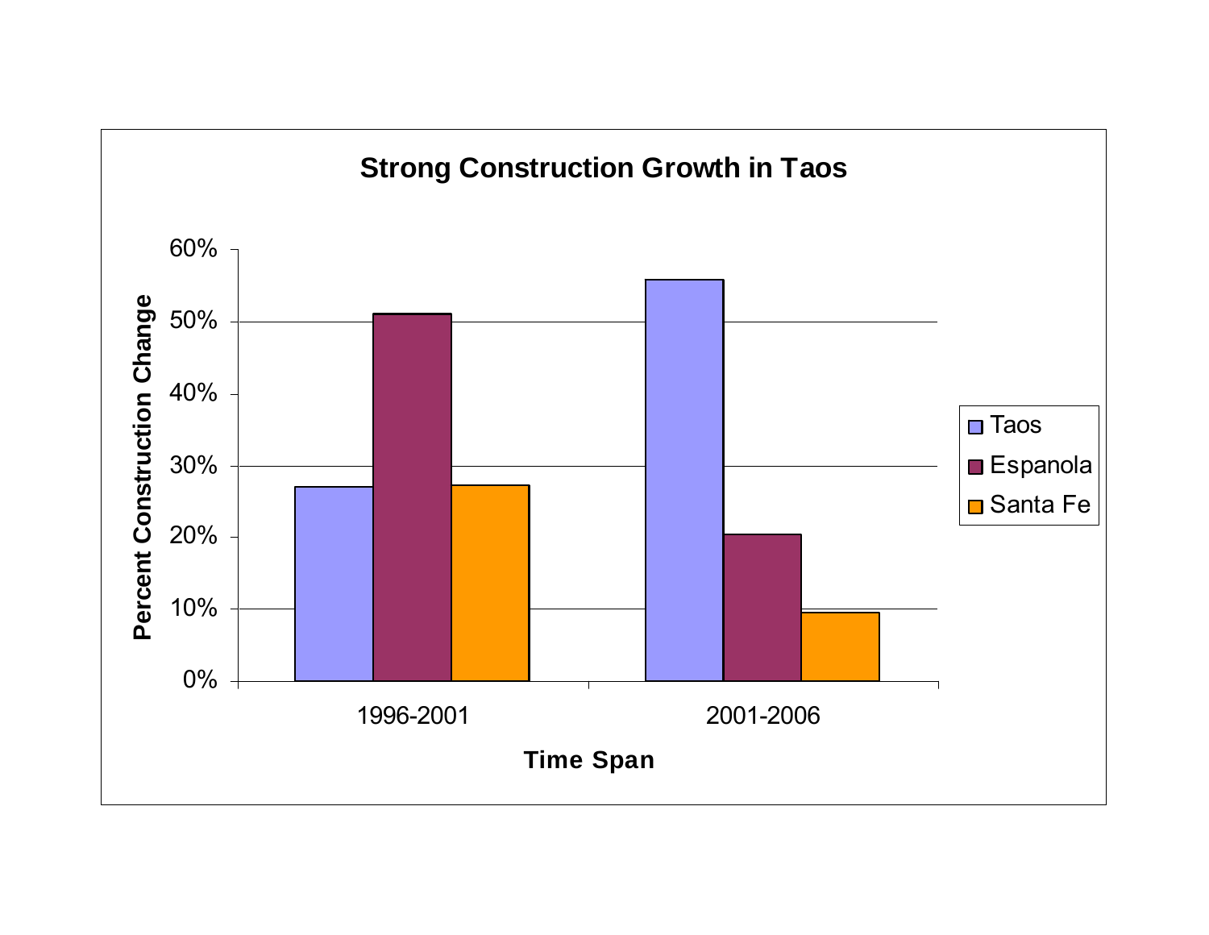**Strong Construction Growth in Taos**

| Time Span | Taos | Espanola | Santa Fe |
|---|---|---|---|
| 1996-2001 | 27% | 51% | 27% |
| 2001-2006 | 56% | 20% | 9% |

Percent Construction Change

Time Span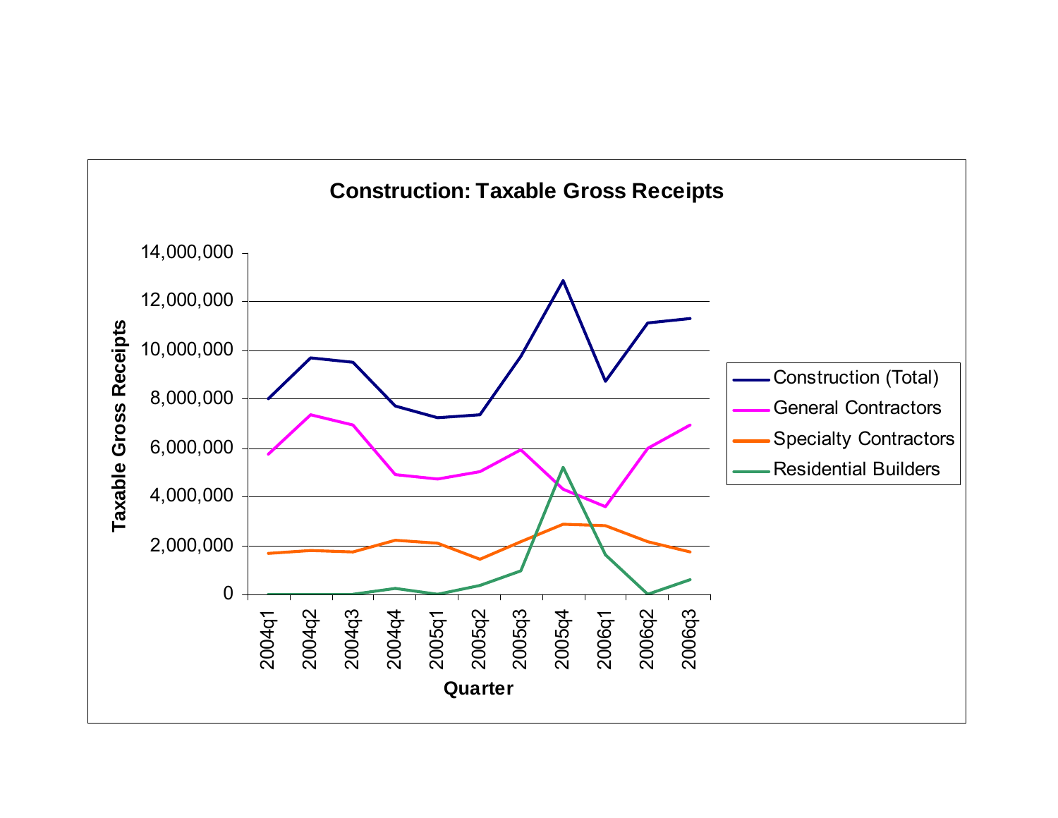**Construction: Taxable Gross Receipts**

Taxable Gross Receipts

14,000,000
12,000,000
10,000,000
8,000,000
6,000,000
4,000,000
2,000,000
0

2004q1 2004q2 2004q3 2004q4 2005q1 2005q2 2005q3 2005q4 2006q1 2006q2 2006q3

**Quarter**

- Construction (Total)
- General Contractors
- Specialty Contractors
- Residential Builders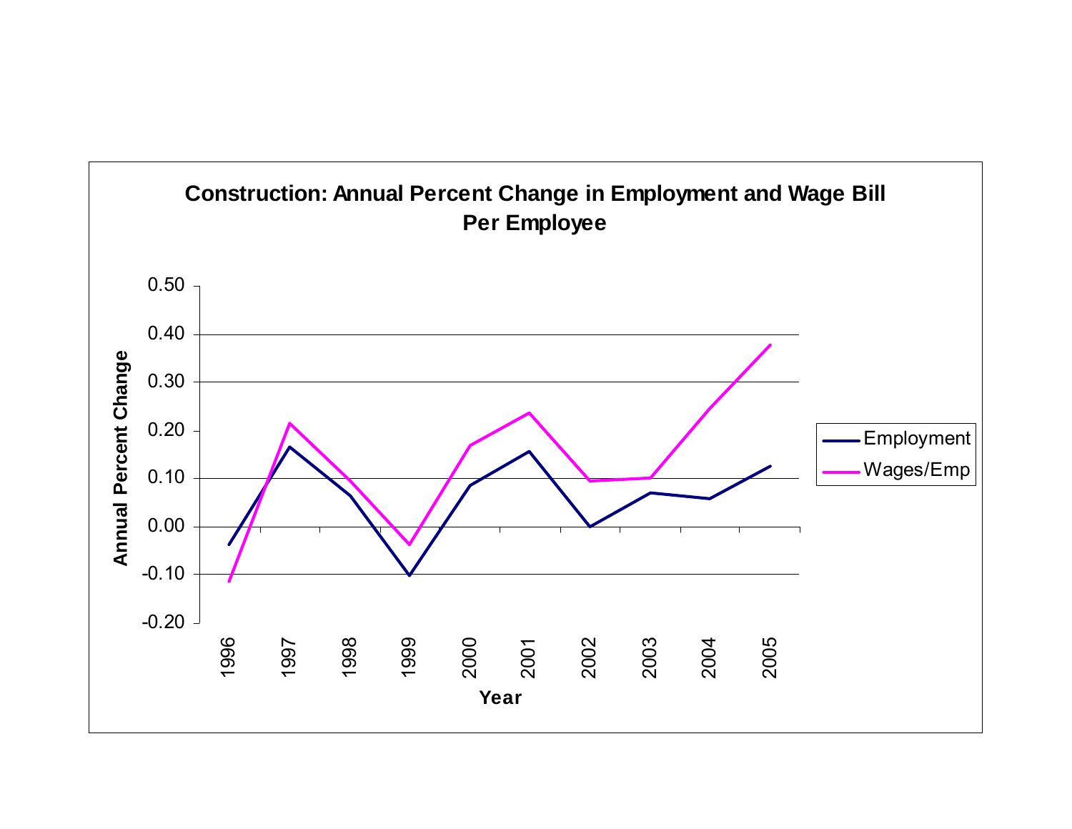**Construction: Annual Percent Change in Employment and Wage Bill Per Employee**

Annual Percent Change

Year

Employment

Wages/Emp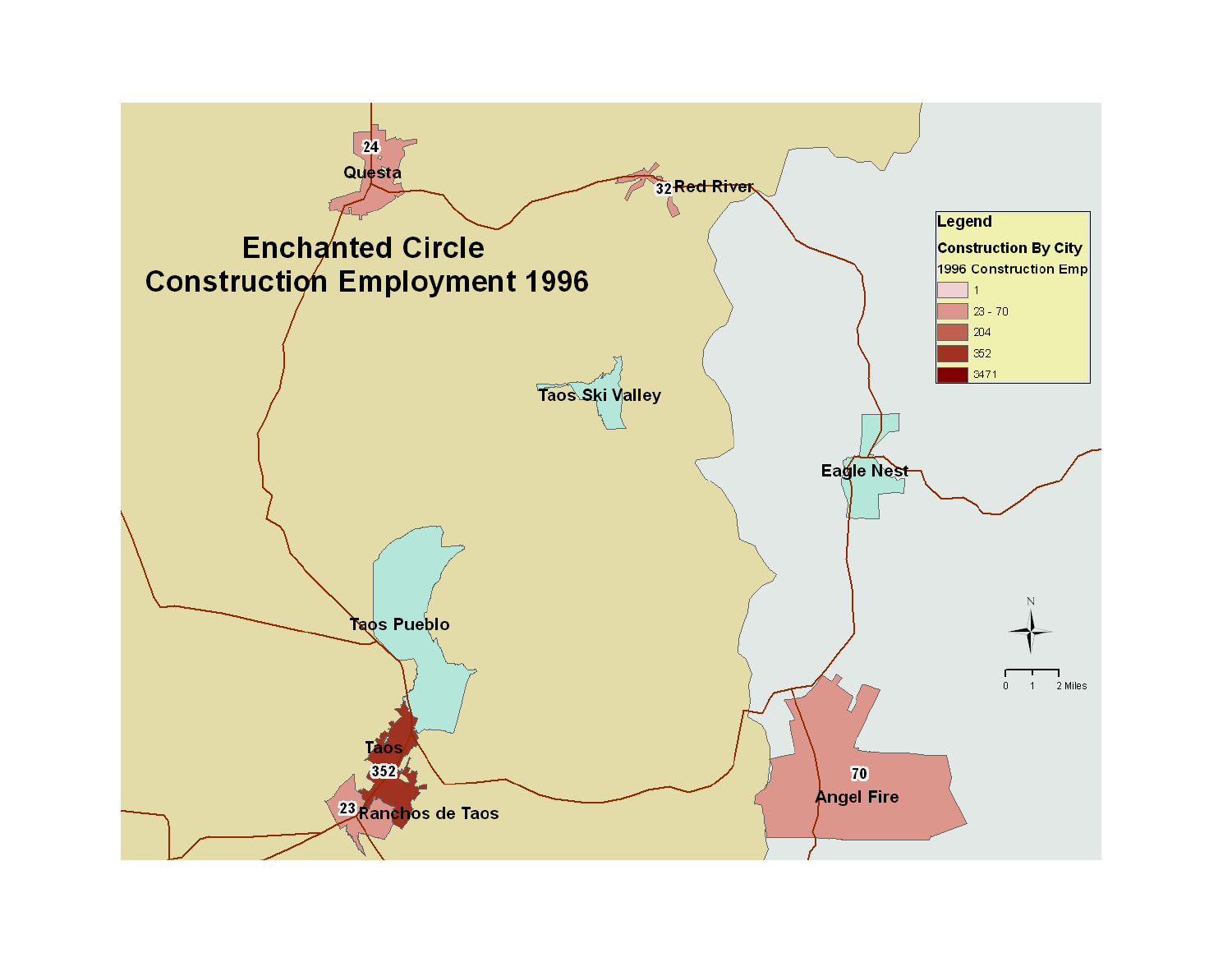# Enchanted Circle Construction Employment 1996

Questa 24

Red River 32

Taos Ski Valley

Eagle Nest

Taos Pueblo

Taos 352

Ranchos de Taos 23

Angel Fire 70

**Legend**

**Construction By City**

1996 Construction Emp

| Range |
|---|
| 1 |
| 23 - 70 |
| 204 |
| 352 |
| 3471 |

0 1 2 Miles

N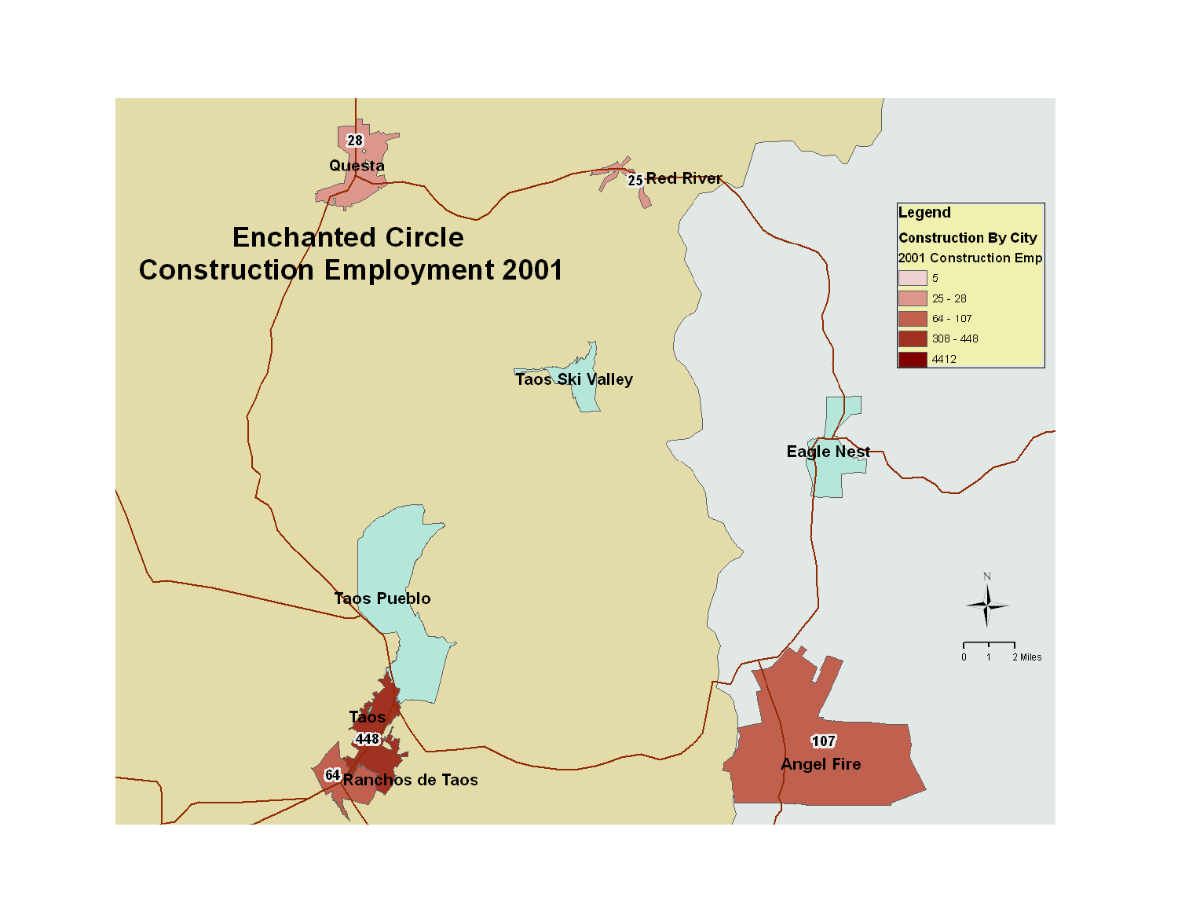# Enchanted Circle Construction Employment 2001

**Legend**

**Construction By City**

2001 Construction Emp

- 5
- 25 - 28
- 64 - 107
- 308 - 448
- 4412

Questa 28

Red River 25

Taos Ski Valley

Eagle Nest

Taos Pueblo

Taos 448

Ranchos de Taos 64

Angel Fire 107

0 1 2 Miles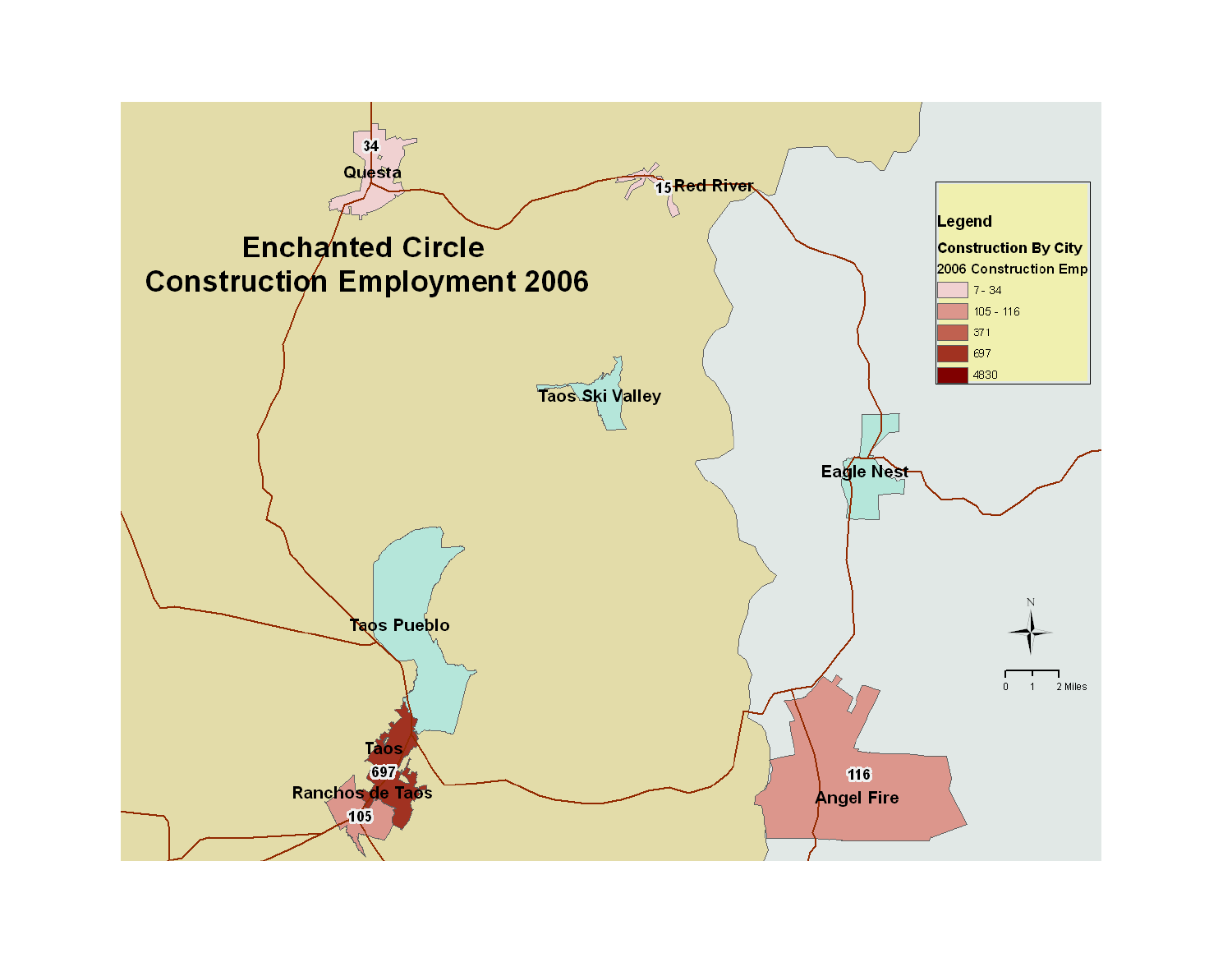# Enchanted Circle Construction Employment 2006

**Legend**

**Construction By City**

2006 Construction Emp

- 7 - 34
- 105 - 116
- 371
- 697
- 4830

Questa 34

Red River 15

Taos Ski Valley

Eagle Nest

Taos Pueblo

Taos 697

Ranchos de Taos 105

Angel Fire 116

N

0 1 2 Miles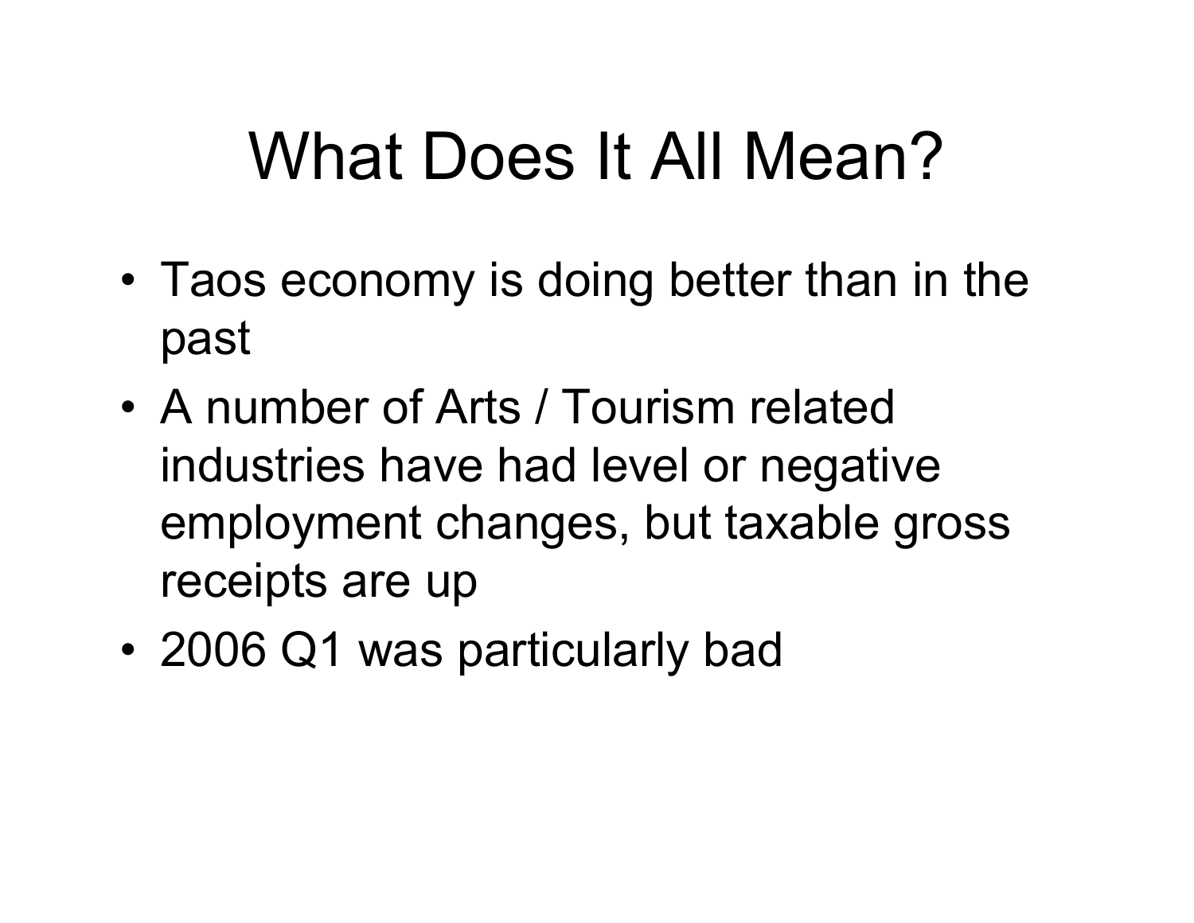# What Does It All Mean?

- Taos economy is doing better than in the past
- A number of Arts / Tourism related industries have had level or negative employment changes, but taxable gross receipts are up
- 2006 Q1 was particularly bad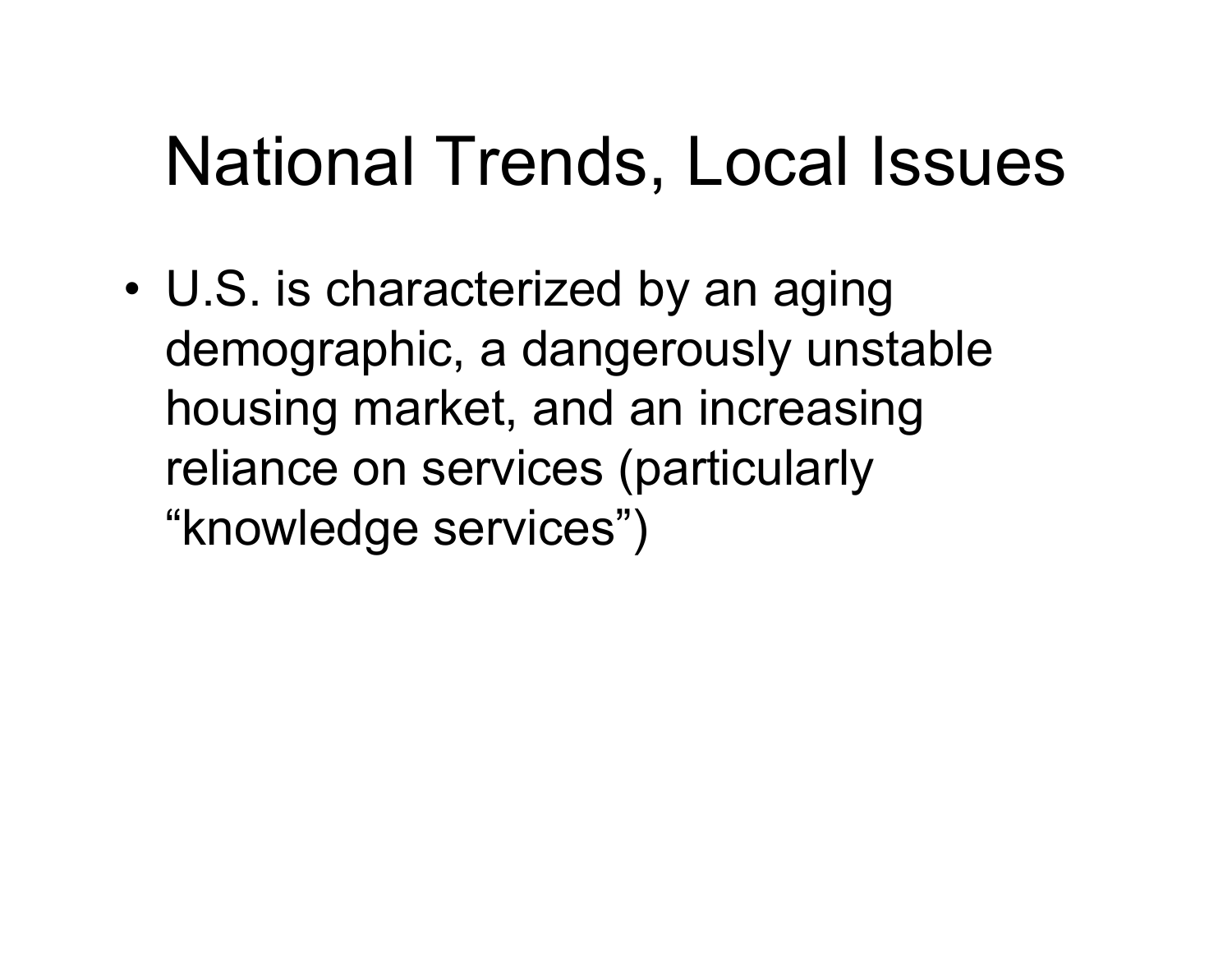# National Trends, Local Issues

- U.S. is characterized by an aging demographic, a dangerously unstable housing market, and an increasing reliance on services (particularly "knowledge services")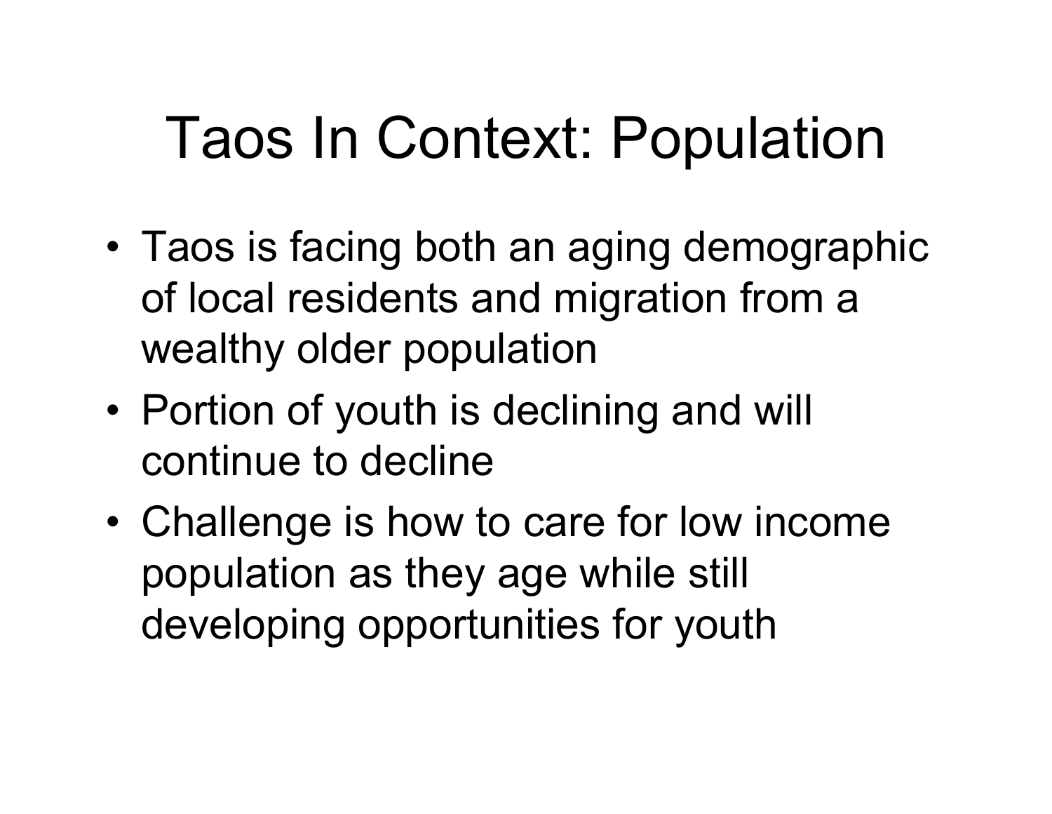# Taos In Context: Population

- Taos is facing both an aging demographic of local residents and migration from a wealthy older population
- Portion of youth is declining and will continue to decline
- Challenge is how to care for low income population as they age while still developing opportunities for youth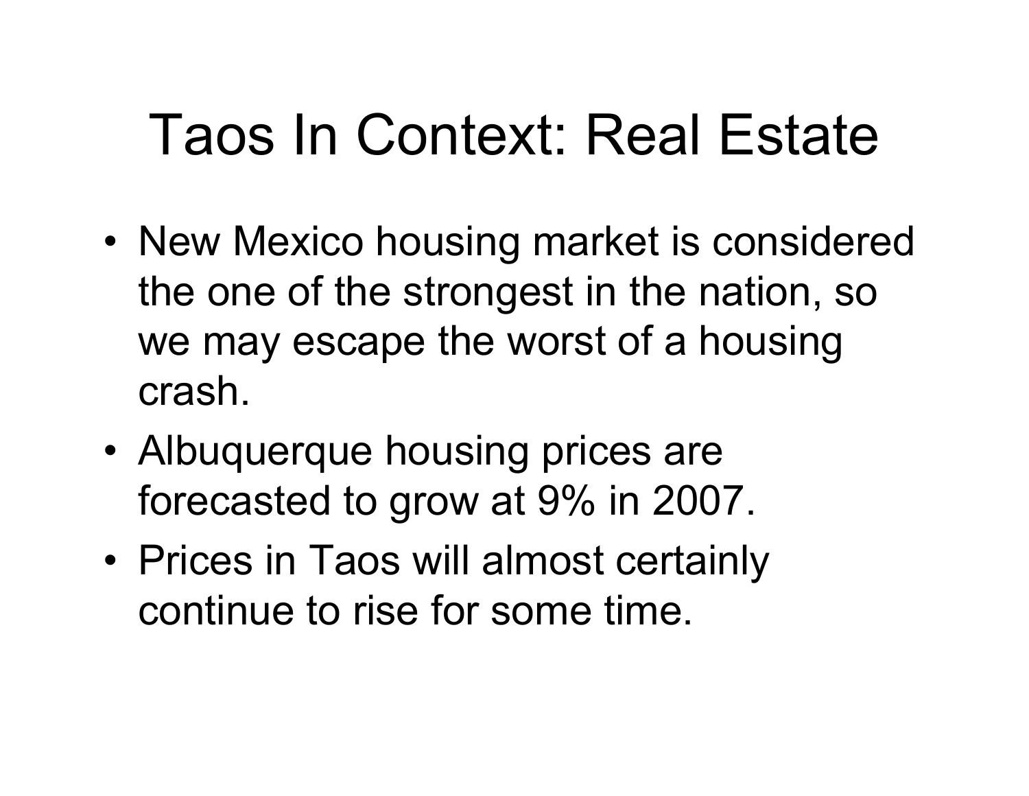# Taos In Context: Real Estate

- New Mexico housing market is considered the one of the strongest in the nation, so we may escape the worst of a housing crash.
- Albuquerque housing prices are forecasted to grow at 9% in 2007.
- Prices in Taos will almost certainly continue to rise for some time.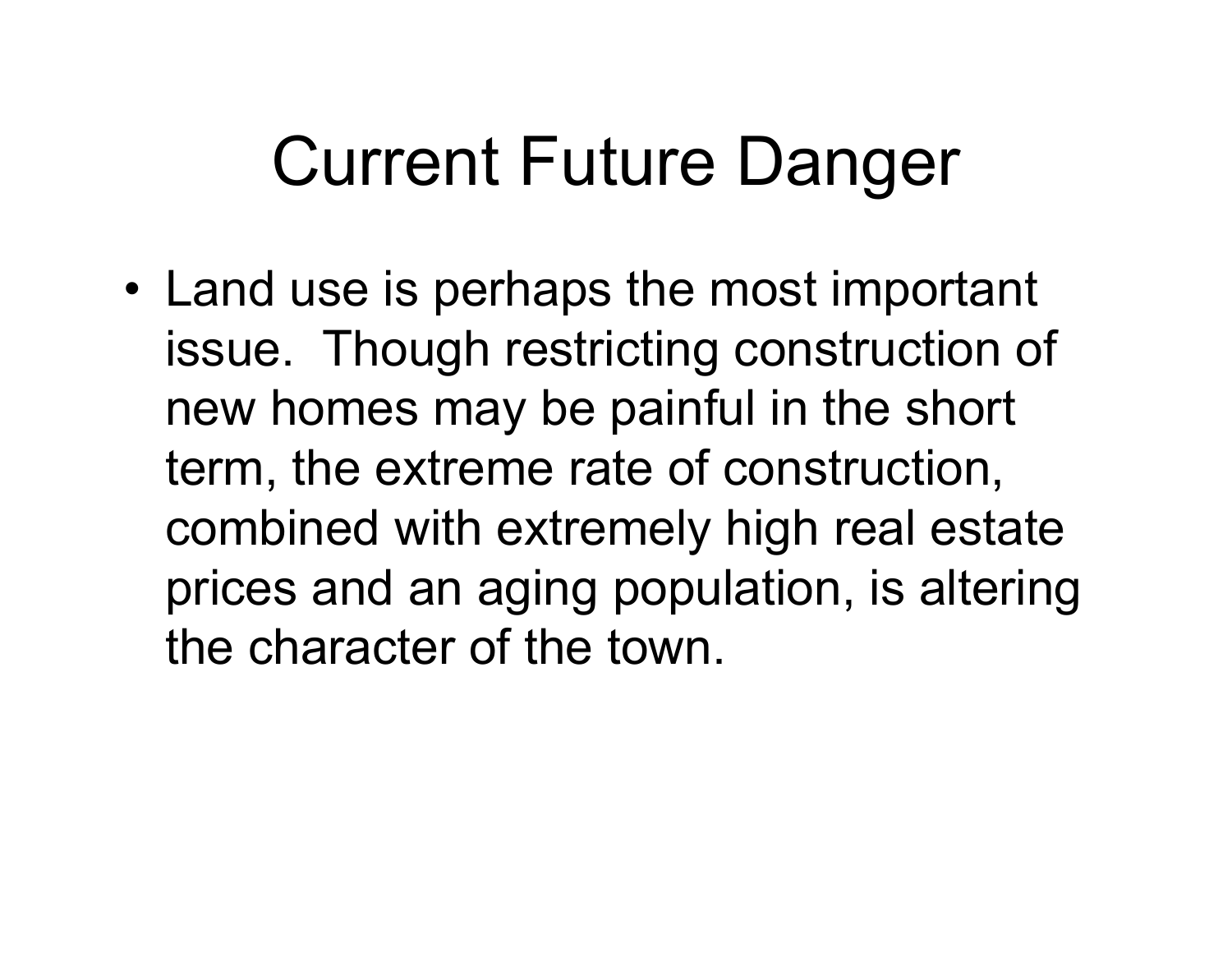# Current Future Danger

- Land use is perhaps the most important issue. Though restricting construction of new homes may be painful in the short term, the extreme rate of construction, combined with extremely high real estate prices and an aging population, is altering the character of the town.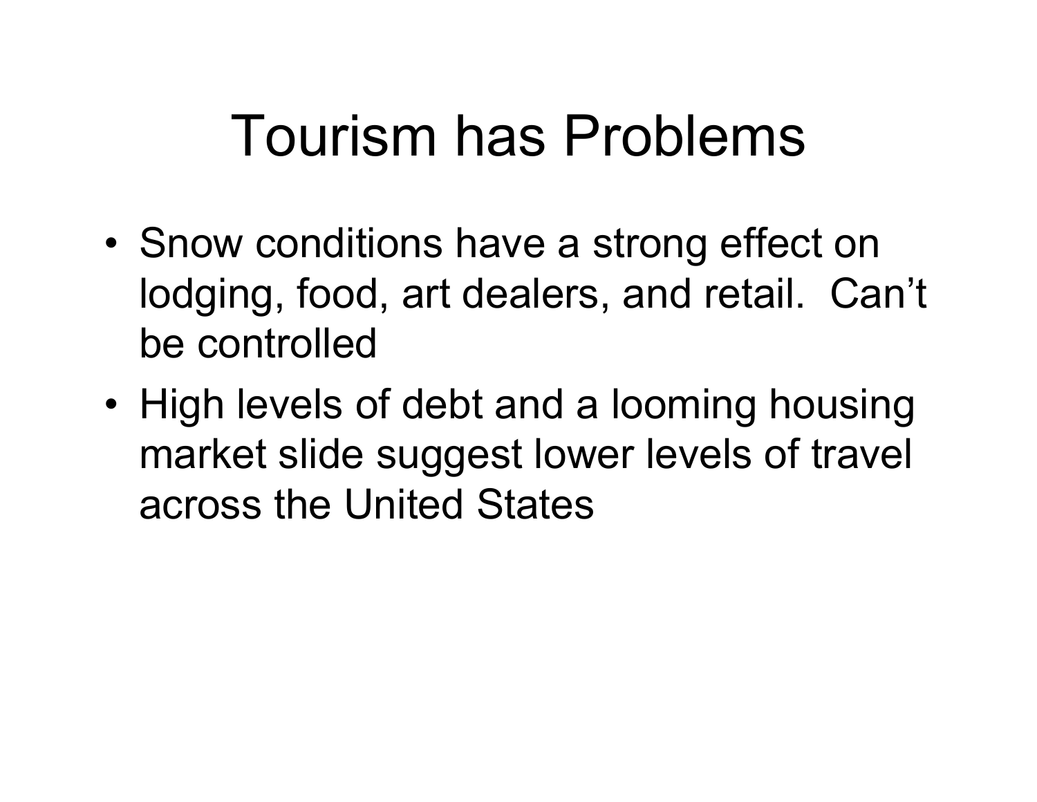# Tourism has Problems

- Snow conditions have a strong effect on lodging, food, art dealers, and retail. Can't be controlled
- High levels of debt and a looming housing market slide suggest lower levels of travel across the United States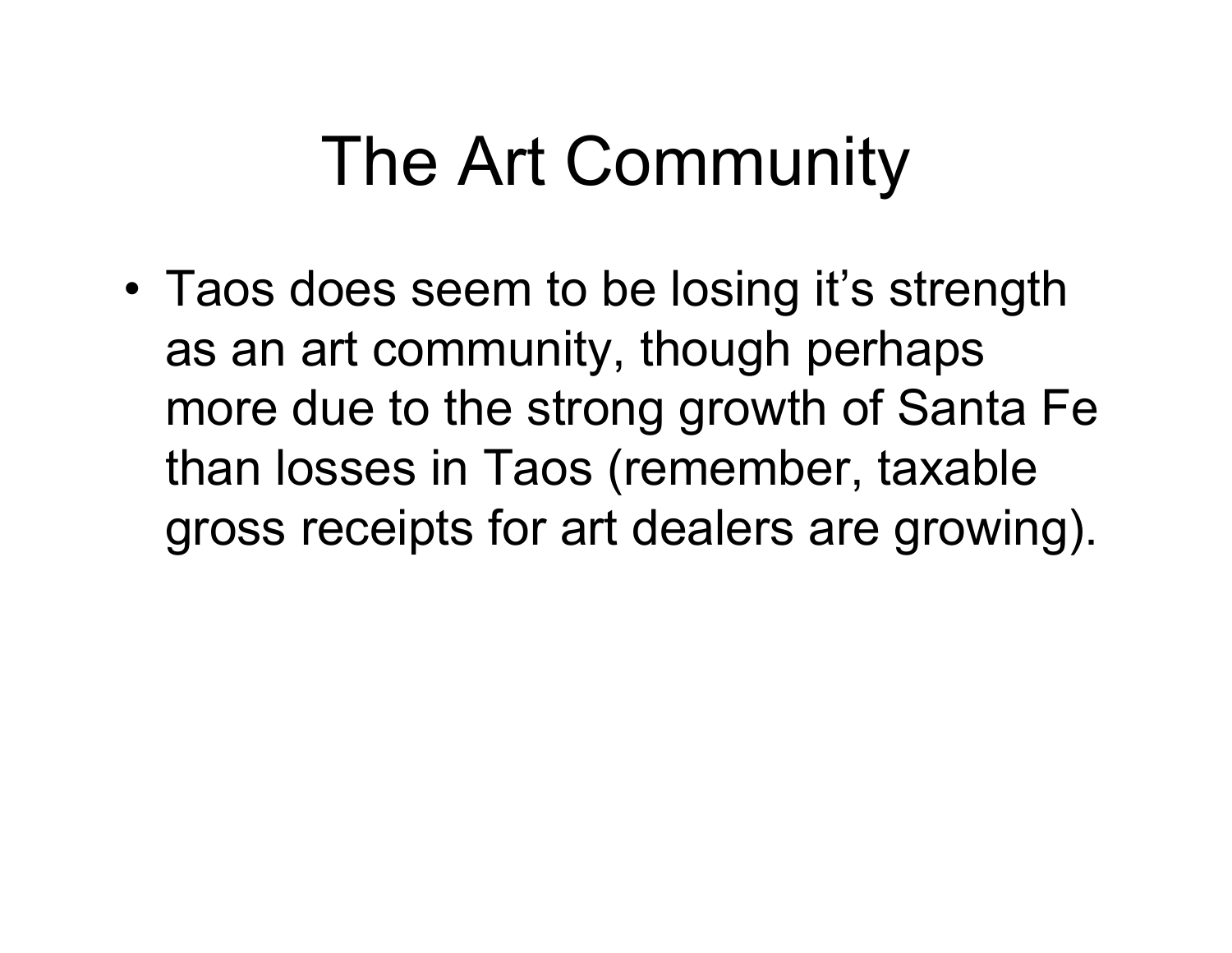# The Art Community

- Taos does seem to be losing it’s strength as an art community, though perhaps more due to the strong growth of Santa Fe than losses in Taos (remember, taxable gross receipts for art dealers are growing).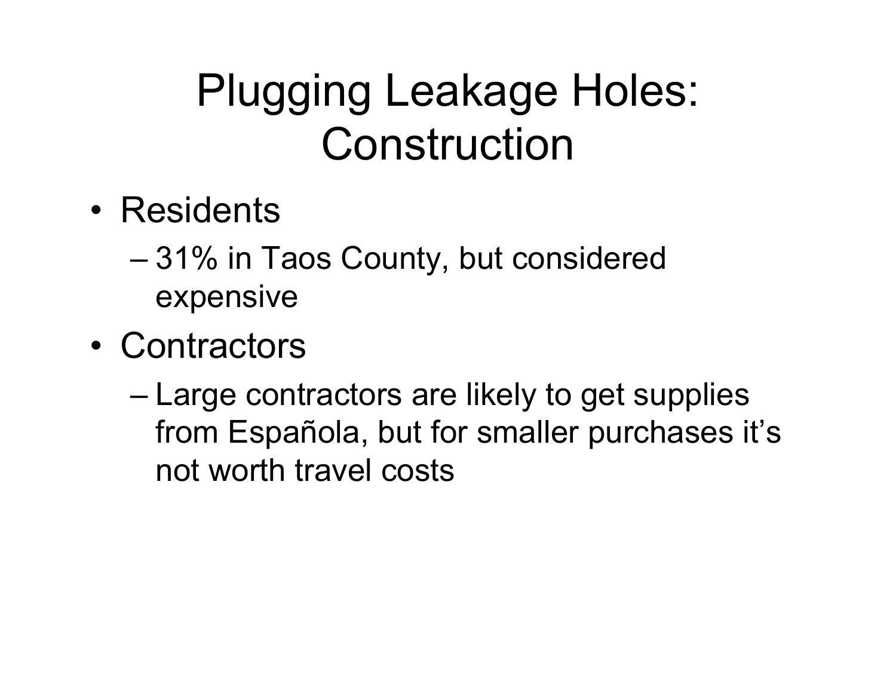# Plugging Leakage Holes: Construction

- Residents
  - 31% in Taos County, but considered expensive
- Contractors
  - Large contractors are likely to get supplies from Española, but for smaller purchases it's not worth travel costs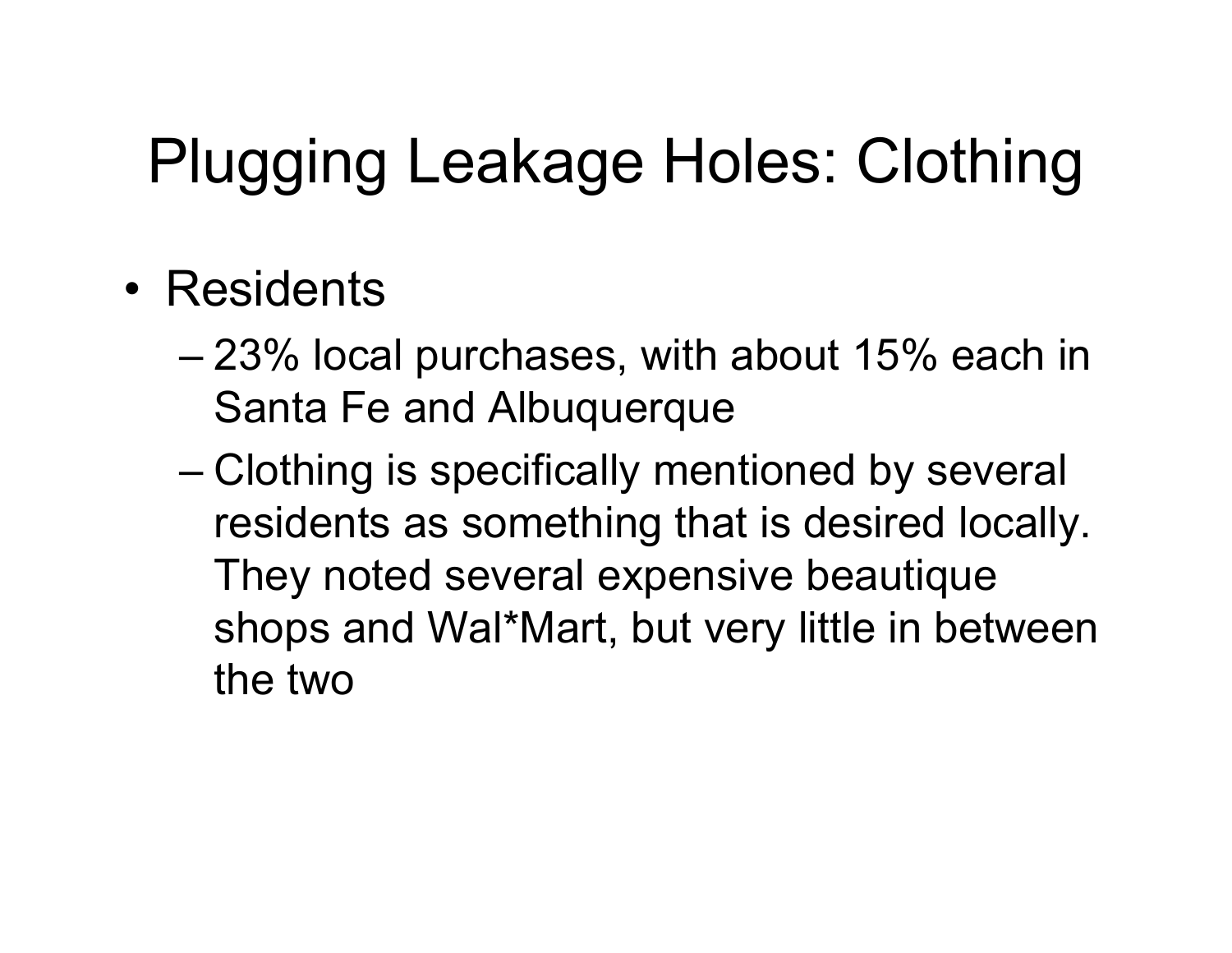# Plugging Leakage Holes: Clothing

- Residents
  - 23% local purchases, with about 15% each in Santa Fe and Albuquerque
  - Clothing is specifically mentioned by several residents as something that is desired locally. They noted several expensive beautique shops and Wal*Mart, but very little in between the two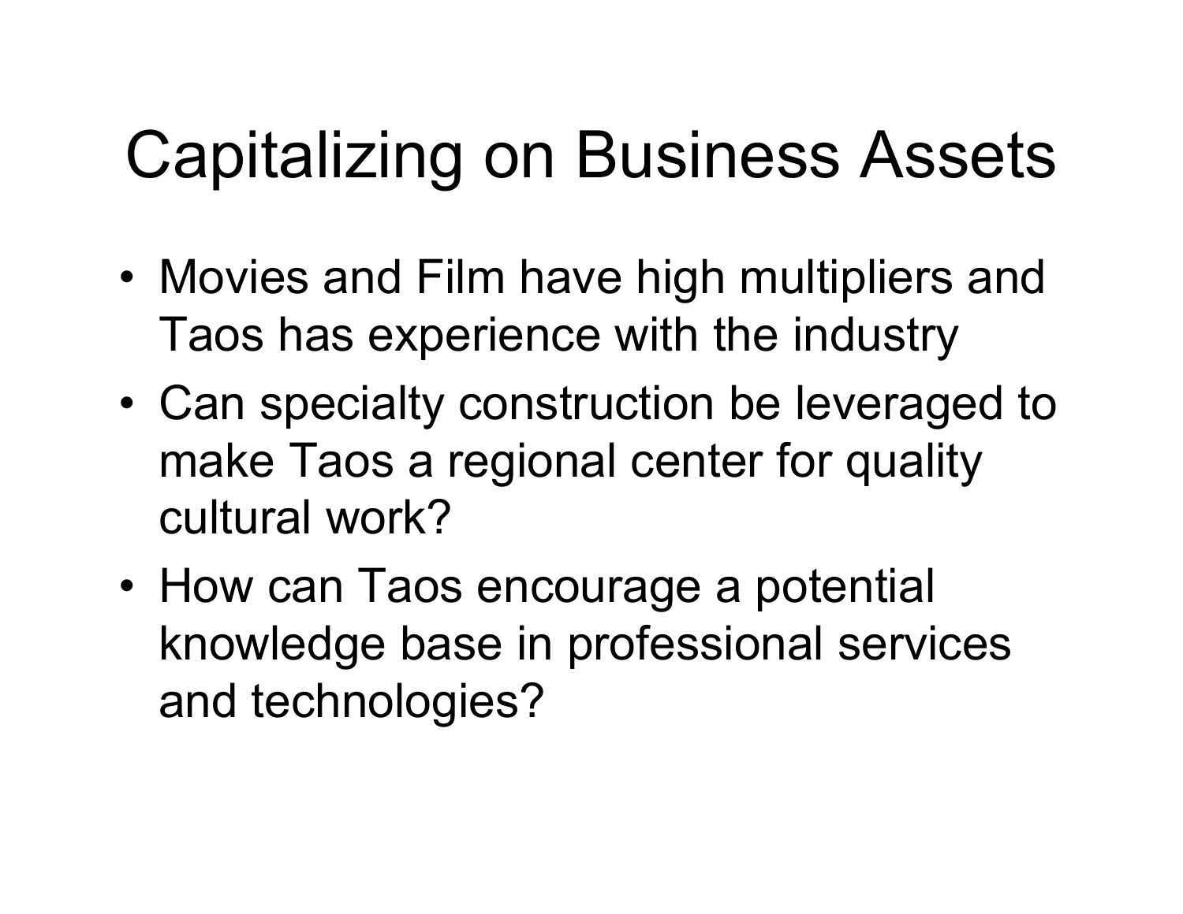# Capitalizing on Business Assets

- Movies and Film have high multipliers and Taos has experience with the industry
- Can specialty construction be leveraged to make Taos a regional center for quality cultural work?
- How can Taos encourage a potential knowledge base in professional services and technologies?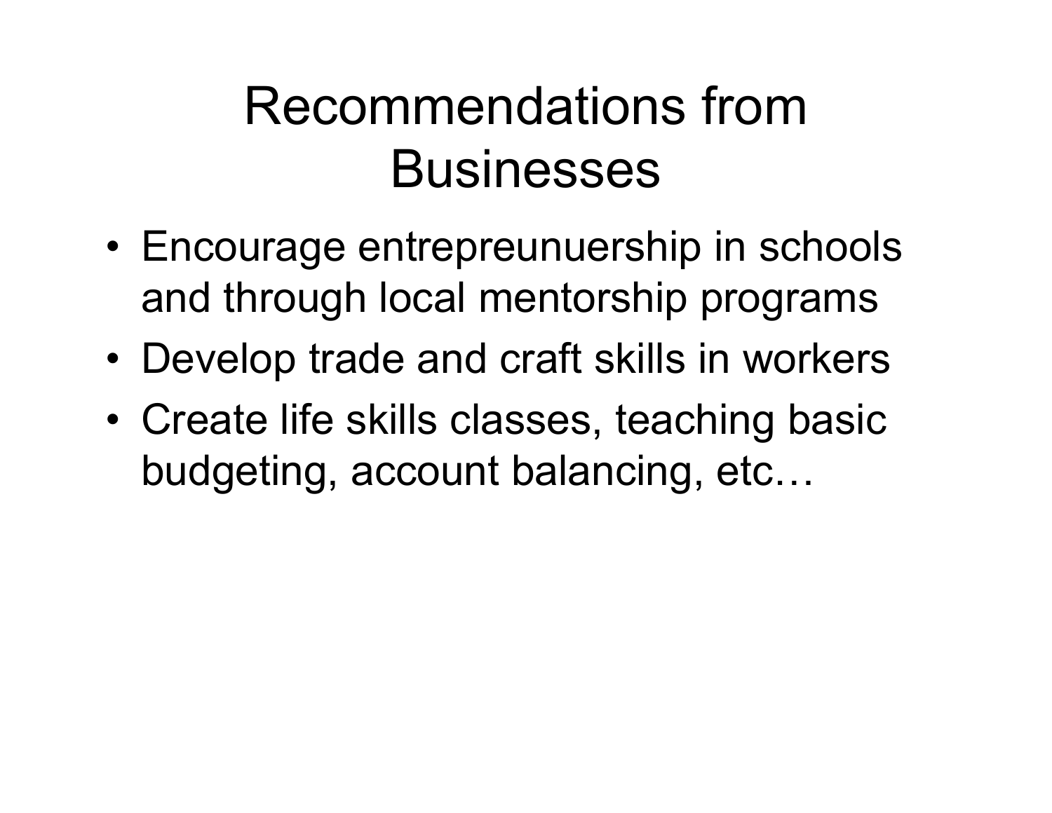# Recommendations from Businesses

- Encourage entrepreunuership in schools and through local mentorship programs
- Develop trade and craft skills in workers
- Create life skills classes, teaching basic budgeting, account balancing, etc…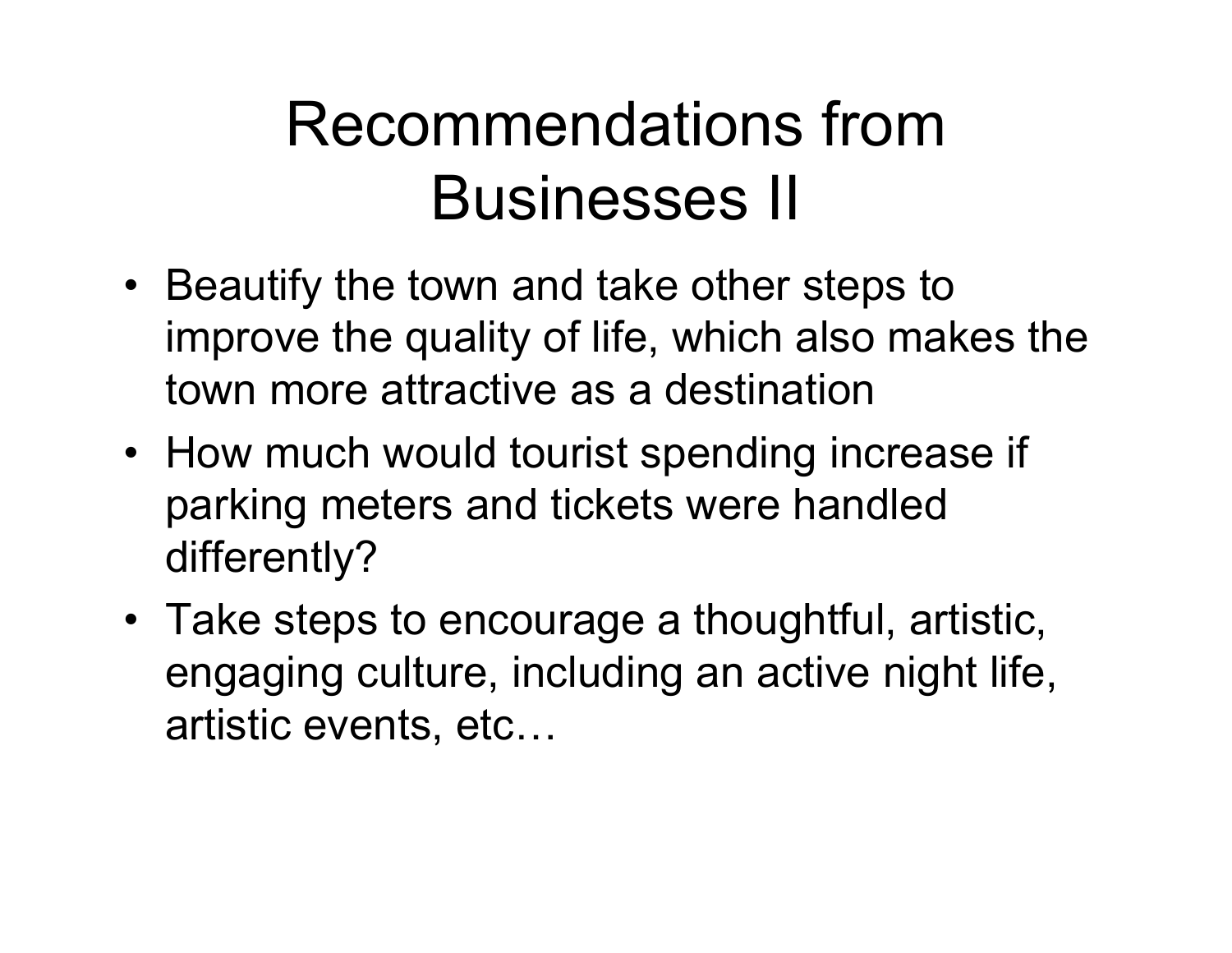# Recommendations from Businesses II

- Beautify the town and take other steps to improve the quality of life, which also makes the town more attractive as a destination
- How much would tourist spending increase if parking meters and tickets were handled differently?
- Take steps to encourage a thoughtful, artistic, engaging culture, including an active night life, artistic events, etc…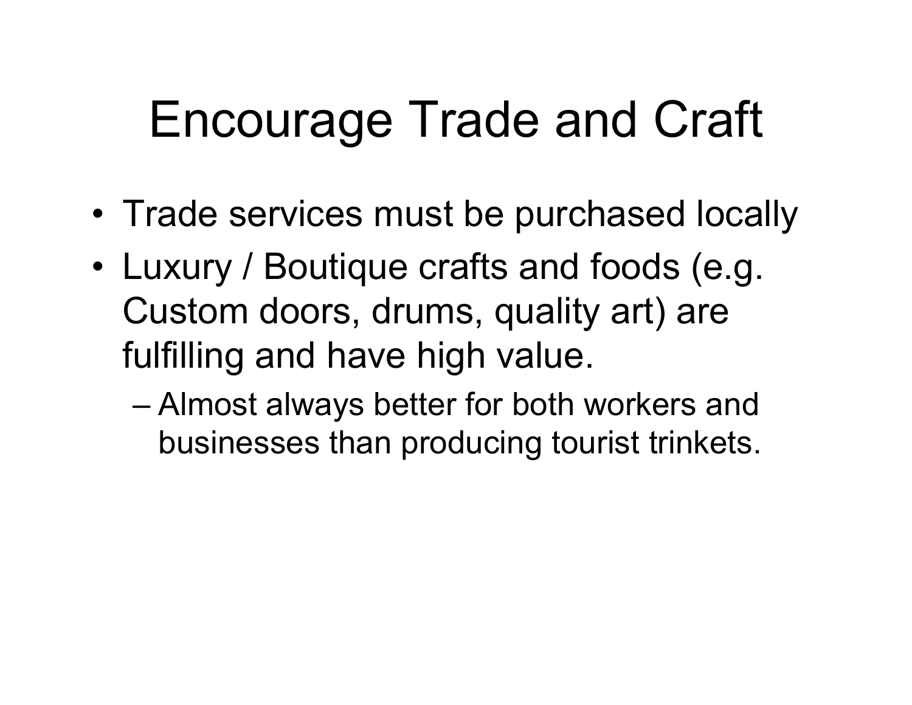# Encourage Trade and Craft

- Trade services must be purchased locally
- Luxury / Boutique crafts and foods (e.g. Custom doors, drums, quality art) are fulfilling and have high value.
  - Almost always better for both workers and businesses than producing tourist trinkets.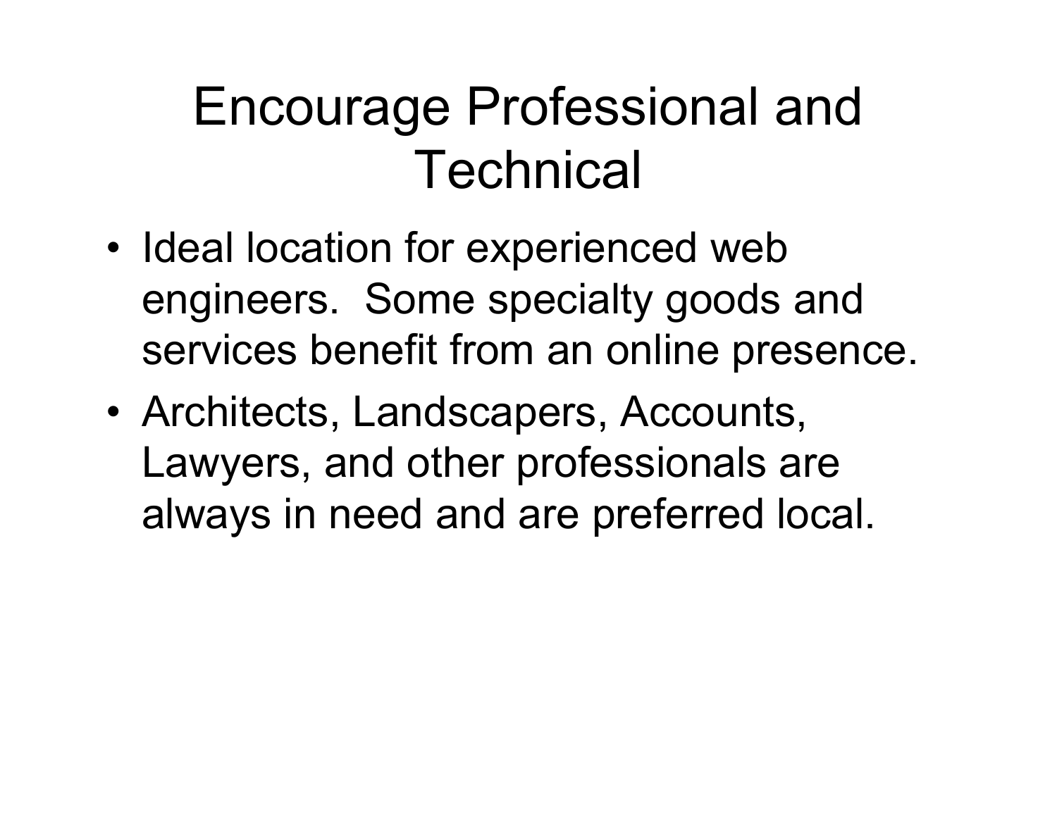# Encourage Professional and Technical

- Ideal location for experienced web engineers. Some specialty goods and services benefit from an online presence.
- Architects, Landscapers, Accounts, Lawyers, and other professionals are always in need and are preferred local.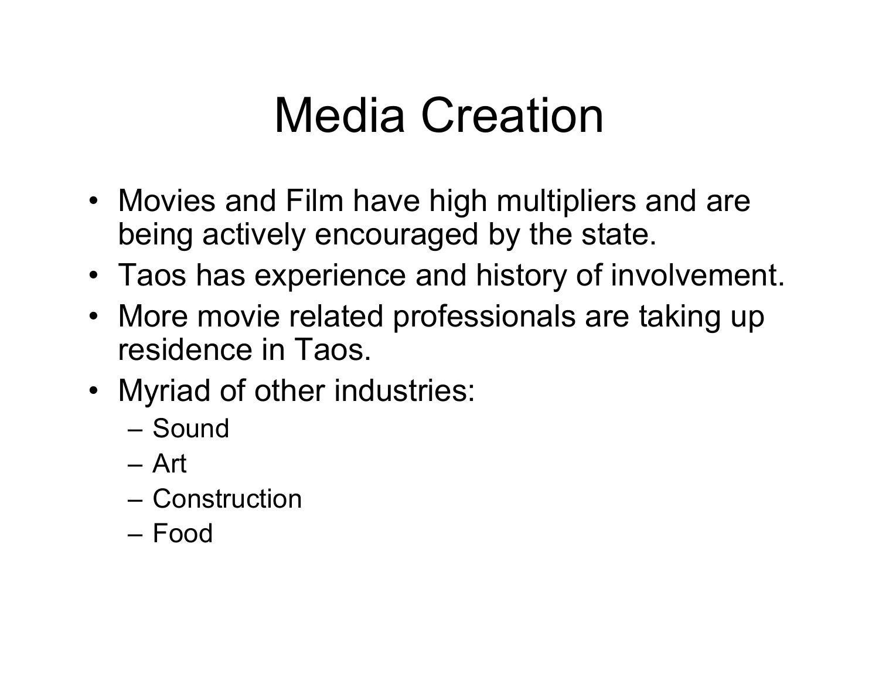# Media Creation

- Movies and Film have high multipliers and are being actively encouraged by the state.
- Taos has experience and history of involvement.
- More movie related professionals are taking up residence in Taos.
- Myriad of other industries:
  - Sound
  - Art
  - Construction
  - Food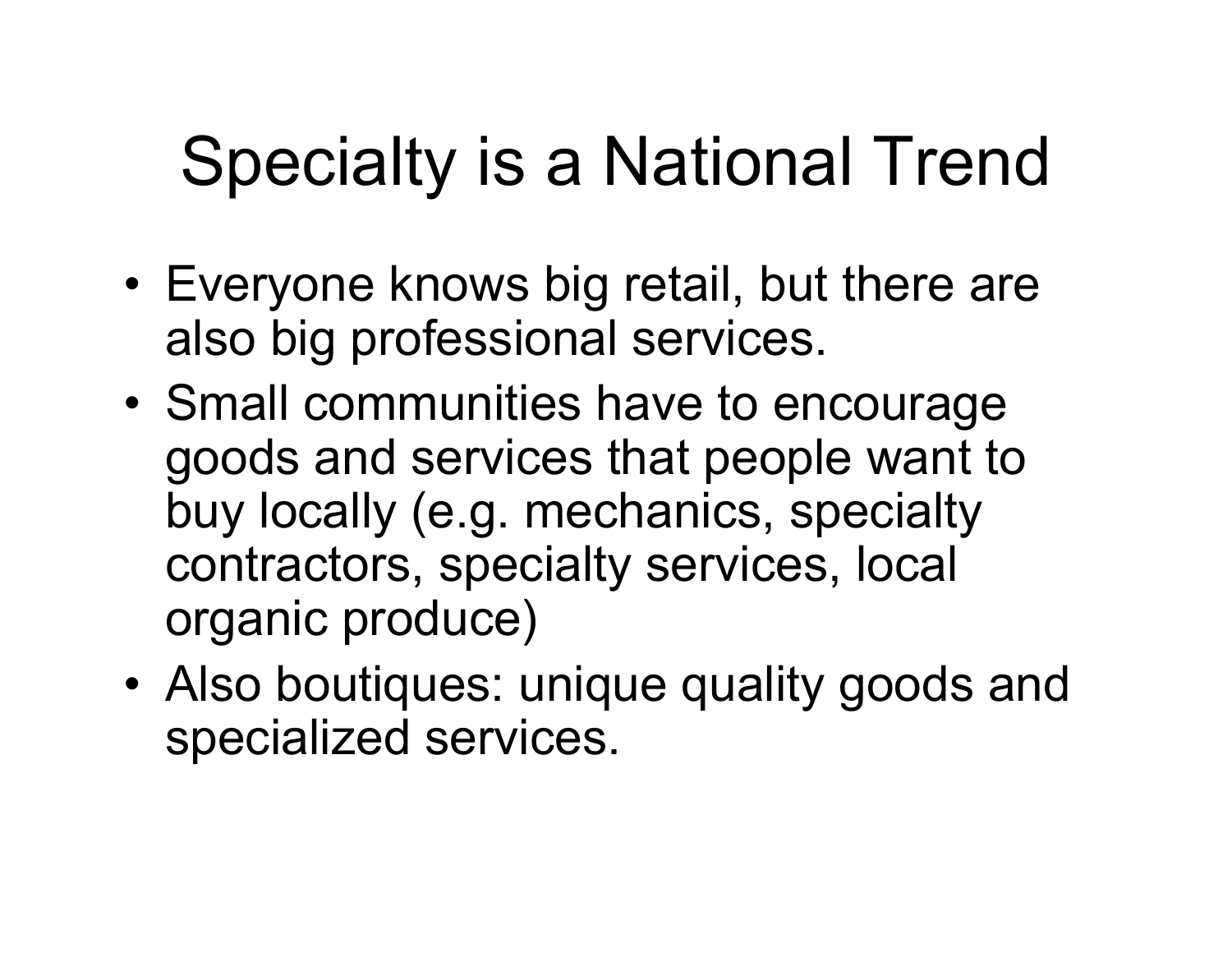# Specialty is a National Trend

- Everyone knows big retail, but there are also big professional services.
- Small communities have to encourage goods and services that people want to buy locally (e.g. mechanics, specialty contractors, specialty services, local organic produce)
- Also boutiques: unique quality goods and specialized services.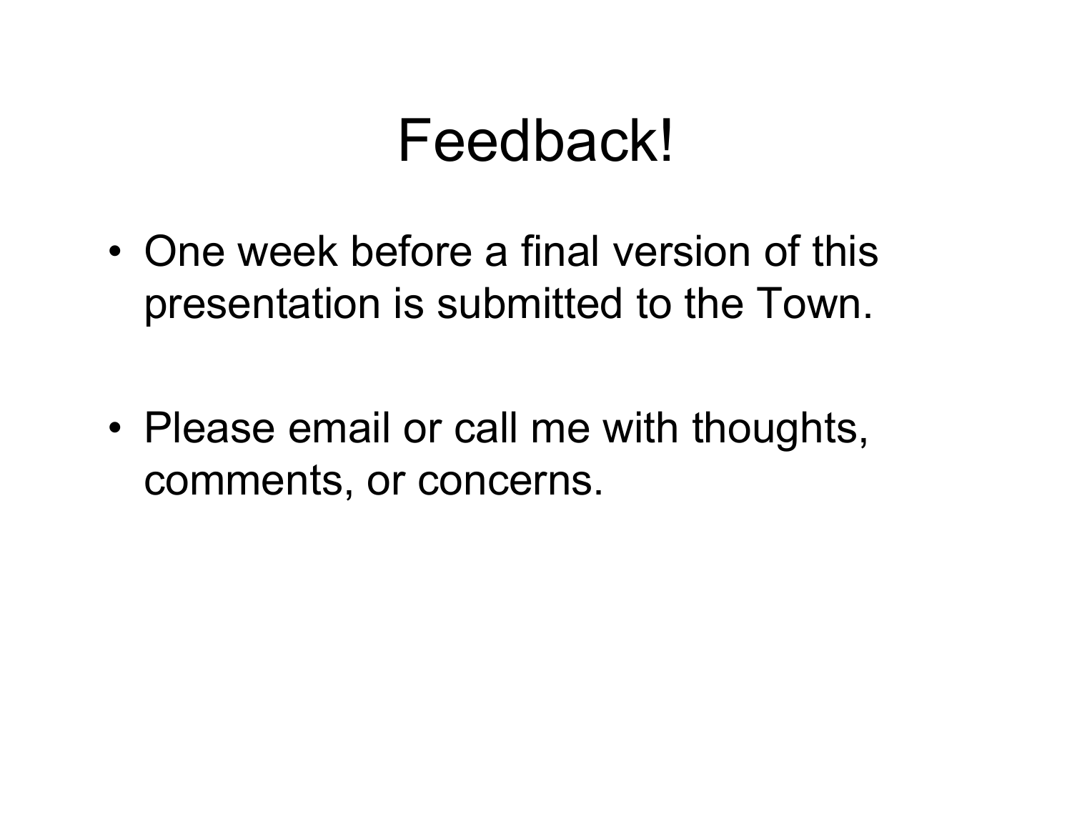# Feedback!

- One week before a final version of this presentation is submitted to the Town.
- Please email or call me with thoughts, comments, or concerns.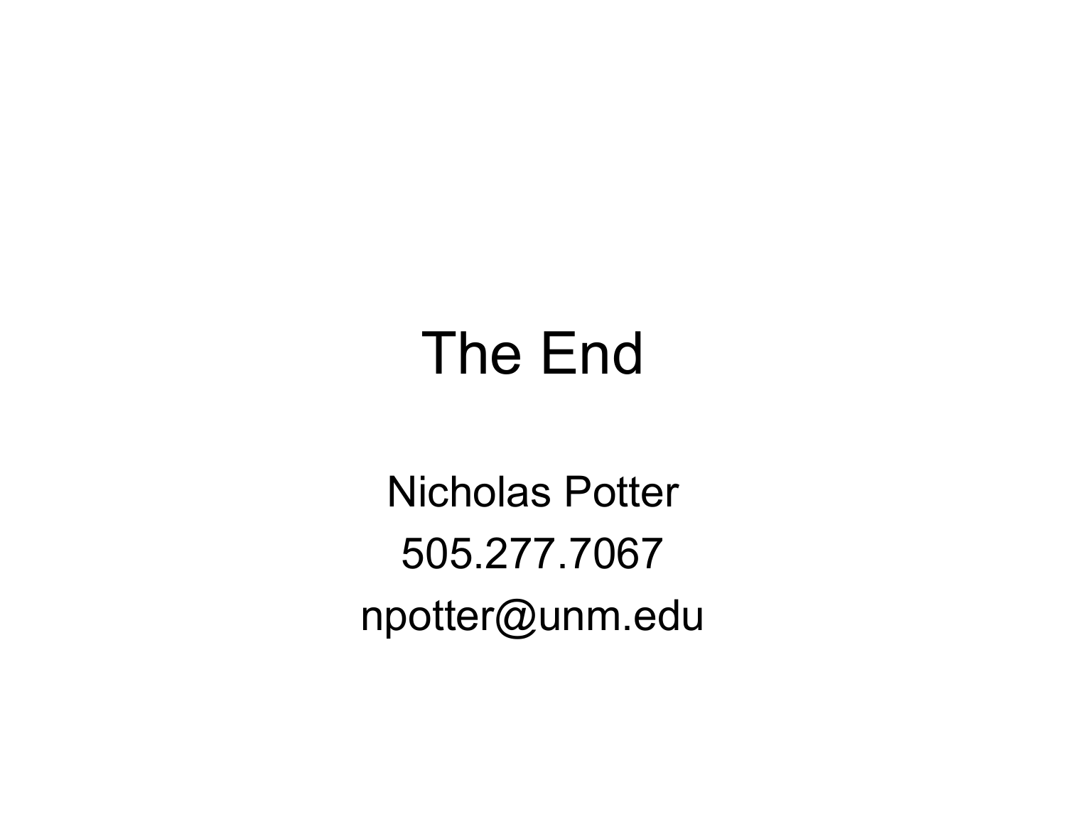# The End

Nicholas Potter

505.277.7067

npotter@unm.edu